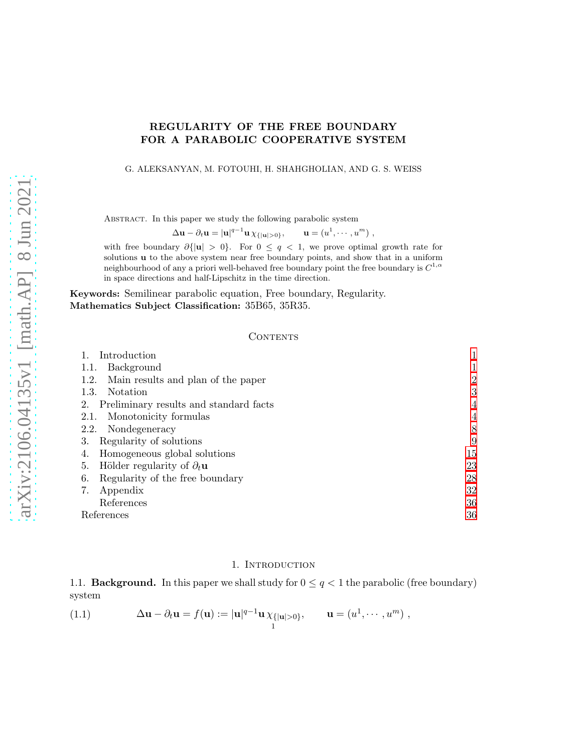# REGULARITY OF THE FREE BOUNDARY FOR A PARABOLIC COOPERATIVE SYSTEM

G. ALEKSANYAN, M. FOTOUHI, H. SHAHGHOLIAN, AND G. S. WEISS

Abstract. In this paper we study the following parabolic system

$$\Delta \mathbf{u} - \partial_t \mathbf{u} = |\mathbf{u}|^{q-1}\mathbf{u}\,\chi_{\{|\mathbf{u}|>0\}}, \qquad \mathbf{u} = (u^1, \cdots, u^m)\ ,$$

with free boundary $\partial\{|\mathbf{u}| > 0\}$. For $0 \le q < 1$, we prove optimal growth rate for solutions $\mathbf{u}$ to the above system near free boundary points, and show that in a uniform neighbourhood of any a priori well-behaved free boundary point the free boundary is $C^{1,\alpha}$ in space directions and half-Lipschitz in the time direction.

**Keywords:** Semilinear parabolic equation, Free boundary, Regularity.
**Mathematics Subject Classification:** 35B65, 35R35.

## Contents

1. Introduction — 1
   1.1. Background — 1
   1.2. Main results and plan of the paper — 2
   1.3. Notation — 3
2. Preliminary results and standard facts — 4
   2.1. Monotonicity formulas — 4
   2.2. Nondegeneracy — 8
3. Regularity of solutions — 9
4. Homogeneous global solutions — 15
5. Hölder regularity of $\partial_t \mathbf{u}$ — 23
6. Regularity of the free boundary — 28
7. Appendix — 32
   References — 36

References — 36

## 1. Introduction

### 1.1. Background.

**Background.** In this paper we shall study for $0 \le q < 1$ the parabolic (free boundary) system

$$\Delta \mathbf{u} - \partial_t \mathbf{u} = f(\mathbf{u}) := |\mathbf{u}|^{q-1}\mathbf{u}\,\chi_{\{|\mathbf{u}|>0\}}, \qquad \mathbf{u} = (u^1, \cdots, u^m)\ , \tag{1.1}$$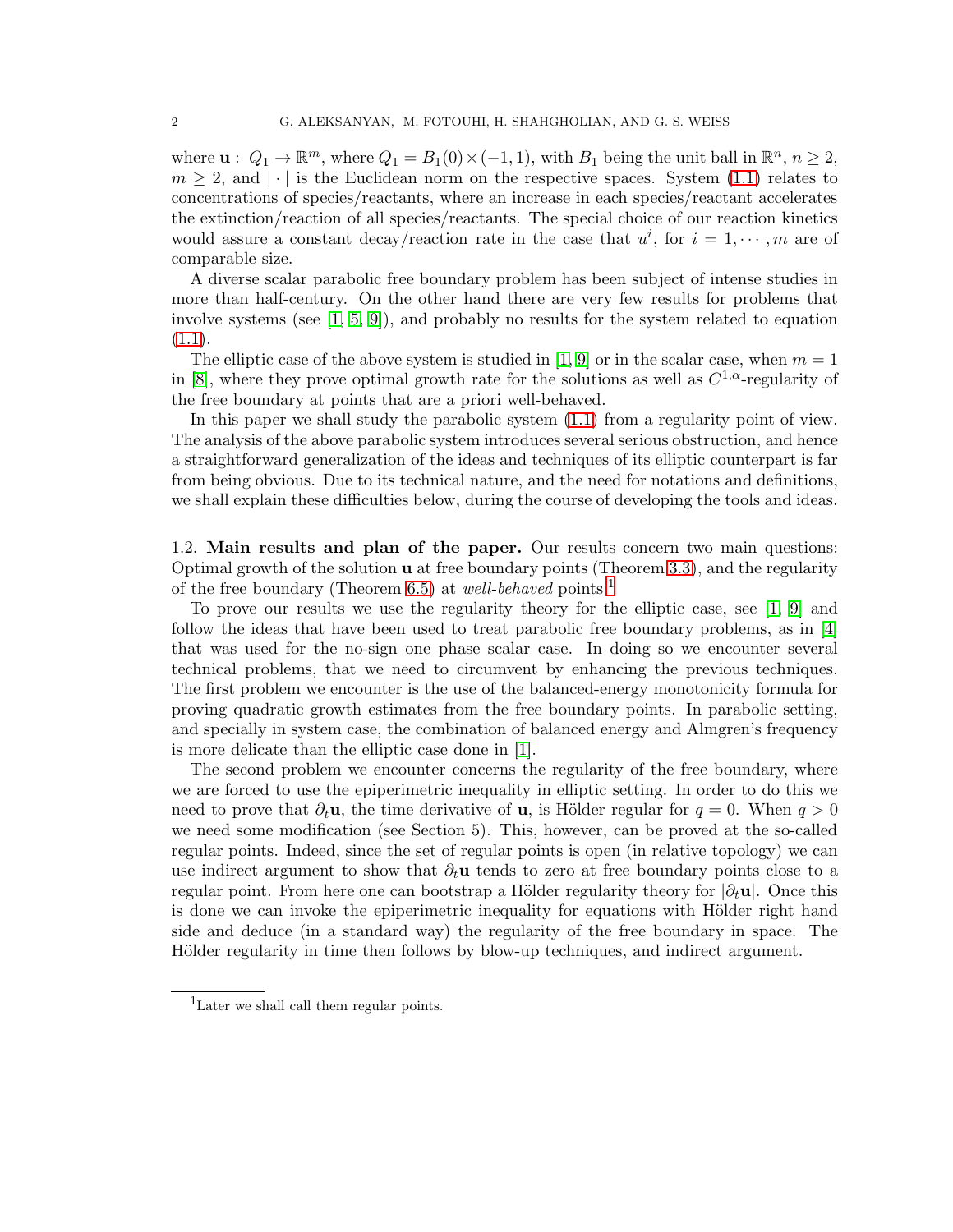where $\mathbf{u}: Q_1 \to \mathbb{R}^m$, where $Q_1 = B_1(0) \times (-1, 1)$, with $B_1$ being the unit ball in $\mathbb{R}^n$, $n \geq 2$, $m \geq 2$, and $|\cdot|$ is the Euclidean norm on the respective spaces. System (1.1) relates to concentrations of species/reactants, where an increase in each species/reactant accelerates the extinction/reaction of all species/reactants. The special choice of our reaction kinetics would assure a constant decay/reaction rate in the case that $u^i$, for $i = 1, \cdots, m$ are of comparable size.

A diverse scalar parabolic free boundary problem has been subject of intense studies in more than half-century. On the other hand there are very few results for problems that involve systems (see [1, 5, 9]), and probably no results for the system related to equation (1.1).

The elliptic case of the above system is studied in [1, 9] or in the scalar case, when $m = 1$ in [8], where they prove optimal growth rate for the solutions as well as $C^{1,\alpha}$-regularity of the free boundary at points that are a priori well-behaved.

In this paper we shall study the parabolic system (1.1) from a regularity point of view. The analysis of the above parabolic system introduces several serious obstruction, and hence a straightforward generalization of the ideas and techniques of its elliptic counterpart is far from being obvious. Due to its technical nature, and the need for notations and definitions, we shall explain these difficulties below, during the course of developing the tools and ideas.

### 1.2. Main results and plan of the paper.

Our results concern two main questions: Optimal growth of the solution $\mathbf{u}$ at free boundary points (Theorem 3.3), and the regularity of the free boundary (Theorem 6.5) at *well-behaved* points.[1]

To prove our results we use the regularity theory for the elliptic case, see [1, 9] and follow the ideas that have been used to treat parabolic free boundary problems, as in [4] that was used for the no-sign one phase scalar case. In doing so we encounter several technical problems, that we need to circumvent by enhancing the previous techniques. The first problem we encounter is the use of the balanced-energy monotonicity formula for proving quadratic growth estimates from the free boundary points. In parabolic setting, and specially in system case, the combination of balanced energy and Almgren's frequency is more delicate than the elliptic case done in [1].

The second problem we encounter concerns the regularity of the free boundary, where we are forced to use the epiperimetric inequality in elliptic setting. In order to do this we need to prove that $\partial_t \mathbf{u}$, the time derivative of $\mathbf{u}$, is Hölder regular for $q = 0$. When $q > 0$ we need some modification (see Section 5). This, however, can be proved at the so-called regular points. Indeed, since the set of regular points is open (in relative topology) we can use indirect argument to show that $\partial_t \mathbf{u}$ tends to zero at free boundary points close to a regular point. From here one can bootstrap a Hölder regularity theory for $|\partial_t \mathbf{u}|$. Once this is done we can invoke the epiperimetric inequality for equations with Hölder right hand side and deduce (in a standard way) the regularity of the free boundary in space. The Hölder regularity in time then follows by blow-up techniques, and indirect argument.

[1] Later we shall call them regular points.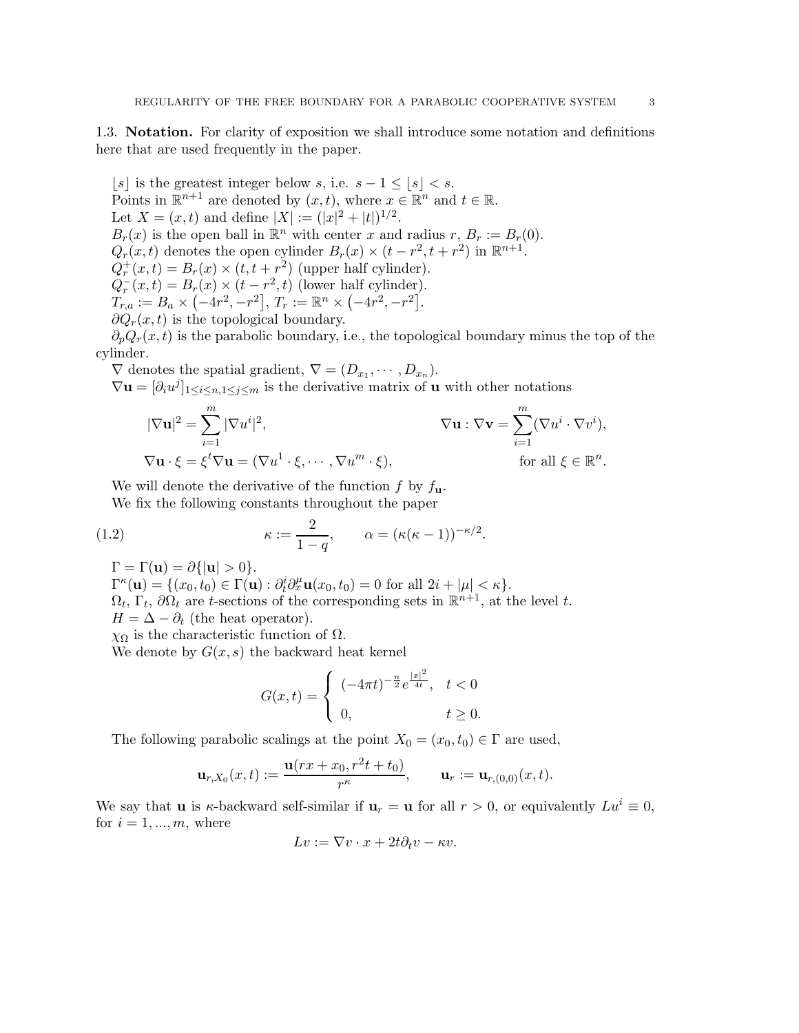### 1.3. **Notation.**

For clarity of exposition we shall introduce some notation and definitions here that are used frequently in the paper.

$\lfloor s \rfloor$ is the greatest integer below $s$, i.e. $s - 1 \le \lfloor s \rfloor < s$.

Points in $\mathbb{R}^{n+1}$ are denoted by $(x,t)$, where $x \in \mathbb{R}^n$ and $t \in \mathbb{R}$.

Let $X = (x,t)$ and define $|X| := (|x|^2 + |t|)^{1/2}$.

$B_r(x)$ is the open ball in $\mathbb{R}^n$ with center $x$ and radius $r$, $B_r := B_r(0)$.

$Q_r(x,t)$ denotes the open cylinder $B_r(x) \times (t - r^2, t + r^2)$ in $\mathbb{R}^{n+1}$.

$Q_r^+(x,t) = B_r(x) \times (t, t + r^2)$ (upper half cylinder).

$Q_r^-(x,t) = B_r(x) \times (t - r^2, t)$ (lower half cylinder).

$T_{r,a} := B_a \times \left(-4r^2, -r^2\right]$, $T_r := \mathbb{R}^n \times \left(-4r^2, -r^2\right]$.

$\partial Q_r(x,t)$ is the topological boundary.

$\partial_p Q_r(x,t)$ is the parabolic boundary, i.e., the topological boundary minus the top of the cylinder.

$\nabla$ denotes the spatial gradient, $\nabla = (D_{x_1}, \cdots, D_{x_n})$.

$\nabla \mathbf{u} = [\partial_i u^j]_{1 \le i \le n, 1 \le j \le m}$ is the derivative matrix of $\mathbf{u}$ with other notations

$$
|\nabla \mathbf{u}|^2 = \sum_{i=1}^m |\nabla u^i|^2, \qquad \nabla \mathbf{u} : \nabla \mathbf{v} = \sum_{i=1}^m (\nabla u^i \cdot \nabla v^i),
$$

$$
\nabla \mathbf{u} \cdot \xi = \xi^t \nabla \mathbf{u} = (\nabla u^1 \cdot \xi, \cdots, \nabla u^m \cdot \xi), \qquad \text{for all } \xi \in \mathbb{R}^n.
$$

We will denote the derivative of the function $f$ by $f_{\mathbf{u}}$.

We fix the following constants throughout the paper

$$
\kappa := \frac{2}{1-q}, \qquad \alpha = (\kappa(\kappa - 1))^{-\kappa/2}. \tag{1.2}
$$

$\Gamma = \Gamma(\mathbf{u}) = \partial\{|\mathbf{u}| > 0\}$.

$\Gamma^\kappa(\mathbf{u}) = \{(x_0,t_0) \in \Gamma(\mathbf{u}) : \partial_t^i \partial_x^\mu \mathbf{u}(x_0,t_0) = 0 \text{ for all } 2i + |\mu| < \kappa\}$.

$\Omega_t$, $\Gamma_t$, $\partial\Omega_t$ are $t$-sections of the corresponding sets in $\mathbb{R}^{n+1}$, at the level $t$.

$H = \Delta - \partial_t$ (the heat operator).

$\chi_\Omega$ is the characteristic function of $\Omega$.

We denote by $G(x,s)$ the backward heat kernel

$$
G(x,t) = \begin{cases} (-4\pi t)^{-\frac{n}{2}} e^{\frac{|x|^2}{4t}}, & t < 0 \\ 0, & t \ge 0. \end{cases}
$$

The following parabolic scalings at the point $X_0 = (x_0, t_0) \in \Gamma$ are used,

$$
\mathbf{u}_{r,X_0}(x,t) := \frac{\mathbf{u}(rx + x_0, r^2 t + t_0)}{r^\kappa}, \qquad \mathbf{u}_r := \mathbf{u}_{r,(0,0)}(x,t).
$$

We say that $\mathbf{u}$ is $\kappa$-backward self-similar if $\mathbf{u}_r = \mathbf{u}$ for all $r > 0$, or equivalently $Lu^i \equiv 0$, for $i = 1, ..., m$, where

$$
Lv := \nabla v \cdot x + 2t\partial_t v - \kappa v.
$$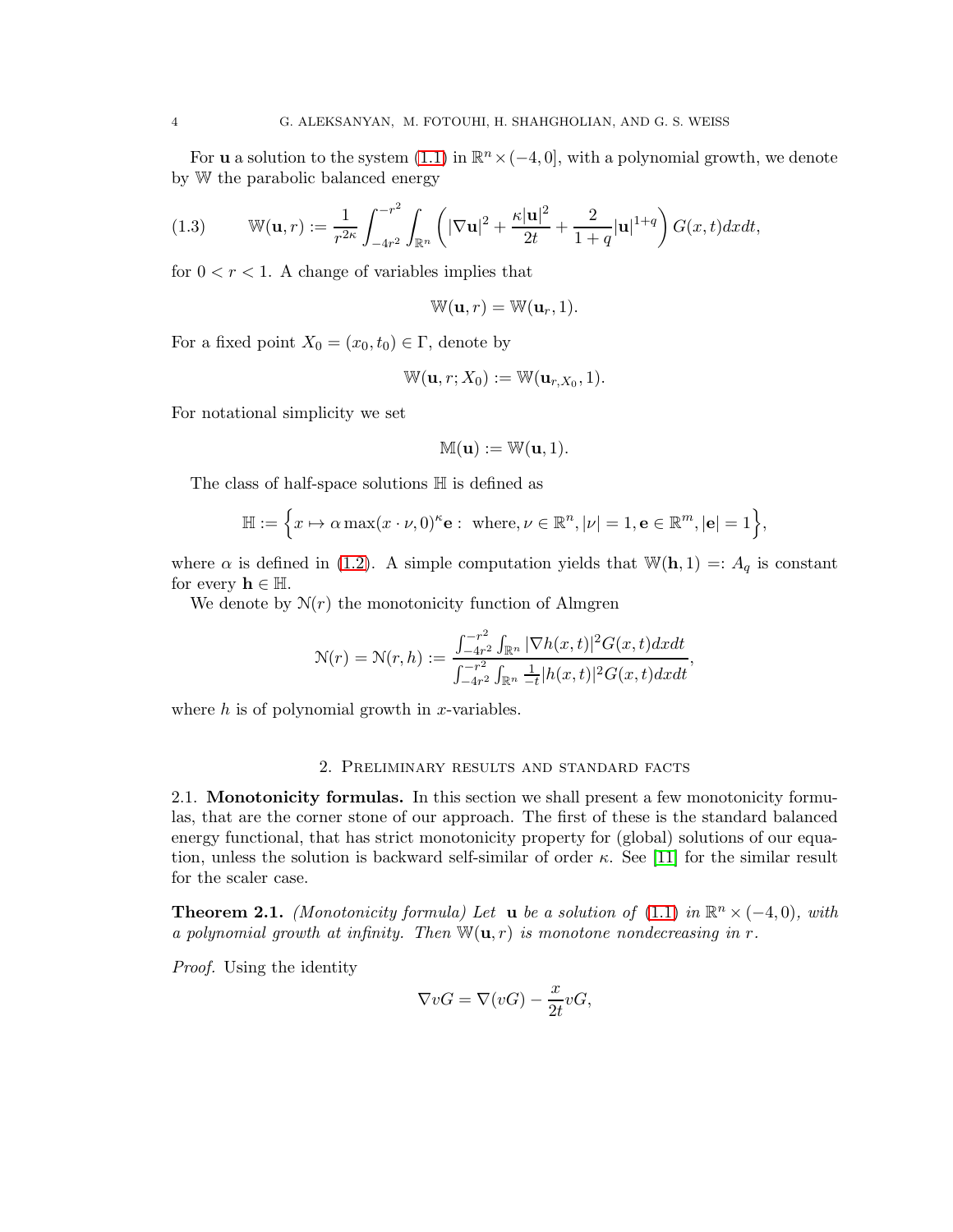For $\mathbf{u}$ a solution to the system (1.1) in $\mathbb{R}^n \times (-4, 0]$, with a polynomial growth, we denote by $\mathbb{W}$ the parabolic balanced energy

$$\mathbb{W}(\mathbf{u}, r) := \frac{1}{r^{2\kappa}} \int_{-4r^2}^{-r^2} \int_{\mathbb{R}^n} \left( |\nabla \mathbf{u}|^2 + \frac{\kappa |\mathbf{u}|^2}{2t} + \frac{2}{1+q} |\mathbf{u}|^{1+q} \right) G(x,t) dx dt, \tag{1.3}$$

for $0 < r < 1$. A change of variables implies that

$$\mathbb{W}(\mathbf{u}, r) = \mathbb{W}(\mathbf{u}_r, 1).$$

For a fixed point $X_0 = (x_0, t_0) \in \Gamma$, denote by

$$\mathbb{W}(\mathbf{u}, r; X_0) := \mathbb{W}(\mathbf{u}_{r,X_0}, 1).$$

For notational simplicity we set

$$\mathbb{M}(\mathbf{u}) := \mathbb{W}(\mathbf{u}, 1).$$

The class of half-space solutions $\mathbb{H}$ is defined as

$$\mathbb{H} := \Big\{ x \mapsto \alpha \max(x \cdot \nu, 0)^{\kappa} \mathbf{e} : \text{ where}, \nu \in \mathbb{R}^n, |\nu| = 1, \mathbf{e} \in \mathbb{R}^m, |\mathbf{e}| = 1 \Big\},$$

where $\alpha$ is defined in (1.2). A simple computation yields that $\mathbb{W}(\mathbf{h}, 1) =: A_q$ is constant for every $\mathbf{h} \in \mathbb{H}$.

We denote by $\mathcal{N}(r)$ the monotonicity function of Almgren

$$\mathcal{N}(r) = \mathcal{N}(r, h) := \frac{\int_{-4r^2}^{-r^2} \int_{\mathbb{R}^n} |\nabla h(x,t)|^2 G(x,t) dx dt}{\int_{-4r^2}^{-r^2} \int_{\mathbb{R}^n} \frac{1}{-t} |h(x,t)|^2 G(x,t) dx dt},$$

where $h$ is of polynomial growth in $x$-variables.

## 2. Preliminary results and standard facts

**2.1. Monotonicity formulas.** In this section we shall present a few monotonicity formulas, that are the corner stone of our approach. The first of these is the standard balanced energy functional, that has strict monotonicity property for (global) solutions of our equation, unless the solution is backward self-similar of order $\kappa$. See [11] for the similar result for the scaler case.

**Theorem 2.1.** *(Monotonicity formula) Let $\mathbf{u}$ be a solution of (1.1) in $\mathbb{R}^n \times (-4, 0)$, with a polynomial growth at infinity. Then $\mathbb{W}(\mathbf{u}, r)$ is monotone nondecreasing in $r$.*

*Proof.* Using the identity

$$\nabla v G = \nabla(vG) - \frac{x}{2t} v G,$$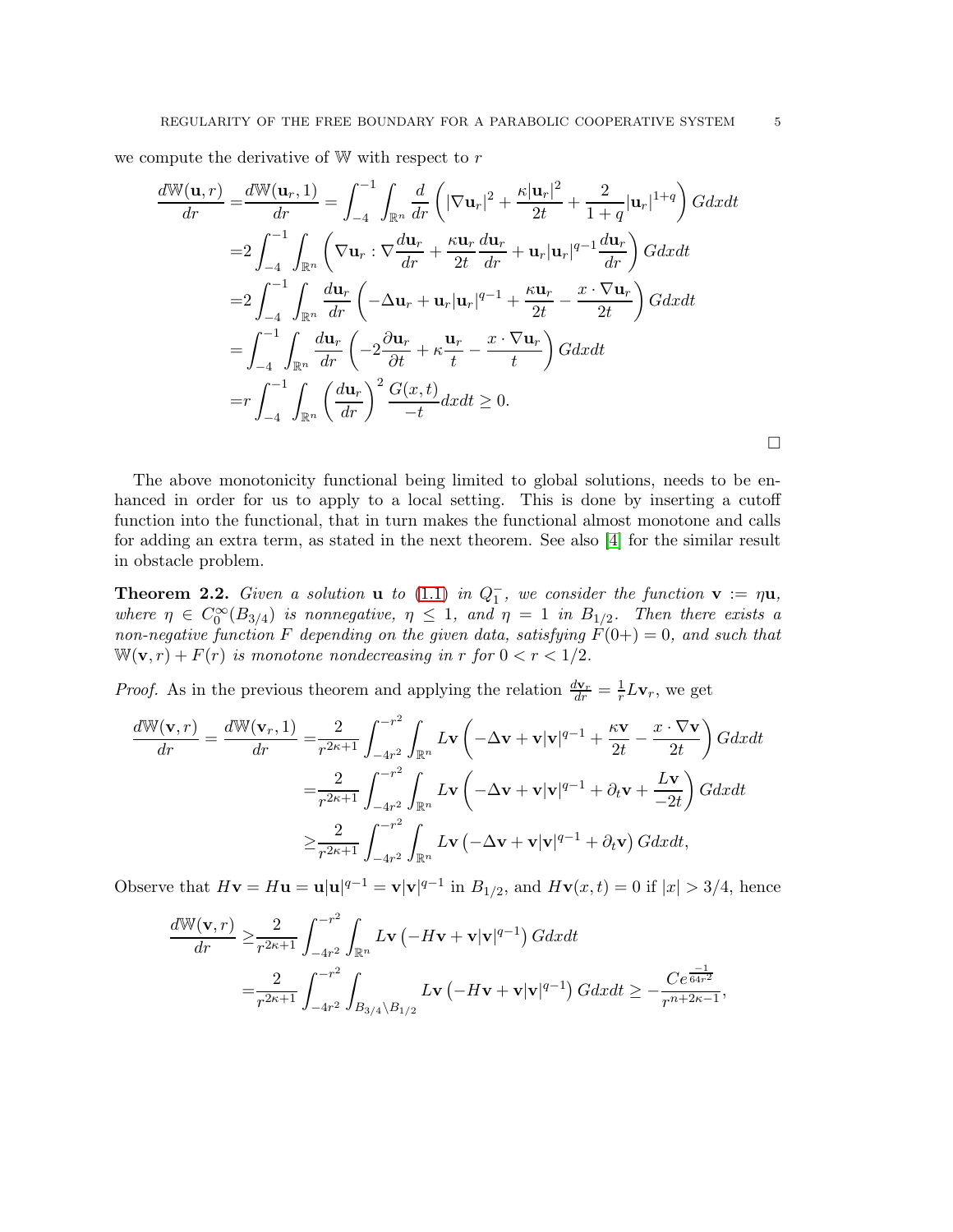we compute the derivative of $\mathbb{W}$ with respect to $r$

$$
\begin{aligned}
\frac{d\mathbb{W}(\mathbf{u},r)}{dr} =& \frac{d\mathbb{W}(\mathbf{u}_r,1)}{dr} = \int_{-4}^{-1}\int_{\mathbb{R}^n} \frac{d}{dr}\left(|\nabla \mathbf{u}_r|^2 + \frac{\kappa|\mathbf{u}_r|^2}{2t} + \frac{2}{1+q}|\mathbf{u}_r|^{1+q}\right) G dx dt \\
=& 2\int_{-4}^{-1}\int_{\mathbb{R}^n} \left(\nabla \mathbf{u}_r : \nabla \frac{d\mathbf{u}_r}{dr} + \frac{\kappa \mathbf{u}_r}{2t}\frac{d\mathbf{u}_r}{dr} + \mathbf{u}_r|\mathbf{u}_r|^{q-1}\frac{d\mathbf{u}_r}{dr}\right) G dx dt \\
=& 2\int_{-4}^{-1}\int_{\mathbb{R}^n} \frac{d\mathbf{u}_r}{dr}\left(-\Delta \mathbf{u}_r + \mathbf{u}_r|\mathbf{u}_r|^{q-1} + \frac{\kappa \mathbf{u}_r}{2t} - \frac{x\cdot\nabla \mathbf{u}_r}{2t}\right) G dx dt \\
=& \int_{-4}^{-1}\int_{\mathbb{R}^n} \frac{d\mathbf{u}_r}{dr}\left(-2\frac{\partial \mathbf{u}_r}{\partial t} + \kappa\frac{\mathbf{u}_r}{t} - \frac{x\cdot\nabla \mathbf{u}_r}{t}\right) G dx dt \\
=& r\int_{-4}^{-1}\int_{\mathbb{R}^n} \left(\frac{d\mathbf{u}_r}{dr}\right)^2 \frac{G(x,t)}{-t} dx dt \geq 0.
\end{aligned}
$$

□

The above monotonicity functional being limited to global solutions, needs to be enhanced in order for us to apply to a local setting. This is done by inserting a cutoff function into the functional, that in turn makes the functional almost monotone and calls for adding an extra term, as stated in the next theorem. See also [4] for the similar result in obstacle problem.

**Theorem 2.2.** *Given a solution $\mathbf{u}$ to (1.1) in $Q_1^-$, we consider the function $\mathbf{v} := \eta\mathbf{u}$, where $\eta \in C_0^\infty(B_{3/4})$ is nonnegative, $\eta \leq 1$, and $\eta = 1$ in $B_{1/2}$. Then there exists a non-negative function $F$ depending on the given data, satisfying $F(0+) = 0$, and such that $\mathbb{W}(\mathbf{v},r) + F(r)$ is monotone nondecreasing in $r$ for $0 < r < 1/2$.*

*Proof.* As in the previous theorem and applying the relation $\frac{d\mathbf{v}_r}{dr} = \frac{1}{r}L\mathbf{v}_r$, we get

$$
\begin{aligned}
\frac{d\mathbb{W}(\mathbf{v},r)}{dr} = \frac{d\mathbb{W}(\mathbf{v}_r,1)}{dr} =& \frac{2}{r^{2\kappa+1}}\int_{-4r^2}^{-r^2}\int_{\mathbb{R}^n} L\mathbf{v}\left(-\Delta\mathbf{v} + \mathbf{v}|\mathbf{v}|^{q-1} + \frac{\kappa\mathbf{v}}{2t} - \frac{x\cdot\nabla\mathbf{v}}{2t}\right) G dx dt \\
=& \frac{2}{r^{2\kappa+1}}\int_{-4r^2}^{-r^2}\int_{\mathbb{R}^n} L\mathbf{v}\left(-\Delta\mathbf{v} + \mathbf{v}|\mathbf{v}|^{q-1} + \partial_t\mathbf{v} + \frac{L\mathbf{v}}{-2t}\right) G dx dt \\
\geq& \frac{2}{r^{2\kappa+1}}\int_{-4r^2}^{-r^2}\int_{\mathbb{R}^n} L\mathbf{v}\left(-\Delta\mathbf{v} + \mathbf{v}|\mathbf{v}|^{q-1} + \partial_t\mathbf{v}\right) G dx dt,
\end{aligned}
$$

Observe that $H\mathbf{v} = H\mathbf{u} = \mathbf{u}|\mathbf{u}|^{q-1} = \mathbf{v}|\mathbf{v}|^{q-1}$ in $B_{1/2}$, and $H\mathbf{v}(x,t) = 0$ if $|x| > 3/4$, hence

$$
\begin{aligned}
\frac{d\mathbb{W}(\mathbf{v},r)}{dr} \geq& \frac{2}{r^{2\kappa+1}}\int_{-4r^2}^{-r^2}\int_{\mathbb{R}^n} L\mathbf{v}\left(-H\mathbf{v} + \mathbf{v}|\mathbf{v}|^{q-1}\right) G dx dt \\
=& \frac{2}{r^{2\kappa+1}}\int_{-4r^2}^{-r^2}\int_{B_{3/4}\setminus B_{1/2}} L\mathbf{v}\left(-H\mathbf{v} + \mathbf{v}|\mathbf{v}|^{q-1}\right) G dx dt \geq -\frac{Ce^{\frac{-1}{64r^2}}}{r^{n+2\kappa-1}},
\end{aligned}
$$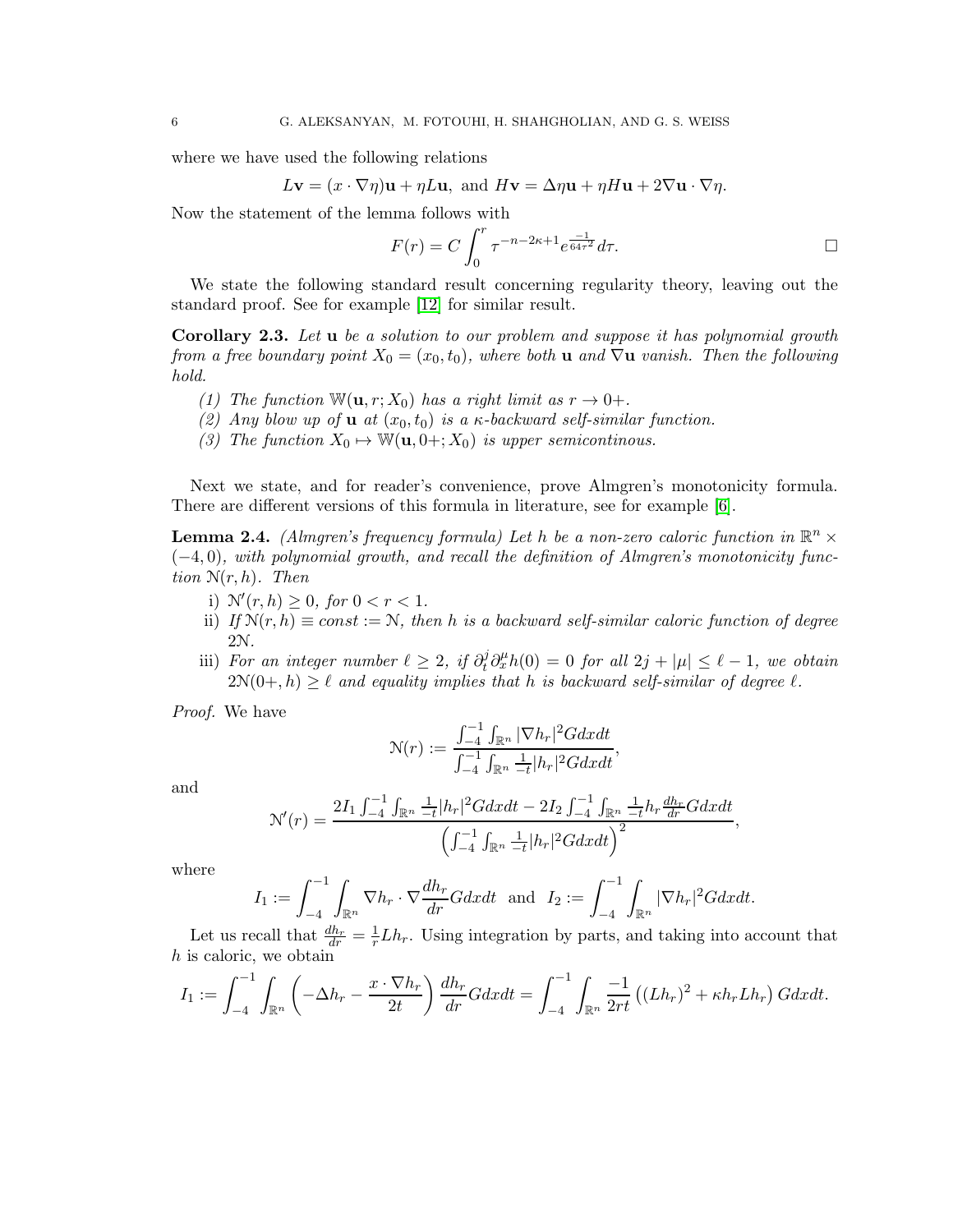where we have used the following relations

$$
L\mathbf{v} = (x\cdot\nabla\eta)\mathbf{u} + \eta L\mathbf{u}, \text{ and } H\mathbf{v} = \Delta\eta\mathbf{u} + \eta H\mathbf{u} + 2\nabla\mathbf{u}\cdot\nabla\eta.
$$

Now the statement of the lemma follows with

$$
F(r) = C\int_0^r \tau^{-n-2\kappa+1} e^{\frac{-1}{64\tau^2}} d\tau. \qquad \square
$$

We state the following standard result concerning regularity theory, leaving out the standard proof. See for example [12] for similar result.

**Corollary 2.3.** *Let $\mathbf{u}$ be a solution to our problem and suppose it has polynomial growth from a free boundary point $X_0 = (x_0, t_0)$, where both $\mathbf{u}$ and $\nabla\mathbf{u}$ vanish. Then the following hold.*

*(1) The function $\mathbb{W}(\mathbf{u}, r; X_0)$ has a right limit as $r \to 0+$.*
*(2) Any blow up of $\mathbf{u}$ at $(x_0, t_0)$ is a $\kappa$-backward self-similar function.*
*(3) The function $X_0 \mapsto \mathbb{W}(\mathbf{u}, 0+; X_0)$ is upper semicontinous.*

Next we state, and for reader's convenience, prove Almgren's monotonicity formula. There are different versions of this formula in literature, see for example [6].

**Lemma 2.4.** *(Almgren's frequency formula) Let $h$ be a non-zero caloric function in $\mathbb{R}^n \times (-4, 0)$, with polynomial growth, and recall the definition of Almgren's monotonicity function $\mathcal{N}(r, h)$. Then*

*i) $\mathcal{N}'(r, h) \geq 0$, for $0 < r < 1$.*
*ii) If $\mathcal{N}(r, h) \equiv const := \mathcal{N}$, then $h$ is a backward self-similar caloric function of degree $2\mathcal{N}$.*
*iii) For an integer number $\ell \geq 2$, if $\partial_t^j \partial_x^\mu h(0) = 0$ for all $2j + |\mu| \leq \ell - 1$, we obtain $2\mathcal{N}(0+, h) \geq \ell$ and equality implies that $h$ is backward self-similar of degree $\ell$.*

*Proof.* We have

$$
\mathcal{N}(r) := \frac{\int_{-4}^{-1}\int_{\mathbb{R}^n} |\nabla h_r|^2 G dx dt}{\int_{-4}^{-1}\int_{\mathbb{R}^n} \frac{1}{-t}|h_r|^2 G dx dt},
$$

and

$$
\mathcal{N}'(r) = \frac{2I_1 \int_{-4}^{-1}\int_{\mathbb{R}^n} \frac{1}{-t}|h_r|^2 G dx dt - 2I_2 \int_{-4}^{-1}\int_{\mathbb{R}^n} \frac{1}{-t} h_r \frac{dh_r}{dr} G dx dt}{\left(\int_{-4}^{-1}\int_{\mathbb{R}^n} \frac{1}{-t}|h_r|^2 G dx dt\right)^2},
$$

where

$$
I_1 := \int_{-4}^{-1}\int_{\mathbb{R}^n} \nabla h_r \cdot \nabla \frac{dh_r}{dr} G dx dt \quad \text{and} \quad I_2 := \int_{-4}^{-1}\int_{\mathbb{R}^n} |\nabla h_r|^2 G dx dt.
$$

Let us recall that $\frac{dh_r}{dr} = \frac{1}{r} L h_r$. Using integration by parts, and taking into account that $h$ is caloric, we obtain

$$
I_1 := \int_{-4}^{-1}\int_{\mathbb{R}^n} \left(-\Delta h_r - \frac{x\cdot\nabla h_r}{2t}\right) \frac{dh_r}{dr} G dx dt = \int_{-4}^{-1}\int_{\mathbb{R}^n} \frac{-1}{2rt}\left((Lh_r)^2 + \kappa h_r L h_r\right) G dx dt.
$$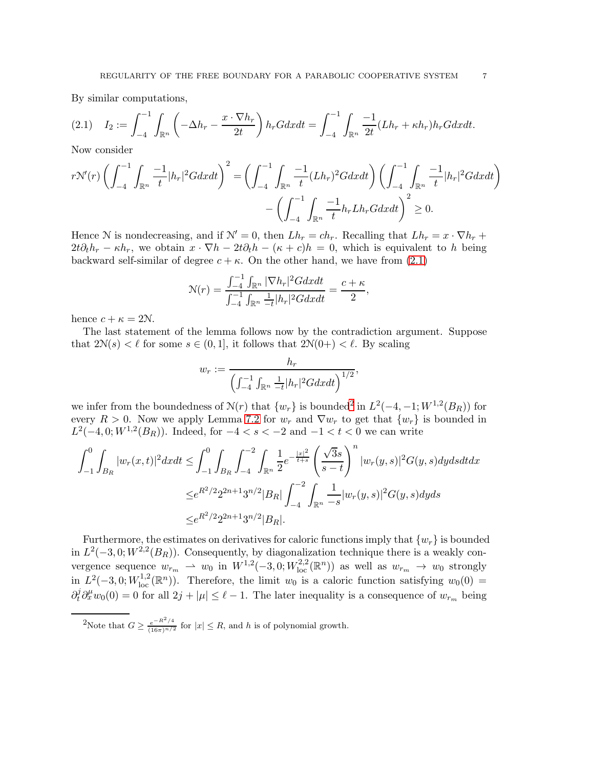By similar computations,

$$I_2 := \int_{-4}^{-1}\int_{\mathbb{R}^n}\left(-\Delta h_r - \frac{x\cdot\nabla h_r}{2t}\right)h_r G dxdt = \int_{-4}^{-1}\int_{\mathbb{R}^n}\frac{-1}{2t}(Lh_r+\kappa h_r)h_r G dxdt. \tag{2.1}$$

Now consider

$$\begin{aligned} r\mathcal{N}'(r)\left(\int_{-4}^{-1}\int_{\mathbb{R}^n}\frac{-1}{t}|h_r|^2 G dxdt\right)^2 = &\left(\int_{-4}^{-1}\int_{\mathbb{R}^n}\frac{-1}{t}(Lh_r)^2 G dxdt\right)\left(\int_{-4}^{-1}\int_{\mathbb{R}^n}\frac{-1}{t}|h_r|^2 G dxdt\right) \\ &- \left(\int_{-4}^{-1}\int_{\mathbb{R}^n}\frac{-1}{t}h_r Lh_r G dxdt\right)^2 \geq 0. \end{aligned}$$

Hence $\mathcal{N}$ is nondecreasing, and if $\mathcal{N}'=0$, then $Lh_r = ch_r$. Recalling that $Lh_r = x\cdot\nabla h_r + 2t\partial_t h_r - \kappa h_r$, we obtain $x\cdot\nabla h - 2t\partial_t h - (\kappa+c)h = 0$, which is equivalent to $h$ being backward self-similar of degree $c+\kappa$. On the other hand, we have from (2.1)

$$\mathcal{N}(r) = \frac{\int_{-4}^{-1}\int_{\mathbb{R}^n}|\nabla h_r|^2 G dxdt}{\int_{-4}^{-1}\int_{\mathbb{R}^n}\frac{1}{-t}|h_r|^2 G dxdt} = \frac{c+\kappa}{2},$$

hence $c+\kappa = 2\mathcal{N}$.

The last statement of the lemma follows now by the contradiction argument. Suppose that $2\mathcal{N}(s) < \ell$ for some $s\in(0,1]$, it follows that $2\mathcal{N}(0+) < \ell$. By scaling

$$w_r := \frac{h_r}{\left(\int_{-4}^{-1}\int_{\mathbb{R}^n}\frac{1}{-t}|h_r|^2 G dxdt\right)^{1/2}},$$

we infer from the boundedness of $\mathcal{N}(r)$ that $\{w_r\}$ is bounded[2] in $L^2(-4,-1;W^{1,2}(B_R))$ for every $R>0$. Now we apply Lemma 7.2 for $w_r$ and $\nabla w_r$ to get that $\{w_r\}$ is bounded in $L^2(-4,0;W^{1,2}(B_R))$. Indeed, for $-4<s<-2$ and $-1<t<0$ we can write

$$\begin{aligned} \int_{-1}^{0}\int_{B_R}|w_r(x,t)|^2 dxdt \leq & \int_{-1}^{0}\int_{B_R}\int_{-4}^{-2}\int_{\mathbb{R}^n}\frac{1}{2}e^{-\frac{|x|^2}{t+s}}\left(\frac{\sqrt{3}s}{s-t}\right)^n |w_r(y,s)|^2 G(y,s)dydsdtdx \\ \leq & e^{R^2/2}2^{2n+1}3^{n/2}|B_R|\int_{-4}^{-2}\int_{\mathbb{R}^n}\frac{1}{-s}|w_r(y,s)|^2 G(y,s)dyds \\ \leq & e^{R^2/2}2^{2n+1}3^{n/2}|B_R|. \end{aligned}$$

Furthermore, the estimates on derivatives for caloric functions imply that $\{w_r\}$ is bounded in $L^2(-3,0;W^{2,2}(B_R))$. Consequently, by diagonalization technique there is a weakly convergence sequence $w_{r_m} \rightharpoonup w_0$ in $W^{1,2}(-3,0;W^{2,2}_{\mathrm{loc}}(\mathbb{R}^n))$ as well as $w_{r_m}\to w_0$ strongly in $L^2(-3,0;W^{1,2}_{\mathrm{loc}}(\mathbb{R}^n))$. Therefore, the limit $w_0$ is a caloric function satisfying $w_0(0) = \partial_t^j\partial_x^\mu w_0(0) = 0$ for all $2j+|\mu|\leq \ell-1$. The later inequality is a consequence of $w_{r_m}$ being

[2] Note that $G\geq \frac{e^{-R^2/4}}{(16\pi)^{n/2}}$ for $|x|\leq R$, and $h$ is of polynomial growth.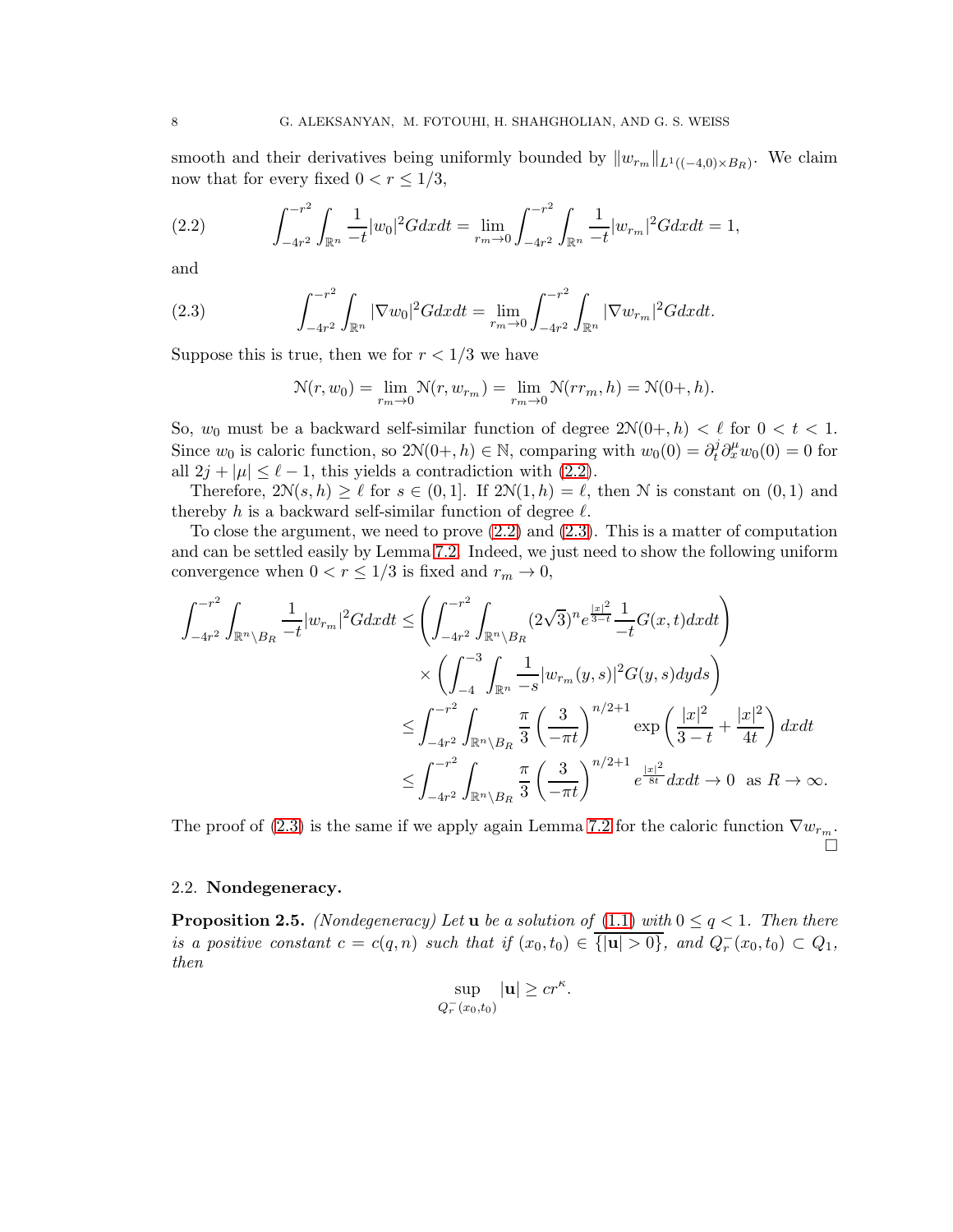smooth and their derivatives being uniformly bounded by $\|w_{r_m}\|_{L^1((-4,0)\times B_R)}$. We claim now that for every fixed $0 < r \le 1/3$,

$$\int_{-4r^2}^{-r^2}\int_{\mathbb{R}^n} \frac{1}{-t}|w_0|^2 G dx dt = \lim_{r_m\to 0}\int_{-4r^2}^{-r^2}\int_{\mathbb{R}^n} \frac{1}{-t}|w_{r_m}|^2 G dx dt = 1, \tag{2.2}$$

and

$$\int_{-4r^2}^{-r^2}\int_{\mathbb{R}^n} |\nabla w_0|^2 G dx dt = \lim_{r_m\to 0}\int_{-4r^2}^{-r^2}\int_{\mathbb{R}^n} |\nabla w_{r_m}|^2 G dx dt. \tag{2.3}$$

Suppose this is true, then we for $r < 1/3$ we have

$$\mathcal{N}(r, w_0) = \lim_{r_m\to 0} \mathcal{N}(r, w_{r_m}) = \lim_{r_m\to 0}\mathcal{N}(rr_m, h) = \mathcal{N}(0+, h).$$

So, $w_0$ must be a backward self-similar function of degree $2\mathcal{N}(0+, h) < \ell$ for $0 < t < 1$. Since $w_0$ is caloric function, so $2\mathcal{N}(0+, h) \in \mathbb{N}$, comparing with $w_0(0) = \partial_t^j\partial_x^\mu w_0(0) = 0$ for all $2j + |\mu| \le \ell - 1$, this yields a contradiction with (2.2).

Therefore, $2\mathcal{N}(s, h) \ge \ell$ for $s \in (0, 1]$. If $2\mathcal{N}(1, h) = \ell$, then $\mathcal{N}$ is constant on $(0, 1)$ and thereby $h$ is a backward self-similar function of degree $\ell$.

To close the argument, we need to prove (2.2) and (2.3). This is a matter of computation and can be settled easily by Lemma 7.2. Indeed, we just need to show the following uniform convergence when $0 < r \le 1/3$ is fixed and $r_m \to 0$,

$$\begin{aligned}
\int_{-4r^2}^{-r^2}\int_{\mathbb{R}^n\setminus B_R} \frac{1}{-t}|w_{r_m}|^2 G dx dt &\le \left(\int_{-4r^2}^{-r^2}\int_{\mathbb{R}^n\setminus B_R} (2\sqrt{3})^n e^{\frac{|x|^2}{3-t}}\frac{1}{-t}G(x,t)dxdt\right)\\
&\quad\times\left(\int_{-4}^{-3}\int_{\mathbb{R}^n}\frac{1}{-s}|w_{r_m}(y,s)|^2 G(y,s)dyds\right)\\
&\le \int_{-4r^2}^{-r^2}\int_{\mathbb{R}^n\setminus B_R} \frac{\pi}{3}\left(\frac{3}{-\pi t}\right)^{n/2+1}\exp\left(\frac{|x|^2}{3-t}+\frac{|x|^2}{4t}\right)dxdt\\
&\le \int_{-4r^2}^{-r^2}\int_{\mathbb{R}^n\setminus B_R} \frac{\pi}{3}\left(\frac{3}{-\pi t}\right)^{n/2+1} e^{\frac{|x|^2}{8t}}dxdt \to 0 \ \text{ as } R\to\infty.
\end{aligned}$$

The proof of (2.3) is the same if we apply again Lemma 7.2 for the caloric function $\nabla w_{r_m}$. $\square$

### 2.2. Nondegeneracy.

**Proposition 2.5.** *(Nondegeneracy) Let $\mathbf{u}$ be a solution of (1.1) with $0 \le q < 1$. Then there is a positive constant $c = c(q, n)$ such that if $(x_0, t_0) \in \overline{\{|\mathbf{u}| > 0\}}$, and $Q_r^-(x_0, t_0) \subset Q_1$, then*

$$\sup_{Q_r^-(x_0,t_0)} |\mathbf{u}| \ge c r^\kappa.$$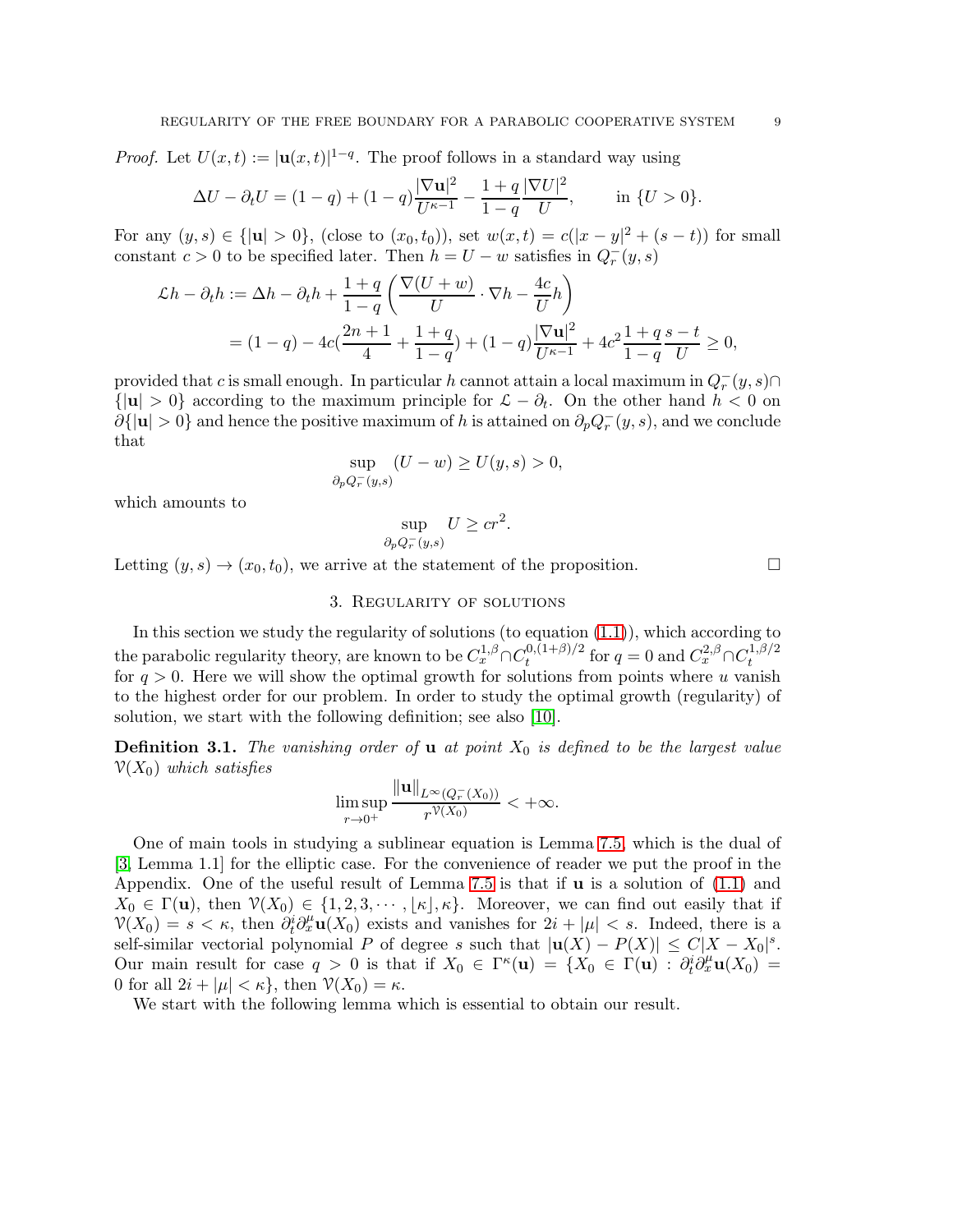*Proof.* Let $U(x,t) := |\mathbf{u}(x,t)|^{1-q}$. The proof follows in a standard way using

$$\Delta U - \partial_t U = (1-q) + (1-q)\frac{|\nabla \mathbf{u}|^2}{U^{\kappa-1}} - \frac{1+q}{1-q}\frac{|\nabla U|^2}{U}, \qquad \text{in } \{U>0\}.$$

For any $(y,s) \in \{|\mathbf{u}|>0\}$, (close to $(x_0,t_0)$), set $w(x,t) = c(|x-y|^2 + (s-t))$ for small constant $c>0$ to be specified later. Then $h = U - w$ satisfies in $Q_r^-(y,s)$

$$\begin{aligned}
\mathcal{L}h - \partial_t h &:= \Delta h - \partial_t h + \frac{1+q}{1-q}\left(\frac{\nabla(U+w)}{U}\cdot \nabla h - \frac{4c}{U}h\right) \\
&= (1-q) - 4c(\frac{2n+1}{4} + \frac{1+q}{1-q}) + (1-q)\frac{|\nabla \mathbf{u}|^2}{U^{\kappa-1}} + 4c^2\frac{1+q}{1-q}\frac{s-t}{U} \geq 0,
\end{aligned}$$

provided that $c$ is small enough. In particular $h$ cannot attain a local maximum in $Q_r^-(y,s)\cap \{|\mathbf{u}|>0\}$ according to the maximum principle for $\mathcal{L} - \partial_t$. On the other hand $h<0$ on $\partial\{|\mathbf{u}|>0\}$ and hence the positive maximum of $h$ is attained on $\partial_p Q_r^-(y,s)$, and we conclude that

$$\sup_{\partial_p Q_r^-(y,s)} (U-w) \geq U(y,s) > 0,$$

which amounts to

$$\sup_{\partial_p Q_r^-(y,s)} U \geq cr^2.$$

Letting $(y,s)\to(x_0,t_0)$, we arrive at the statement of the proposition. $\square$

## 3. Regularity of solutions

In this section we study the regularity of solutions (to equation (1.1)), which according to the parabolic regularity theory, are known to be $C_x^{1,\beta}\cap C_t^{0,(1+\beta)/2}$ for $q=0$ and $C_x^{2,\beta}\cap C_t^{1,\beta/2}$ for $q>0$. Here we will show the optimal growth for solutions from points where $u$ vanish to the highest order for our problem. In order to study the optimal growth (regularity) of solution, we start with the following definition; see also [10].

**Definition 3.1.** *The vanishing order of* $\mathbf{u}$ *at point* $X_0$ *is defined to be the largest value* $\mathcal{V}(X_0)$ *which satisfies*

$$\limsup_{r\to 0^+} \frac{\|\mathbf{u}\|_{L^\infty(Q_r^-(X_0))}}{r^{\mathcal{V}(X_0)}} < +\infty.$$

One of main tools in studying a sublinear equation is Lemma 7.5, which is the dual of [3, Lemma 1.1] for the elliptic case. For the convenience of reader we put the proof in the Appendix. One of the useful result of Lemma 7.5 is that if $\mathbf{u}$ is a solution of (1.1) and $X_0\in\Gamma(\mathbf{u})$, then $\mathcal{V}(X_0)\in\{1,2,3,\cdots,\lfloor\kappa\rfloor,\kappa\}$. Moreover, we can find out easily that if $\mathcal{V}(X_0) = s < \kappa$, then $\partial_t^i\partial_x^\mu \mathbf{u}(X_0)$ exists and vanishes for $2i+|\mu|<s$. Indeed, there is a self-similar vectorial polynomial $P$ of degree $s$ such that $|\mathbf{u}(X)-P(X)|\leq C|X-X_0|^s$. Our main result for case $q>0$ is that if $X_0\in\Gamma^\kappa(\mathbf{u}) = \{X_0\in\Gamma(\mathbf{u}) : \partial_t^i\partial_x^\mu\mathbf{u}(X_0) = 0 \text{ for all } 2i+|\mu|<\kappa\}$, then $\mathcal{V}(X_0)=\kappa$.

We start with the following lemma which is essential to obtain our result.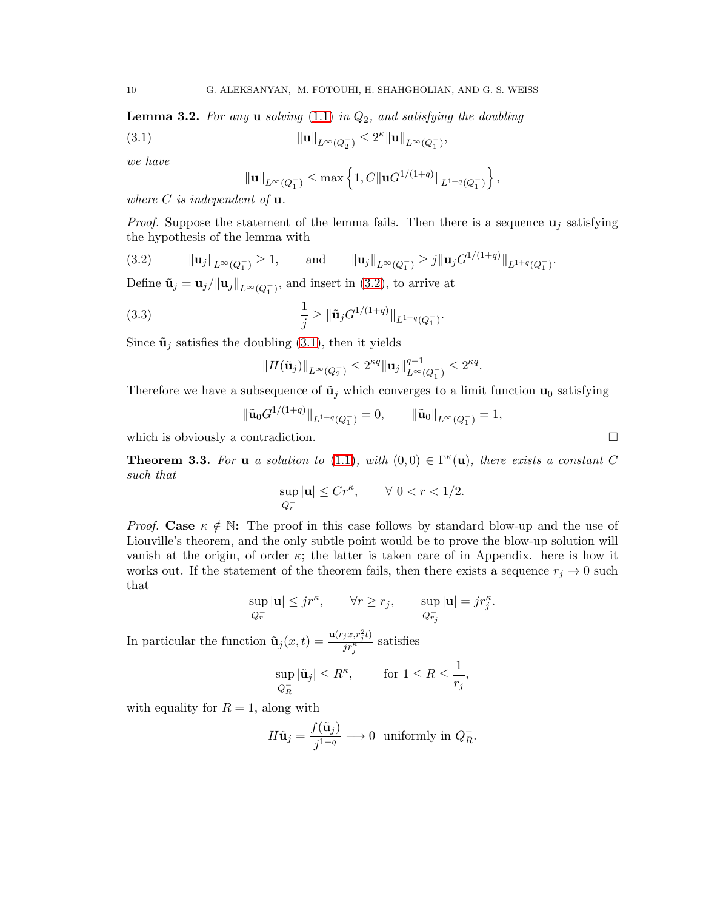**Lemma 3.2.** *For any* $\mathbf{u}$ *solving* (1.1) *in* $Q_2$*, and satisfying the doubling*

$$\|\mathbf{u}\|_{L^\infty(Q_2^-)} \leq 2^\kappa \|\mathbf{u}\|_{L^\infty(Q_1^-)}, \tag{3.1}$$

*we have*

$$\|\mathbf{u}\|_{L^\infty(Q_1^-)} \leq \max\left\{1, C\|\mathbf{u}G^{1/(1+q)}\|_{L^{1+q}(Q_1^-)}\right\},$$

*where* $C$ *is independent of* $\mathbf{u}$.

*Proof.* Suppose the statement of the lemma fails. Then there is a sequence $\mathbf{u}_j$ satisfying the hypothesis of the lemma with

$$\|\mathbf{u}_j\|_{L^\infty(Q_1^-)} \geq 1, \qquad \text{and} \qquad \|\mathbf{u}_j\|_{L^\infty(Q_1^-)} \geq j\|\mathbf{u}_j G^{1/(1+q)}\|_{L^{1+q}(Q_1^-)}. \tag{3.2}$$

Define $\tilde{\mathbf{u}}_j = \mathbf{u}_j / \|\mathbf{u}_j\|_{L^\infty(Q_1^-)}$, and insert in (3.2), to arrive at

$$\frac{1}{j} \geq \|\tilde{\mathbf{u}}_j G^{1/(1+q)}\|_{L^{1+q}(Q_1^-)}. \tag{3.3}$$

Since $\tilde{\mathbf{u}}_j$ satisfies the doubling (3.1), then it yields

$$\|H(\tilde{\mathbf{u}}_j)\|_{L^\infty(Q_2^-)} \leq 2^{\kappa q}\|\mathbf{u}_j\|^{q-1}_{L^\infty(Q_1^-)} \leq 2^{\kappa q}.$$

Therefore we have a subsequence of $\tilde{\mathbf{u}}_j$ which converges to a limit function $\mathbf{u}_0$ satisfying

$$\|\tilde{\mathbf{u}}_0 G^{1/(1+q)}\|_{L^{1+q}(Q_1^-)} = 0, \qquad \|\tilde{\mathbf{u}}_0\|_{L^\infty(Q_1^-)} = 1,$$

which is obviously a contradiction. $\square$

**Theorem 3.3.** *For* $\mathbf{u}$ *a solution to* (1.1)*, with* $(0,0) \in \Gamma^\kappa(\mathbf{u})$*, there exists a constant* $C$ *such that*

$$\sup_{Q_r^-} |\mathbf{u}| \leq C r^\kappa, \qquad \forall\ 0 < r < 1/2.$$

*Proof.* **Case** $\kappa \notin \mathbb{N}$**:** The proof in this case follows by standard blow-up and the use of Liouville's theorem, and the only subtle point would be to prove the blow-up solution will vanish at the origin, of order $\kappa$; the latter is taken care of in Appendix. here is how it works out. If the statement of the theorem fails, then there exists a sequence $r_j \to 0$ such that

$$\sup_{Q_r^-} |\mathbf{u}| \leq j r^\kappa, \qquad \forall r \geq r_j, \qquad \sup_{Q_{r_j}^-} |\mathbf{u}| = j r_j^\kappa.$$

In particular the function $\tilde{\mathbf{u}}_j(x,t) = \frac{\mathbf{u}(r_j x, r_j^2 t)}{j r_j^\kappa}$ satisfies

$$\sup_{Q_R^-} |\tilde{\mathbf{u}}_j| \leq R^\kappa, \qquad \text{for } 1 \leq R \leq \frac{1}{r_j},$$

with equality for $R = 1$, along with

$$H\tilde{\mathbf{u}}_j = \frac{f(\tilde{\mathbf{u}}_j)}{j^{1-q}} \longrightarrow 0 \;\text{ uniformly in } Q_R^-.$$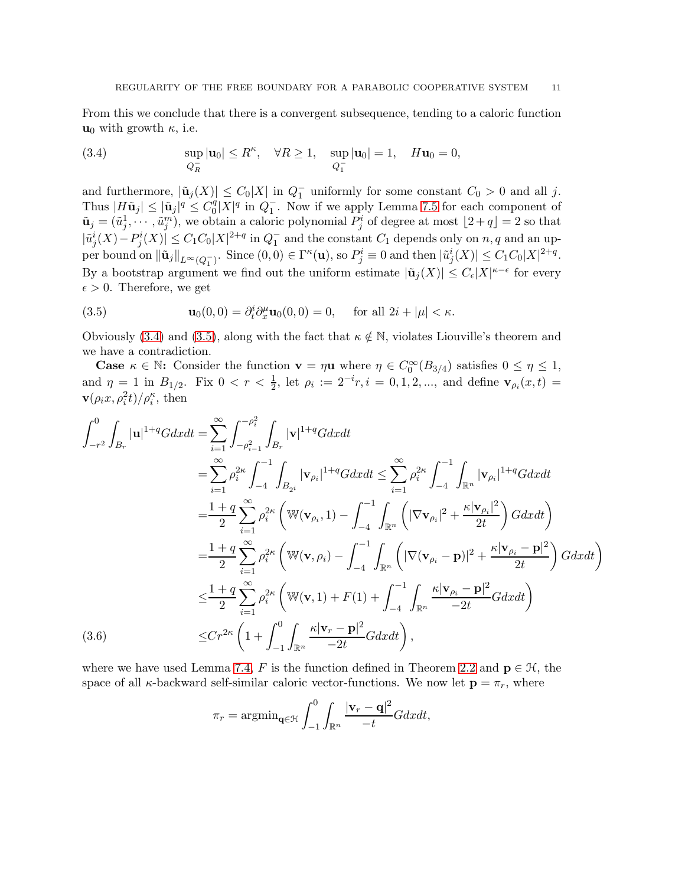From this we conclude that there is a convergent subsequence, tending to a caloric function $\mathbf{u}_0$ with growth $\kappa$, i.e.

$$\sup_{Q_R^-} |\mathbf{u}_0| \le R^\kappa, \quad \forall R \ge 1, \quad \sup_{Q_1^-} |\mathbf{u}_0| = 1, \quad H\mathbf{u}_0 = 0, \tag{3.4}$$

and furthermore, $|\tilde{\mathbf{u}}_j(X)| \le C_0|X|$ in $Q_1^-$ uniformly for some constant $C_0 > 0$ and all $j$. Thus $|H\tilde{\mathbf{u}}_j| \le |\tilde{\mathbf{u}}_j|^q \le C_0^q |X|^q$ in $Q_1^-$. Now if we apply Lemma 7.5 for each component of $\tilde{\mathbf{u}}_j = (\tilde{u}_j^1, \cdots, \tilde{u}_j^m)$, we obtain a caloric polynomial $P_j^i$ of degree at most $\lfloor 2+q \rfloor = 2$ so that $|\tilde{u}_j^i(X) - P_j^i(X)| \le C_1 C_0 |X|^{2+q}$ in $Q_1^-$ and the constant $C_1$ depends only on $n, q$ and an upper bound on $\|\tilde{\mathbf{u}}_j\|_{L^\infty(Q_1^-)}$. Since $(0,0) \in \Gamma^\kappa(\mathbf{u})$, so $P_j^i \equiv 0$ and then $|\tilde{u}_j^i(X)| \le C_1 C_0 |X|^{2+q}$. By a bootstrap argument we find out the uniform estimate $|\tilde{\mathbf{u}}_j(X)| \le C_\epsilon |X|^{\kappa-\epsilon}$ for every $\epsilon > 0$. Therefore, we get

$$\mathbf{u}_0(0,0) = \partial_t^i \partial_x^\mu \mathbf{u}_0(0,0) = 0, \qquad \text{for all } 2i + |\mu| < \kappa. \tag{3.5}$$

Obviously (3.4) and (3.5), along with the fact that $\kappa \notin \mathbb{N}$, violates Liouville's theorem and we have a contradiction.

**Case** $\kappa \in \mathbb{N}$**:** Consider the function $\mathbf{v} = \eta \mathbf{u}$ where $\eta \in C_0^\infty(B_{3/4})$ satisfies $0 \le \eta \le 1$, and $\eta = 1$ in $B_{1/2}$. Fix $0 < r < \frac{1}{2}$, let $\rho_i := 2^{-i} r, i = 0, 1, 2, \ldots$, and define $\mathbf{v}_{\rho_i}(x,t) = \mathbf{v}(\rho_i x, \rho_i^2 t)/\rho_i^\kappa$, then

$$\begin{aligned}
\int_{-r^2}^0 \int_{B_r} |\mathbf{u}|^{1+q} G dx dt &= \sum_{i=1}^\infty \int_{-\rho_{i-1}^2}^{-\rho_i^2} \int_{B_r} |\mathbf{v}|^{1+q} G dx dt \\
&= \sum_{i=1}^\infty \rho_i^{2\kappa} \int_{-4}^{-1} \int_{B_{2^i}} |\mathbf{v}_{\rho_i}|^{1+q} G dx dt \le \sum_{i=1}^\infty \rho_i^{2\kappa} \int_{-4}^{-1} \int_{\mathbb{R}^n} |\mathbf{v}_{\rho_i}|^{1+q} G dx dt \\
&= \frac{1+q}{2} \sum_{i=1}^\infty \rho_i^{2\kappa} \left( \mathbb{W}(\mathbf{v}_{\rho_i}, 1) - \int_{-4}^{-1} \int_{\mathbb{R}^n} \left( |\nabla \mathbf{v}_{\rho_i}|^2 + \frac{\kappa |\mathbf{v}_{\rho_i}|^2}{2t} \right) G dx dt \right) \\
&= \frac{1+q}{2} \sum_{i=1}^\infty \rho_i^{2\kappa} \left( \mathbb{W}(\mathbf{v}, \rho_i) - \int_{-4}^{-1} \int_{\mathbb{R}^n} \left( |\nabla (\mathbf{v}_{\rho_i} - \mathbf{p})|^2 + \frac{\kappa |\mathbf{v}_{\rho_i} - \mathbf{p}|^2}{2t} \right) G dx dt \right) \\
&\le \frac{1+q}{2} \sum_{i=1}^\infty \rho_i^{2\kappa} \left( \mathbb{W}(\mathbf{v}, 1) + F(1) + \int_{-4}^{-1} \int_{\mathbb{R}^n} \frac{\kappa |\mathbf{v}_{\rho_i} - \mathbf{p}|^2}{-2t} G dx dt \right) \\
&\le C r^{2\kappa} \left( 1 + \int_{-1}^0 \int_{\mathbb{R}^n} \frac{\kappa |\mathbf{v}_r - \mathbf{p}|^2}{-2t} G dx dt \right),
\end{aligned} \tag{3.6}$$

where we have used Lemma 7.4, $F$ is the function defined in Theorem 2.2 and $\mathbf{p} \in \mathcal{H}$, the space of all $\kappa$-backward self-similar caloric vector-functions. We now let $\mathbf{p} = \pi_r$, where

$$\pi_r = \operatorname{argmin}_{\mathbf{q} \in \mathcal{H}} \int_{-1}^0 \int_{\mathbb{R}^n} \frac{|\mathbf{v}_r - \mathbf{q}|^2}{-t} G dx dt,$$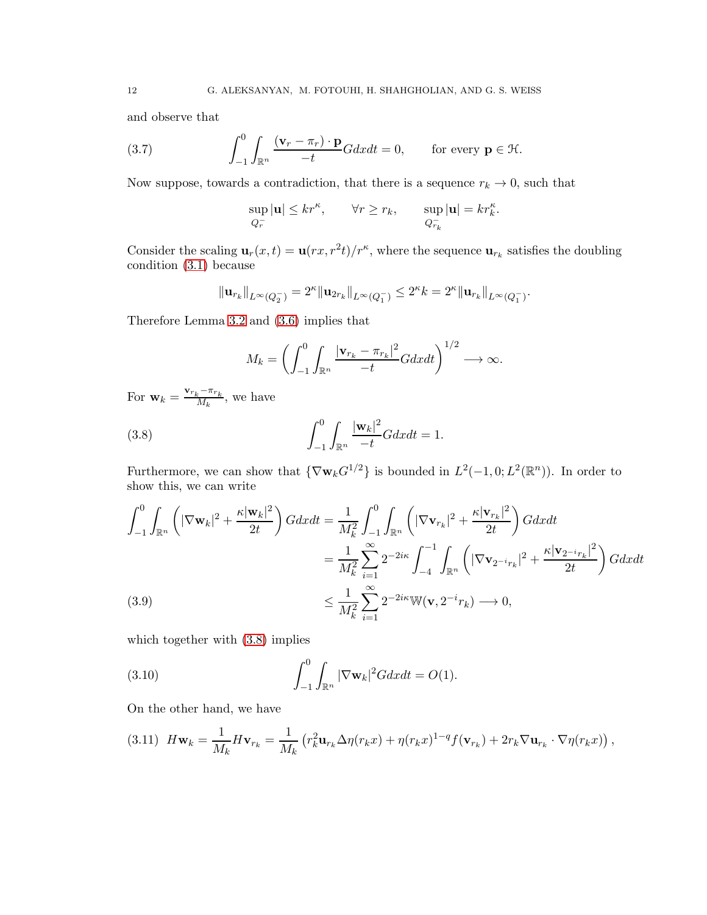and observe that

$$\int_{-1}^{0}\int_{\mathbb{R}^n} \frac{(\mathbf{v}_r - \pi_r)\cdot \mathbf{p}}{-t} G dx dt = 0, \qquad \text{for every } \mathbf{p} \in \mathcal{H}. \tag{3.7}$$

Now suppose, towards a contradiction, that there is a sequence $r_k \to 0$, such that

$$\sup_{Q_r^-} |\mathbf{u}| \le k r^\kappa, \qquad \forall r \ge r_k, \qquad \sup_{Q_{r_k}^-} |\mathbf{u}| = k r_k^\kappa.$$

Consider the scaling $\mathbf{u}_r(x,t) = \mathbf{u}(rx, r^2 t)/r^\kappa$, where the sequence $\mathbf{u}_{r_k}$ satisfies the doubling condition (3.1) because

$$\|\mathbf{u}_{r_k}\|_{L^\infty(Q_2^-)} = 2^\kappa \|\mathbf{u}_{2r_k}\|_{L^\infty(Q_1^-)} \le 2^\kappa k = 2^\kappa \|\mathbf{u}_{r_k}\|_{L^\infty(Q_1^-)}.$$

Therefore Lemma 3.2 and (3.6) implies that

$$M_k = \left( \int_{-1}^{0}\int_{\mathbb{R}^n} \frac{|\mathbf{v}_{r_k} - \pi_{r_k}|^2}{-t} G dx dt \right)^{1/2} \longrightarrow \infty.$$

For $\mathbf{w}_k = \frac{\mathbf{v}_{r_k} - \pi_{r_k}}{M_k}$, we have

$$\int_{-1}^{0}\int_{\mathbb{R}^n} \frac{|\mathbf{w}_k|^2}{-t} G dx dt = 1. \tag{3.8}$$

Furthermore, we can show that $\{\nabla \mathbf{w}_k G^{1/2}\}$ is bounded in $L^2(-1,0;L^2(\mathbb{R}^n))$. In order to show this, we can write

$$\begin{aligned}
\int_{-1}^{0}\int_{\mathbb{R}^n} \left( |\nabla \mathbf{w}_k|^2 + \frac{\kappa |\mathbf{w}_k|^2}{2t} \right) G dx dt &= \frac{1}{M_k^2} \int_{-1}^{0}\int_{\mathbb{R}^n} \left( |\nabla \mathbf{v}_{r_k}|^2 + \frac{\kappa |\mathbf{v}_{r_k}|^2}{2t} \right) G dx dt \\
&= \frac{1}{M_k^2} \sum_{i=1}^{\infty} 2^{-2i\kappa} \int_{-4}^{-1}\int_{\mathbb{R}^n} \left( |\nabla \mathbf{v}_{2^{-i} r_k}|^2 + \frac{\kappa |\mathbf{v}_{2^{-i} r_k}|^2}{2t} \right) G dx dt \\
&\le \frac{1}{M_k^2} \sum_{i=1}^{\infty} 2^{-2i\kappa} \mathbb{W}(\mathbf{v}, 2^{-i} r_k) \longrightarrow 0, \qquad (3.9)
\end{aligned}$$

which together with (3.8) implies

$$\int_{-1}^{0}\int_{\mathbb{R}^n} |\nabla \mathbf{w}_k|^2 G dx dt = O(1). \tag{3.10}$$

On the other hand, we have

$$H\mathbf{w}_k = \frac{1}{M_k} H\mathbf{v}_{r_k} = \frac{1}{M_k}\left( r_k^2 \mathbf{u}_{r_k} \Delta\eta(r_k x) + \eta(r_k x)^{1-q} f(\mathbf{v}_{r_k}) + 2 r_k \nabla \mathbf{u}_{r_k} \cdot \nabla \eta(r_k x) \right), \tag{3.11}$$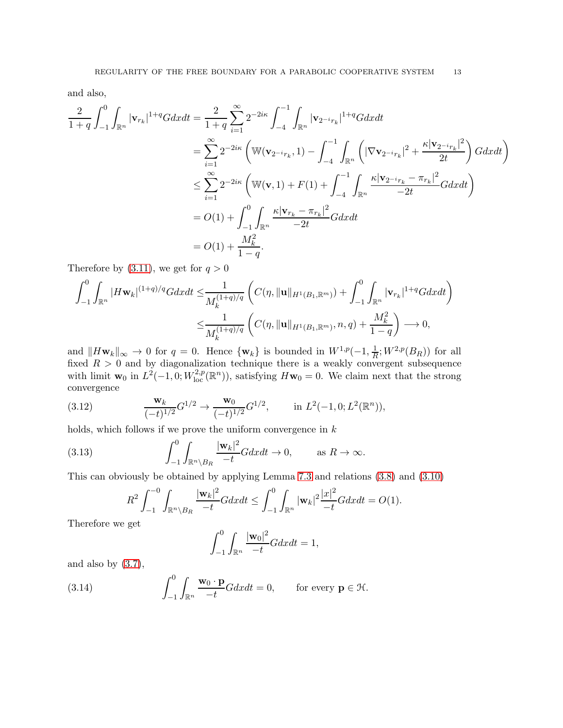and also,

$$
\begin{aligned}
\frac{2}{1+q}\int_{-1}^{0}\int_{\mathbb{R}^n}|\mathbf{v}_{r_k}|^{1+q}Gdxdt &= \frac{2}{1+q}\sum_{i=1}^{\infty}2^{-2i\kappa}\int_{-4}^{-1}\int_{\mathbb{R}^n}|\mathbf{v}_{2^{-i}r_k}|^{1+q}Gdxdt\\
&= \sum_{i=1}^{\infty}2^{-2i\kappa}\left(\mathbb{W}(\mathbf{v}_{2^{-i}r_k},1)-\int_{-4}^{-1}\int_{\mathbb{R}^n}\left(|\nabla\mathbf{v}_{2^{-i}r_k}|^2+\frac{\kappa|\mathbf{v}_{2^{-i}r_k}|^2}{2t}\right)Gdxdt\right)\\
&\le \sum_{i=1}^{\infty}2^{-2i\kappa}\left(\mathbb{W}(\mathbf{v},1)+F(1)+\int_{-4}^{-1}\int_{\mathbb{R}^n}\frac{\kappa|\mathbf{v}_{2^{-i}r_k}-\pi_{r_k}|^2}{-2t}Gdxdt\right)\\
&= O(1)+\int_{-1}^{0}\int_{\mathbb{R}^n}\frac{\kappa|\mathbf{v}_{r_k}-\pi_{r_k}|^2}{-2t}Gdxdt\\
&= O(1)+\frac{M_k^2}{1-q}.
\end{aligned}
$$

Therefore by (3.11), we get for $q>0$

$$
\begin{aligned}
\int_{-1}^{0}\int_{\mathbb{R}^n}|H\mathbf{w}_k|^{(1+q)/q}Gdxdt \le&\frac{1}{M_k^{(1+q)/q}}\left(C(\eta,\|\mathbf{u}\|_{H^1(B_1,\mathbb{R}^m)})+\int_{-1}^{0}\int_{\mathbb{R}^n}|\mathbf{v}_{r_k}|^{1+q}Gdxdt\right)\\
\le&\frac{1}{M_k^{(1+q)/q}}\left(C(\eta,\|\mathbf{u}\|_{H^1(B_1,\mathbb{R}^m)},n,q)+\frac{M_k^2}{1-q}\right)\longrightarrow 0,
\end{aligned}
$$

and $\|H\mathbf{w}_k\|_\infty\to 0$ for $q=0$. Hence $\{\mathbf{w}_k\}$ is bounded in $W^{1,p}(-1,\frac{1}{R};W^{2,p}(B_R))$ for all fixed $R>0$ and by diagonalization technique there is a weakly convergent subsequence with limit $\mathbf{w}_0$ in $L^2(-1,0;W^{2,p}_{\rm loc}(\mathbb{R}^n))$, satisfying $H\mathbf{w}_0=0$. We claim next that the strong convergence

$$
\frac{\mathbf{w}_k}{(-t)^{1/2}}G^{1/2}\to\frac{\mathbf{w}_0}{(-t)^{1/2}}G^{1/2},\qquad \text{in } L^2(-1,0;L^2(\mathbb{R}^n)), \tag{3.12}
$$

holds, which follows if we prove the uniform convergence in $k$

$$
\int_{-1}^{0}\int_{\mathbb{R}^n\setminus B_R}\frac{|\mathbf{w}_k|^2}{-t}Gdxdt\to 0,\qquad \text{as } R\to\infty. \tag{3.13}
$$

This can obviously be obtained by applying Lemma 7.3 and relations (3.8) and (3.10)

$$
R^2\int_{-1}^{-0}\int_{\mathbb{R}^n\setminus B_R}\frac{|\mathbf{w}_k|^2}{-t}Gdxdt\le\int_{-1}^{0}\int_{\mathbb{R}^n}|\mathbf{w}_k|^2\frac{|x|^2}{-t}Gdxdt=O(1).
$$

Therefore we get

$$
\int_{-1}^{0}\int_{\mathbb{R}^n}\frac{|\mathbf{w}_0|^2}{-t}Gdxdt=1,
$$

and also by (3.7),

$$
\int_{-1}^{0}\int_{\mathbb{R}^n}\frac{\mathbf{w}_0\cdot\mathbf{p}}{-t}Gdxdt=0,\qquad \text{for every } \mathbf{p}\in\mathcal{H}. \tag{3.14}
$$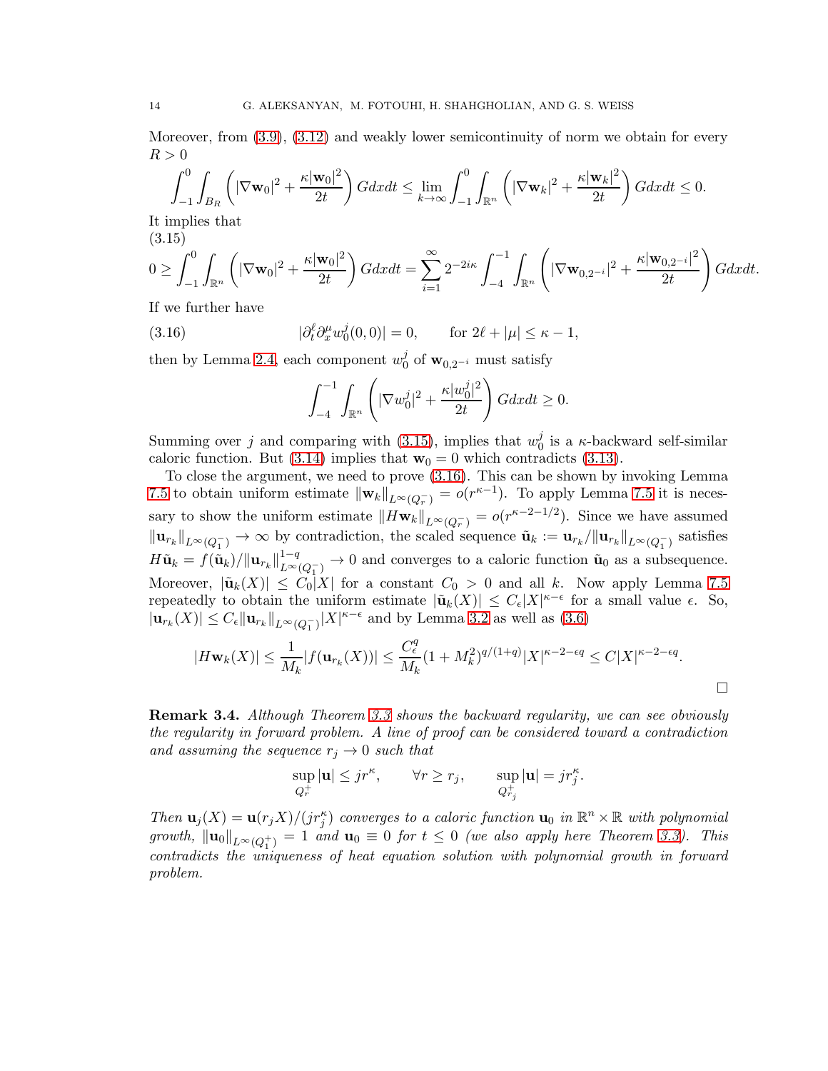Moreover, from (3.9), (3.12) and weakly lower semicontinuity of norm we obtain for every $R > 0$

$$\int_{-1}^{0}\int_{B_R}\left(|\nabla \mathbf{w}_0|^2 + \frac{\kappa|\mathbf{w}_0|^2}{2t}\right)Gdxdt \le \lim_{k\to\infty}\int_{-1}^{0}\int_{\mathbb{R}^n}\left(|\nabla \mathbf{w}_k|^2 + \frac{\kappa|\mathbf{w}_k|^2}{2t}\right)Gdxdt \le 0.$$

It implies that

$$0 \ge \int_{-1}^{0}\int_{\mathbb{R}^n}\left(|\nabla \mathbf{w}_0|^2 + \frac{\kappa|\mathbf{w}_0|^2}{2t}\right)Gdxdt = \sum_{i=1}^{\infty} 2^{-2i\kappa}\int_{-4}^{-1}\int_{\mathbb{R}^n}\left(|\nabla \mathbf{w}_{0,2^{-i}}|^2 + \frac{\kappa|\mathbf{w}_{0,2^{-i}}|^2}{2t}\right)Gdxdt. \tag{3.15}$$

If we further have

$$|\partial_t^\ell \partial_x^\mu w_0^j(0,0)| = 0, \qquad \text{for } 2\ell + |\mu| \le \kappa - 1, \tag{3.16}$$

then by Lemma 2.4, each component $w_0^j$ of $\mathbf{w}_{0,2^{-i}}$ must satisfy

$$\int_{-4}^{-1}\int_{\mathbb{R}^n}\left(|\nabla w_0^j|^2 + \frac{\kappa|w_0^j|^2}{2t}\right)Gdxdt \ge 0.$$

Summing over $j$ and comparing with (3.15), implies that $w_0^j$ is a $\kappa$-backward self-similar caloric function. But (3.14) implies that $\mathbf{w}_0 = 0$ which contradicts (3.13).

To close the argument, we need to prove (3.16). This can be shown by invoking Lemma 7.5 to obtain uniform estimate $\|\mathbf{w}_k\|_{L^\infty(Q_r^-)} = o(r^{\kappa-1})$. To apply Lemma 7.5 it is necessary to show the uniform estimate $\|H\mathbf{w}_k\|_{L^\infty(Q_r^-)} = o(r^{\kappa-2-1/2})$. Since we have assumed $\|\mathbf{u}_{r_k}\|_{L^\infty(Q_1^-)} \to \infty$ by contradiction, the scaled sequence $\tilde{\mathbf{u}}_k := \mathbf{u}_{r_k}/\|\mathbf{u}_{r_k}\|_{L^\infty(Q_1^-)}$ satisfies $H\tilde{\mathbf{u}}_k = f(\tilde{\mathbf{u}}_k)/\|\mathbf{u}_{r_k}\|^{1-q}_{L^\infty(Q_1^-)} \to 0$ and converges to a caloric function $\tilde{\mathbf{u}}_0$ as a subsequence. Moreover, $|\tilde{\mathbf{u}}_k(X)| \le C_0|X|$ for a constant $C_0 > 0$ and all $k$. Now apply Lemma 7.5 repeatedly to obtain the uniform estimate $|\tilde{\mathbf{u}}_k(X)| \le C_\epsilon|X|^{\kappa-\epsilon}$ for a small value $\epsilon$. So, $|\mathbf{u}_{r_k}(X)| \le C_\epsilon\|\mathbf{u}_{r_k}\|_{L^\infty(Q_1^-)}|X|^{\kappa-\epsilon}$ and by Lemma 3.2 as well as (3.6)

$$|H\mathbf{w}_k(X)| \le \frac{1}{M_k}|f(\mathbf{u}_{r_k}(X))| \le \frac{C_\epsilon^q}{M_k}(1+M_k^2)^{q/(1+q)}|X|^{\kappa-2-\epsilon q} \le C|X|^{\kappa-2-\epsilon q}.$$

$\square$

**Remark 3.4.** *Although Theorem 3.3 shows the backward regularity, we can see obviously the regularity in forward problem. A line of proof can be considered toward a contradiction and assuming the sequence $r_j \to 0$ such that*

$$\sup_{Q_r^+}|\mathbf{u}| \le jr^\kappa, \qquad \forall r \ge r_j, \qquad \sup_{Q_{r_j}^+}|\mathbf{u}| = jr_j^\kappa.$$

*Then $\mathbf{u}_j(X) = \mathbf{u}(r_jX)/(jr_j^\kappa)$ converges to a caloric function $\mathbf{u}_0$ in $\mathbb{R}^n \times \mathbb{R}$ with polynomial growth, $\|\mathbf{u}_0\|_{L^\infty(Q_1^+)} = 1$ and $\mathbf{u}_0 \equiv 0$ for $t \le 0$ (we also apply here Theorem 3.3). This contradicts the uniqueness of heat equation solution with polynomial growth in forward problem.*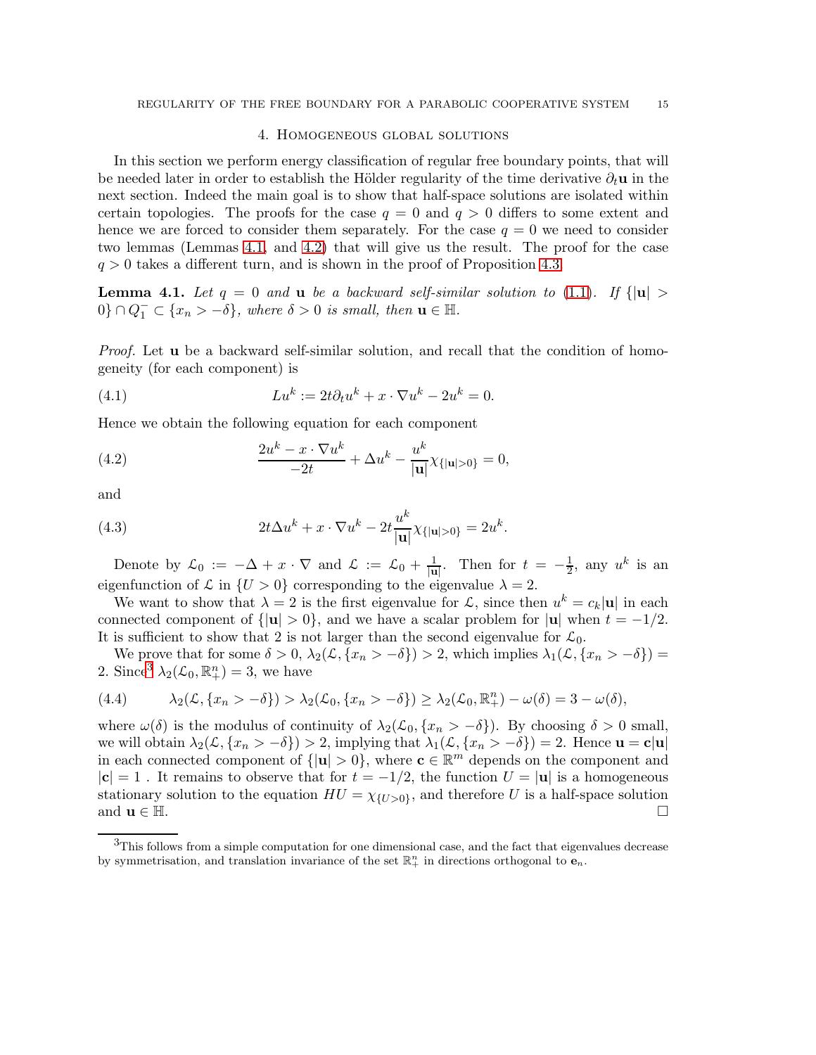## 4. Homogeneous global solutions

In this section we perform energy classification of regular free boundary points, that will be needed later in order to establish the Hölder regularity of the time derivative $\partial_t \mathbf{u}$ in the next section. Indeed the main goal is to show that half-space solutions are isolated within certain topologies. The proofs for the case $q = 0$ and $q > 0$ differs to some extent and hence we are forced to consider them separately. For the case $q = 0$ we need to consider two lemmas (Lemmas 4.1, and 4.2) that will give us the result. The proof for the case $q > 0$ takes a different turn, and is shown in the proof of Proposition 4.3.

**Lemma 4.1.** *Let $q = 0$ and $\mathbf{u}$ be a backward self-similar solution to* (1.1). *If $\{|\mathbf{u}| > 0\} \cap Q_1^- \subset \{x_n > -\delta\}$, where $\delta > 0$ is small, then $\mathbf{u} \in \mathbb{H}$.*

*Proof.* Let $\mathbf{u}$ be a backward self-similar solution, and recall that the condition of homogeneity (for each component) is

$$Lu^k := 2t\partial_t u^k + x \cdot \nabla u^k - 2u^k = 0. \tag{4.1}$$

Hence we obtain the following equation for each component

$$\frac{2u^k - x \cdot \nabla u^k}{-2t} + \Delta u^k - \frac{u^k}{|\mathbf{u}|}\chi_{\{|\mathbf{u}|>0\}} = 0, \tag{4.2}$$

and

$$2t\Delta u^k + x \cdot \nabla u^k - 2t\frac{u^k}{|\mathbf{u}|}\chi_{\{|\mathbf{u}|>0\}} = 2u^k. \tag{4.3}$$

Denote by $\mathcal{L}_0 := -\Delta + x \cdot \nabla$ and $\mathcal{L} := \mathcal{L}_0 + \frac{1}{|\mathbf{u}|}$. Then for $t = -\frac{1}{2}$, any $u^k$ is an eigenfunction of $\mathcal{L}$ in $\{U > 0\}$ corresponding to the eigenvalue $\lambda = 2$.

We want to show that $\lambda = 2$ is the first eigenvalue for $\mathcal{L}$, since then $u^k = c_k|\mathbf{u}|$ in each connected component of $\{|\mathbf{u}| > 0\}$, and we have a scalar problem for $|\mathbf{u}|$ when $t = -1/2$. It is sufficient to show that 2 is not larger than the second eigenvalue for $\mathcal{L}_0$.

We prove that for some $\delta > 0$, $\lambda_2(\mathcal{L}, \{x_n > -\delta\}) > 2$, which implies $\lambda_1(\mathcal{L}, \{x_n > -\delta\}) = 2$. Since[3] $\lambda_2(\mathcal{L}_0, \mathbb{R}^n_+) = 3$, we have

$$\lambda_2(\mathcal{L}, \{x_n > -\delta\}) > \lambda_2(\mathcal{L}_0, \{x_n > -\delta\}) \geq \lambda_2(\mathcal{L}_0, \mathbb{R}^n_+) - \omega(\delta) = 3 - \omega(\delta), \tag{4.4}$$

where $\omega(\delta)$ is the modulus of continuity of $\lambda_2(\mathcal{L}_0, \{x_n > -\delta\})$. By choosing $\delta > 0$ small, we will obtain $\lambda_2(\mathcal{L}, \{x_n > -\delta\}) > 2$, implying that $\lambda_1(\mathcal{L}, \{x_n > -\delta\}) = 2$. Hence $\mathbf{u} = \mathbf{c}|\mathbf{u}|$ in each connected component of $\{|\mathbf{u}| > 0\}$, where $\mathbf{c} \in \mathbb{R}^m$ depends on the component and $|\mathbf{c}| = 1$ . It remains to observe that for $t = -1/2$, the function $U = |\mathbf{u}|$ is a homogeneous stationary solution to the equation $HU = \chi_{\{U>0\}}$, and therefore $U$ is a half-space solution and $\mathbf{u} \in \mathbb{H}$. $\square$

---

[3] This follows from a simple computation for one dimensional case, and the fact that eigenvalues decrease by symmetrisation, and translation invariance of the set $\mathbb{R}^n_+$ in directions orthogonal to $\mathbf{e}_n$.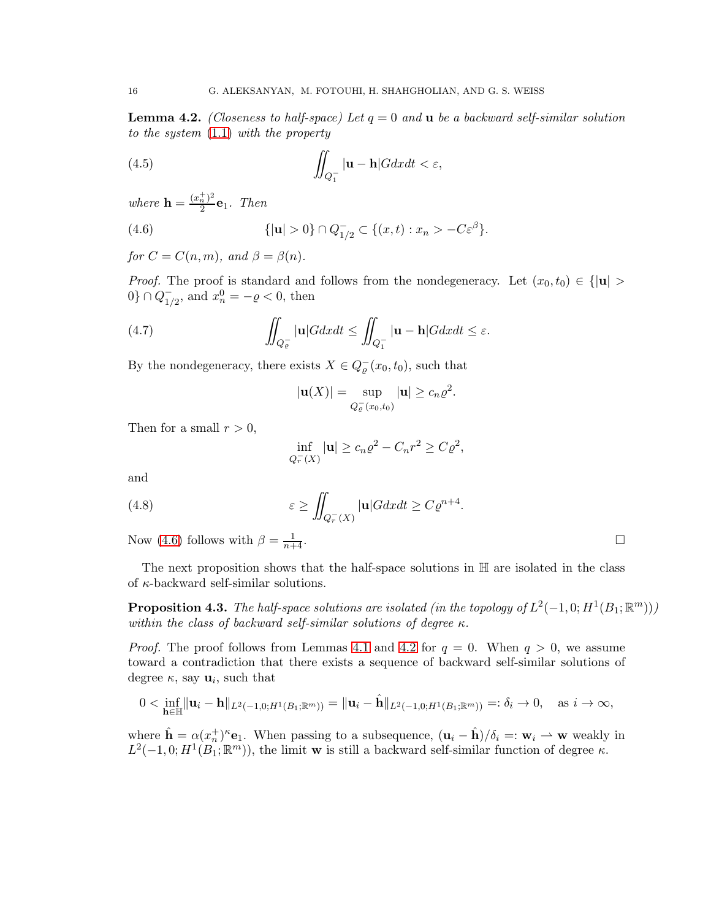**Lemma 4.2.** *(Closeness to half-space) Let $q = 0$ and $\mathbf{u}$ be a backward self-similar solution to the system (1.1) with the property*

$$\iint_{Q_1^-} |\mathbf{u} - \mathbf{h}| G dx dt < \varepsilon, \tag{4.5}$$

*where $\mathbf{h} = \frac{(x_n^+)^2}{2}\mathbf{e}_1$. Then*

$$\{|\mathbf{u}| > 0\} \cap Q_{1/2}^- \subset \{(x,t) : x_n > -C\varepsilon^\beta\}. \tag{4.6}$$

*for $C = C(n,m)$, and $\beta = \beta(n)$.*

*Proof.* The proof is standard and follows from the nondegeneracy. Let $(x_0, t_0) \in \{|\mathbf{u}| > 0\} \cap Q_{1/2}^-$, and $x_n^0 = -\varrho < 0$, then

$$\iint_{Q_\varrho^-} |\mathbf{u}| G dx dt \le \iint_{Q_1^-} |\mathbf{u} - \mathbf{h}| G dx dt \le \varepsilon. \tag{4.7}$$

By the nondegeneracy, there exists $X \in Q_\varrho^-(x_0, t_0)$, such that

$$|\mathbf{u}(X)| = \sup_{Q_\varrho^-(x_0,t_0)} |\mathbf{u}| \ge c_n \varrho^2.$$

Then for a small $r > 0$,

$$\inf_{Q_r^-(X)} |\mathbf{u}| \ge c_n \varrho^2 - C_n r^2 \ge C\varrho^2,$$

and

$$\varepsilon \ge \iint_{Q_r^-(X)} |\mathbf{u}| G dx dt \ge C\varrho^{n+4}. \tag{4.8}$$

Now (4.6) follows with $\beta = \frac{1}{n+4}$. $\square$

The next proposition shows that the half-space solutions in $\mathbb{H}$ are isolated in the class of $\kappa$-backward self-similar solutions.

**Proposition 4.3.** *The half-space solutions are isolated (in the topology of $L^2(-1, 0; H^1(B_1; \mathbb{R}^m))$) within the class of backward self-similar solutions of degree $\kappa$.*

*Proof.* The proof follows from Lemmas 4.1 and 4.2 for $q = 0$. When $q > 0$, we assume toward a contradiction that there exists a sequence of backward self-similar solutions of degree $\kappa$, say $\mathbf{u}_i$, such that

$$0 < \inf_{\mathbf{h}\in\mathbb{H}} \|\mathbf{u}_i - \mathbf{h}\|_{L^2(-1,0;H^1(B_1;\mathbb{R}^m))} = \|\mathbf{u}_i - \hat{\mathbf{h}}\|_{L^2(-1,0;H^1(B_1;\mathbb{R}^m))} =: \delta_i \to 0, \quad \text{as } i \to \infty,$$

where $\hat{\mathbf{h}} = \alpha(x_n^+)^\kappa \mathbf{e}_1$. When passing to a subsequence, $(\mathbf{u}_i - \hat{\mathbf{h}})/\delta_i =: \mathbf{w}_i \rightharpoonup \mathbf{w}$ weakly in $L^2(-1, 0; H^1(B_1; \mathbb{R}^m))$, the limit $\mathbf{w}$ is still a backward self-similar function of degree $\kappa$.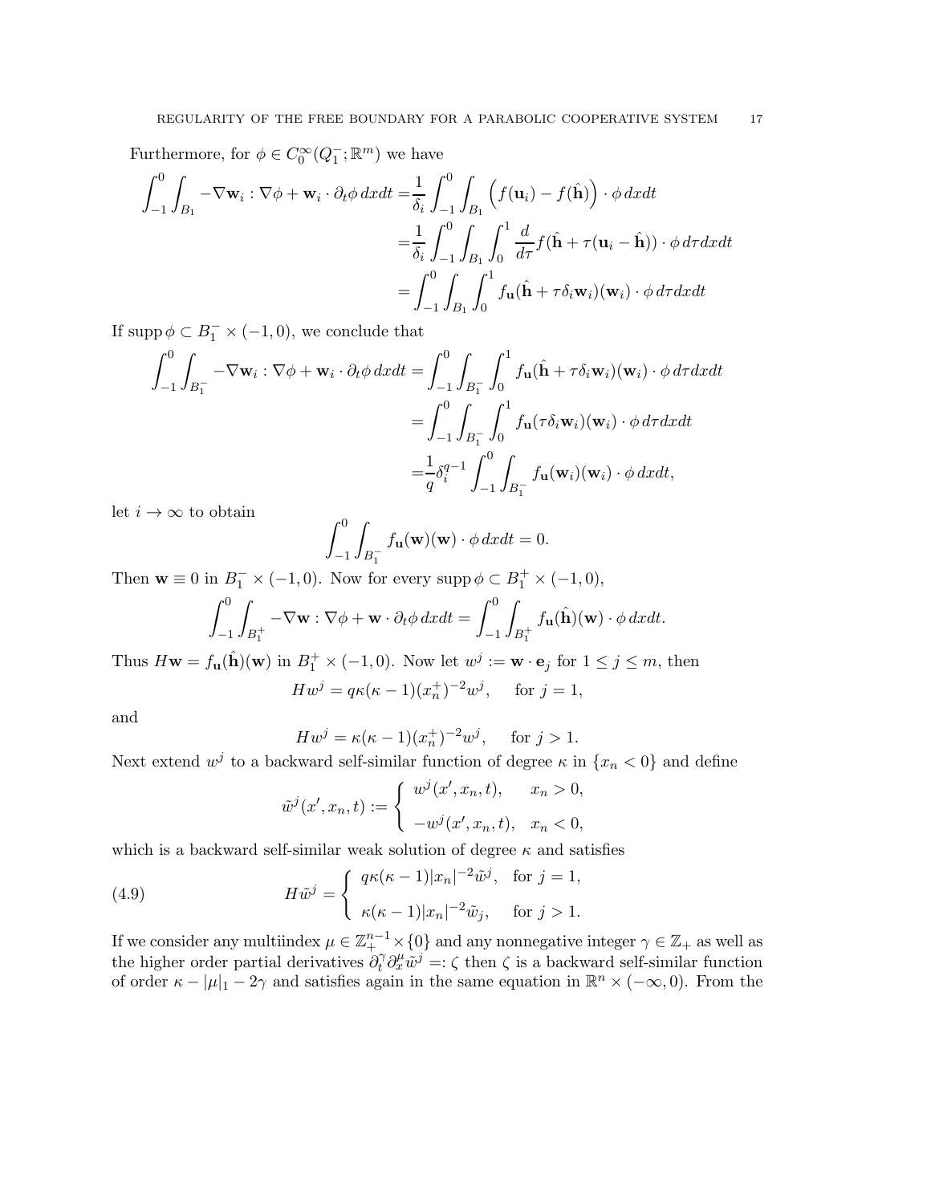Furthermore, for $\phi \in C_0^\infty(Q_1^-;\mathbb{R}^m)$ we have

$$
\begin{aligned}
\int_{-1}^0 \int_{B_1} -\nabla \mathbf{w}_i : \nabla\phi + \mathbf{w}_i \cdot \partial_t \phi \, dxdt =& \frac{1}{\delta_i}\int_{-1}^0 \int_{B_1} \Big( f(\mathbf{u}_i) - f(\hat{\mathbf{h}})\Big) \cdot \phi \, dxdt \\
=& \frac{1}{\delta_i}\int_{-1}^0 \int_{B_1} \int_0^1 \frac{d}{d\tau} f(\hat{\mathbf{h}} + \tau(\mathbf{u}_i - \hat{\mathbf{h}})) \cdot \phi \, d\tau dxdt \\
=& \int_{-1}^0 \int_{B_1} \int_0^1 f_{\mathbf{u}}(\hat{\mathbf{h}} + \tau\delta_i \mathbf{w}_i)(\mathbf{w}_i) \cdot \phi \, d\tau dxdt
\end{aligned}
$$

If $\operatorname{supp}\phi \subset B_1^- \times (-1,0)$, we conclude that

$$
\begin{aligned}
\int_{-1}^0 \int_{B_1^-} -\nabla \mathbf{w}_i : \nabla\phi + \mathbf{w}_i \cdot \partial_t \phi \, dxdt =& \int_{-1}^0 \int_{B_1^-} \int_0^1 f_{\mathbf{u}}(\hat{\mathbf{h}} + \tau\delta_i \mathbf{w}_i)(\mathbf{w}_i) \cdot \phi \, d\tau dxdt \\
=& \int_{-1}^0 \int_{B_1^-} \int_0^1 f_{\mathbf{u}}(\tau\delta_i \mathbf{w}_i)(\mathbf{w}_i) \cdot \phi \, d\tau dxdt \\
=& \frac{1}{q}\delta_i^{q-1} \int_{-1}^0 \int_{B_1^-} f_{\mathbf{u}}(\mathbf{w}_i)(\mathbf{w}_i) \cdot \phi \, dxdt,
\end{aligned}
$$

let $i \to \infty$ to obtain

$$
\int_{-1}^0 \int_{B_1^-} f_{\mathbf{u}}(\mathbf{w})(\mathbf{w}) \cdot \phi \, dxdt = 0.
$$

Then $\mathbf{w} \equiv 0$ in $B_1^- \times (-1,0)$. Now for every $\operatorname{supp}\phi \subset B_1^+ \times (-1,0)$,

$$
\int_{-1}^0 \int_{B_1^+} -\nabla \mathbf{w} : \nabla\phi + \mathbf{w} \cdot \partial_t \phi \, dxdt = \int_{-1}^0 \int_{B_1^+} f_{\mathbf{u}}(\hat{\mathbf{h}})(\mathbf{w}) \cdot \phi \, dxdt.
$$

Thus $H\mathbf{w} = f_{\mathbf{u}}(\hat{\mathbf{h}})(\mathbf{w})$ in $B_1^+ \times (-1,0)$. Now let $w^j := \mathbf{w} \cdot \mathbf{e}_j$ for $1 \le j \le m$, then

$$
Hw^j = q\kappa(\kappa-1)(x_n^+)^{-2} w^j, \quad \text{ for } j = 1,
$$

and

$$
Hw^j = \kappa(\kappa-1)(x_n^+)^{-2} w^j, \quad \text{ for } j > 1.
$$

Next extend $w^j$ to a backward self-similar function of degree $\kappa$ in $\{x_n < 0\}$ and define

$$
\tilde{w}^j(x', x_n, t) := \begin{cases} w^j(x', x_n, t), & x_n > 0, \\ -w^j(x', x_n, t), & x_n < 0, \end{cases}
$$

which is a backward self-similar weak solution of degree $\kappa$ and satisfies

$$
H\tilde{w}^j = \begin{cases} q\kappa(\kappa-1)|x_n|^{-2}\tilde{w}^j, & \text{for } j = 1, \\ \kappa(\kappa-1)|x_n|^{-2}\tilde{w}_j, & \text{for } j > 1. \end{cases} \tag{4.9}
$$

If we consider any multiindex $\mu \in \mathbb{Z}_+^{n-1} \times \{0\}$ and any nonnegative integer $\gamma \in \mathbb{Z}_+$ as well as the higher order partial derivatives $\partial_t^\gamma \partial_x^\mu \tilde{w}^j =: \zeta$ then $\zeta$ is a backward self-similar function of order $\kappa - |\mu|_1 - 2\gamma$ and satisfies again in the same equation in $\mathbb{R}^n \times (-\infty, 0)$. From the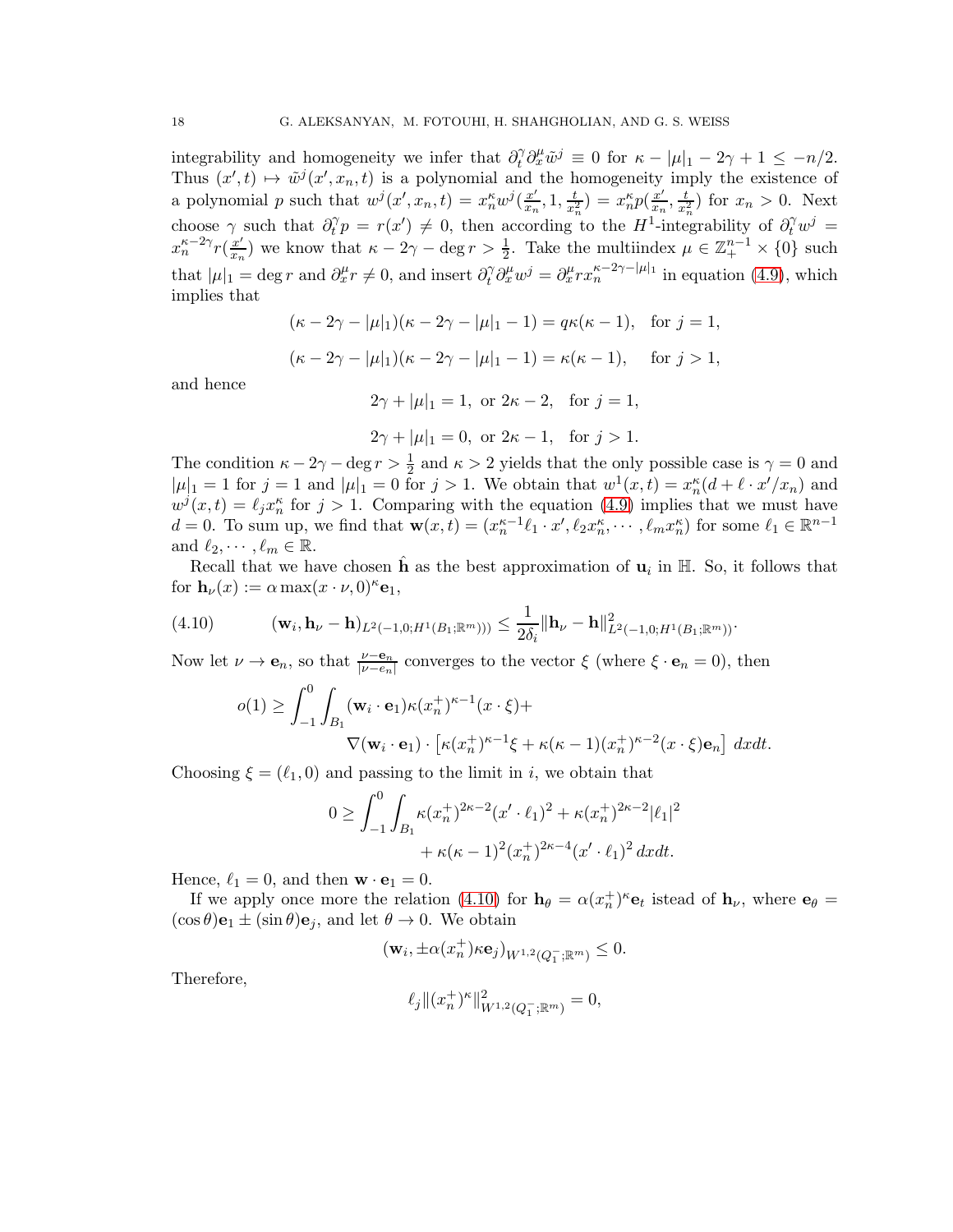integrability and homogeneity we infer that $\partial_t^\gamma \partial_x^\mu \tilde{w}^j \equiv 0$ for $\kappa - |\mu|_1 - 2\gamma + 1 \le -n/2$. Thus $(x', t) \mapsto \tilde{w}^j(x', x_n, t)$ is a polynomial and the homogeneity imply the existence of a polynomial $p$ such that $w^j(x', x_n, t) = x_n^\kappa w^j(\frac{x'}{x_n}, 1, \frac{t}{x_n^2}) = x_n^\kappa p(\frac{x'}{x_n}, \frac{t}{x_n^2})$ for $x_n > 0$. Next choose $\gamma$ such that $\partial_t^\gamma p = r(x') \neq 0$, then according to the $H^1$-integrability of $\partial_t^\gamma w^j = x_n^{\kappa - 2\gamma} r(\frac{x'}{x_n})$ we know that $\kappa - 2\gamma - \deg r > \frac{1}{2}$. Take the multiindex $\mu \in \mathbb{Z}_+^{n-1} \times \{0\}$ such that $|\mu|_1 = \deg r$ and $\partial_x^\mu r \neq 0$, and insert $\partial_t^\gamma \partial_x^\mu w^j = \partial_x^\mu r x_n^{\kappa - 2\gamma - |\mu|_1}$ in equation (4.9), which implies that

$$(\kappa - 2\gamma - |\mu|_1)(\kappa - 2\gamma - |\mu|_1 - 1) = q\kappa(\kappa - 1), \quad \text{for } j = 1,$$

$$(\kappa - 2\gamma - |\mu|_1)(\kappa - 2\gamma - |\mu|_1 - 1) = \kappa(\kappa - 1), \quad \text{for } j > 1,$$

and hence

$$2\gamma + |\mu|_1 = 1, \text{ or } 2\kappa - 2, \quad \text{for } j = 1,$$

$$2\gamma + |\mu|_1 = 0, \text{ or } 2\kappa - 1, \quad \text{for } j > 1.$$

The condition $\kappa - 2\gamma - \deg r > \frac{1}{2}$ and $\kappa > 2$ yields that the only possible case is $\gamma = 0$ and $|\mu|_1 = 1$ for $j = 1$ and $|\mu|_1 = 0$ for $j > 1$. We obtain that $w^1(x, t) = x_n^\kappa(d + \ell \cdot x'/x_n)$ and $w^j(x, t) = \ell_j x_n^\kappa$ for $j > 1$. Comparing with the equation (4.9) implies that we must have $d = 0$. To sum up, we find that $\mathbf{w}(x, t) = (x_n^{\kappa-1}\ell_1 \cdot x', \ell_2 x_n^\kappa, \cdots, \ell_m x_n^\kappa)$ for some $\ell_1 \in \mathbb{R}^{n-1}$ and $\ell_2, \cdots, \ell_m \in \mathbb{R}$.

Recall that we have chosen $\hat{\mathbf{h}}$ as the best approximation of $\mathbf{u}_i$ in $\mathbb{H}$. So, it follows that for $\mathbf{h}_\nu(x) := \alpha \max(x \cdot \nu, 0)^\kappa \mathbf{e}_1$,

$$(\mathbf{w}_i, \mathbf{h}_\nu - \mathbf{h})_{L^2(-1,0;H^1(B_1;\mathbb{R}^m)))} \le \frac{1}{2\delta_i} \|\mathbf{h}_\nu - \mathbf{h}\|^2_{L^2(-1,0;H^1(B_1;\mathbb{R}^m))}. \tag{4.10}$$

Now let $\nu \to \mathbf{e}_n$, so that $\frac{\nu - \mathbf{e}_n}{|\nu - e_n|}$ converges to the vector $\xi$ (where $\xi \cdot \mathbf{e}_n = 0$), then

$$o(1) \ge \int_{-1}^0 \int_{B_1} (\mathbf{w}_i \cdot \mathbf{e}_1)\kappa(x_n^+)^{\kappa-1}(x \cdot \xi) + \nabla(\mathbf{w}_i \cdot \mathbf{e}_1) \cdot \left[\kappa(x_n^+)^{\kappa-1}\xi + \kappa(\kappa-1)(x_n^+)^{\kappa-2}(x \cdot \xi)\mathbf{e}_n\right] dxdt.$$

Choosing $\xi = (\ell_1, 0)$ and passing to the limit in $i$, we obtain that

$$0 \ge \int_{-1}^0 \int_{B_1} \kappa(x_n^+)^{2\kappa-2}(x' \cdot \ell_1)^2 + \kappa(x_n^+)^{2\kappa-2}|\ell_1|^2 + \kappa(\kappa-1)^2(x_n^+)^{2\kappa-4}(x' \cdot \ell_1)^2 \, dxdt.$$

Hence, $\ell_1 = 0$, and then $\mathbf{w} \cdot \mathbf{e}_1 = 0$.

If we apply once more the relation (4.10) for $\mathbf{h}_\theta = \alpha(x_n^+)^\kappa \mathbf{e}_t$ istead of $\mathbf{h}_\nu$, where $\mathbf{e}_\theta = (\cos\theta)\mathbf{e}_1 \pm (\sin\theta)\mathbf{e}_j$, and let $\theta \to 0$. We obtain

$$(\mathbf{w}_i, \pm\alpha(x_n^+)\kappa\mathbf{e}_j)_{W^{1,2}(Q_1^-;\mathbb{R}^m)} \le 0.$$

Therefore,

$$\ell_j \|(x_n^+)^\kappa\|^2_{W^{1,2}(Q_1^-;\mathbb{R}^m)} = 0,$$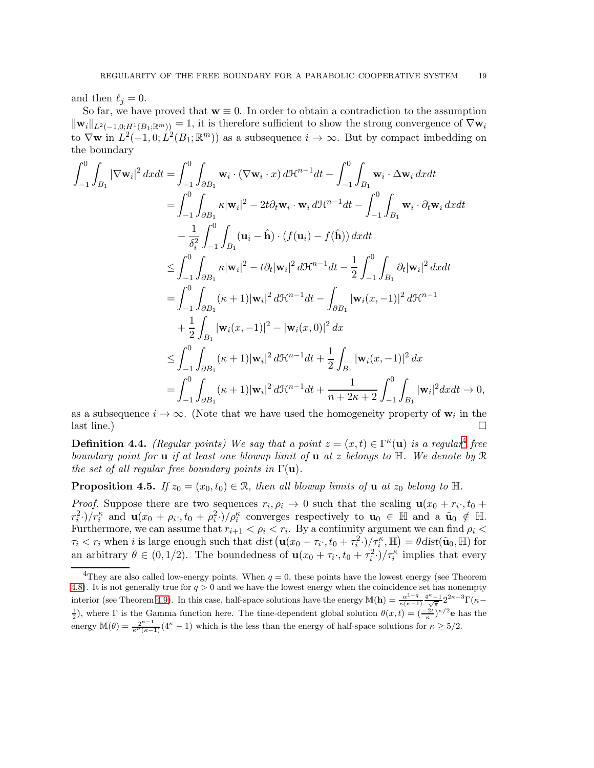and then $\ell_j = 0$.

So far, we have proved that $\mathbf{w} \equiv 0$. In order to obtain a contradiction to the assumption $\|\mathbf{w}_i\|_{L^2(-1,0;H^1(B_1;\mathbb{R}^m))} = 1$, it is therefore sufficient to show the strong convergence of $\nabla \mathbf{w}_i$ to $\nabla \mathbf{w}$ in $L^2(-1,0;L^2(B_1;\mathbb{R}^m))$ as a subsequence $i \to \infty$. But by compact imbedding on the boundary

$$
\begin{aligned}
\int_{-1}^0 \int_{B_1} |\nabla \mathbf{w}_i|^2 \, dxdt &= \int_{-1}^0 \int_{\partial B_1} \mathbf{w}_i \cdot (\nabla \mathbf{w}_i \cdot x) \, d\mathcal{H}^{n-1} dt - \int_{-1}^0 \int_{B_1} \mathbf{w}_i \cdot \Delta \mathbf{w}_i \, dxdt \\
&= \int_{-1}^0 \int_{\partial B_1} \kappa |\mathbf{w}_i|^2 - 2t \partial_t \mathbf{w}_i \cdot \mathbf{w}_i \, d\mathcal{H}^{n-1} dt - \int_{-1}^0 \int_{B_1} \mathbf{w}_i \cdot \partial_t \mathbf{w}_i \, dxdt \\
&\quad - \frac{1}{\delta_i^2} \int_{-1}^0 \int_{B_1} (\mathbf{u}_i - \hat{\mathbf{h}}) \cdot (f(\mathbf{u}_i) - f(\hat{\mathbf{h}})) \, dxdt \\
&\leq \int_{-1}^0 \int_{\partial B_1} \kappa |\mathbf{w}_i|^2 - t \partial_t |\mathbf{w}_i|^2 \, d\mathcal{H}^{n-1} dt - \frac{1}{2} \int_{-1}^0 \int_{B_1} \partial_t |\mathbf{w}_i|^2 \, dxdt \\
&= \int_{-1}^0 \int_{\partial B_1} (\kappa + 1) |\mathbf{w}_i|^2 \, d\mathcal{H}^{n-1} dt - \int_{\partial B_1} |\mathbf{w}_i(x,-1)|^2 \, d\mathcal{H}^{n-1} \\
&\quad + \frac{1}{2} \int_{B_1} |\mathbf{w}_i(x,-1)|^2 - |\mathbf{w}_i(x,0)|^2 \, dx \\
&\leq \int_{-1}^0 \int_{\partial B_1} (\kappa + 1) |\mathbf{w}_i|^2 \, d\mathcal{H}^{n-1} dt + \frac{1}{2} \int_{B_1} |\mathbf{w}_i(x,-1)|^2 \, dx \\
&= \int_{-1}^0 \int_{\partial B_1} (\kappa + 1) |\mathbf{w}_i|^2 \, d\mathcal{H}^{n-1} dt + \frac{1}{n + 2\kappa + 2} \int_{-1}^0 \int_{B_1} |\mathbf{w}_i|^2 dxdt \to 0,
\end{aligned}
$$

as a subsequence $i \to \infty$. (Note that we have used the homogeneity property of $\mathbf{w}_i$ in the last line.) $\square$

**Definition 4.4.** *(Regular points) We say that a point $z = (x,t) \in \Gamma^\kappa(\mathbf{u})$ is a regular*[4] *free boundary point for $\mathbf{u}$ if at least one blowup limit of $\mathbf{u}$ at $z$ belongs to $\mathbb{H}$. We denote by $\mathcal{R}$ the set of all regular free boundary points in $\Gamma(\mathbf{u})$.*

**Proposition 4.5.** *If $z_0 = (x_0, t_0) \in \mathcal{R}$, then all blowup limits of $\mathbf{u}$ at $z_0$ belong to $\mathbb{H}$.*

*Proof.* Suppose there are two sequences $r_i, \rho_i \to 0$ such that the scaling $\mathbf{u}(x_0 + r_i \cdot, t_0 + r_i^2 \cdot)/r_i^\kappa$ and $\mathbf{u}(x_0 + \rho_i \cdot, t_0 + \rho_i^2 \cdot)/\rho_i^\kappa$ converges respectively to $\mathbf{u}_0 \in \mathbb{H}$ and a $\tilde{\mathbf{u}}_0 \notin \mathbb{H}$. Furthermore, we can assume that $r_{i+1} < \rho_i < r_i$. By a continuity argument we can find $\rho_i < \tau_i < r_i$ when $i$ is large enough such that $dist\left(\mathbf{u}(x_0 + \tau_i \cdot, t_0 + \tau_i^2 \cdot)/\tau_i^\kappa, \mathbb{H}\right) = \theta dist(\tilde{\mathbf{u}}_0, \mathbb{H})$ for an arbitrary $\theta \in (0, 1/2)$. The boundedness of $\mathbf{u}(x_0 + \tau_i \cdot, t_0 + \tau_i^2 \cdot)/\tau_i^\kappa$ implies that every

---

[4] They are also called low-energy points. When $q = 0$, these points have the lowest energy (see Theorem 4.8). It is not generally true for $q > 0$ and we have the lowest energy when the coincidence set has nonempty interior (see Theorem 4.9). In this case, half-space solutions have the energy $\mathbb{M}(\mathbf{h}) = \frac{\alpha^{1+q}}{\kappa(\kappa-1)} \frac{4^\kappa - 1}{\sqrt{\pi}} 2^{2\kappa-3} \Gamma(\kappa - \frac{1}{2})$, where $\Gamma$ is the Gamma function here. The time-dependent global solution $\theta(x,t) = (\frac{-2t}{\kappa})^{\kappa/2} \mathbf{e}$ has the energy $\mathbb{M}(\theta) = \frac{2^{\kappa-1}}{\kappa^\kappa(\kappa-1)}(4^\kappa - 1)$ which is the less than the energy of half-space solutions for $\kappa \geq 5/2$.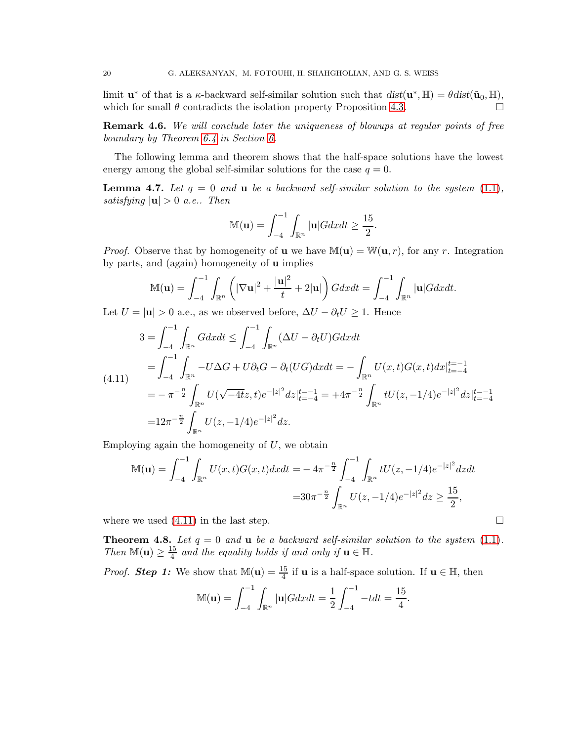limit $\mathbf{u}^*$ of that is a $\kappa$-backward self-similar solution such that $dist(\mathbf{u}^*, \mathbb{H}) = \theta dist(\tilde{\mathbf{u}}_0, \mathbb{H})$, which for small $\theta$ contradicts the isolation property Proposition 4.3. $\square$

**Remark 4.6.** *We will conclude later the uniqueness of blowups at regular points of free boundary by Theorem 6.4 in Section 6.*

The following lemma and theorem shows that the half-space solutions have the lowest energy among the global self-similar solutions for the case $q = 0$.

**Lemma 4.7.** *Let $q = 0$ and $\mathbf{u}$ be a backward self-similar solution to the system (1.1), satisfying $|\mathbf{u}| > 0$ a.e.. Then*

$$\mathbb{M}(\mathbf{u}) = \int_{-4}^{-1} \int_{\mathbb{R}^n} |\mathbf{u}| G dx dt \geq \frac{15}{2}.$$

*Proof.* Observe that by homogeneity of $\mathbf{u}$ we have $\mathbb{M}(\mathbf{u}) = \mathbb{W}(\mathbf{u}, r)$, for any $r$. Integration by parts, and (again) homogeneity of $\mathbf{u}$ implies

$$\mathbb{M}(\mathbf{u}) = \int_{-4}^{-1} \int_{\mathbb{R}^n} \left( |\nabla \mathbf{u}|^2 + \frac{|\mathbf{u}|^2}{t} + 2|\mathbf{u}| \right) G dx dt = \int_{-4}^{-1} \int_{\mathbb{R}^n} |\mathbf{u}| G dx dt.$$

Let $U = |\mathbf{u}| > 0$ a.e., as we observed before, $\Delta U - \partial_t U \geq 1$. Hence

$$\begin{aligned}
3 =& \int_{-4}^{-1} \int_{\mathbb{R}^n} G dx dt \leq \int_{-4}^{-1} \int_{\mathbb{R}^n} (\Delta U - \partial_t U) G dx dt \\
=& \int_{-4}^{-1} \int_{\mathbb{R}^n} -U \Delta G + U \partial_t G - \partial_t (UG) dx dt = - \int_{\mathbb{R}^n} U(x,t) G(x,t) dx |_{t=-4}^{t=-1} \\
=& - \pi^{-\frac{n}{2}} \int_{\mathbb{R}^n} U(\sqrt{-4t} z, t) e^{-|z|^2} dz |_{t=-4}^{t=-1} = +4\pi^{-\frac{n}{2}} \int_{\mathbb{R}^n} t U(z, -1/4) e^{-|z|^2} dz |_{t=-4}^{t=-1} \\
=& 12 \pi^{-\frac{n}{2}} \int_{\mathbb{R}^n} U(z, -1/4) e^{-|z|^2} dz.
\end{aligned} \tag{4.11}$$

Employing again the homogeneity of $U$, we obtain

$$\begin{aligned}
\mathbb{M}(\mathbf{u}) = \int_{-4}^{-1} \int_{\mathbb{R}^n} U(x,t) G(x,t) dx dt =& -4\pi^{-\frac{n}{2}} \int_{-4}^{-1} \int_{\mathbb{R}^n} t U(z, -1/4) e^{-|z|^2} dz dt \\
=& 30 \pi^{-\frac{n}{2}} \int_{\mathbb{R}^n} U(z, -1/4) e^{-|z|^2} dz \geq \frac{15}{2},
\end{aligned}$$

where we used (4.11) in the last step. $\square$

**Theorem 4.8.** *Let $q = 0$ and $\mathbf{u}$ be a backward self-similar solution to the system (1.1). Then $\mathbb{M}(\mathbf{u}) \geq \frac{15}{4}$ and the equality holds if and only if $\mathbf{u} \in \mathbb{H}$.*

*Proof.* ***Step 1:*** We show that $\mathbb{M}(\mathbf{u}) = \frac{15}{4}$ if $\mathbf{u}$ is a half-space solution. If $\mathbf{u} \in \mathbb{H}$, then

$$\mathbb{M}(\mathbf{u}) = \int_{-4}^{-1} \int_{\mathbb{R}^n} |\mathbf{u}| G dx dt = \frac{1}{2} \int_{-4}^{-1} -t dt = \frac{15}{4}.$$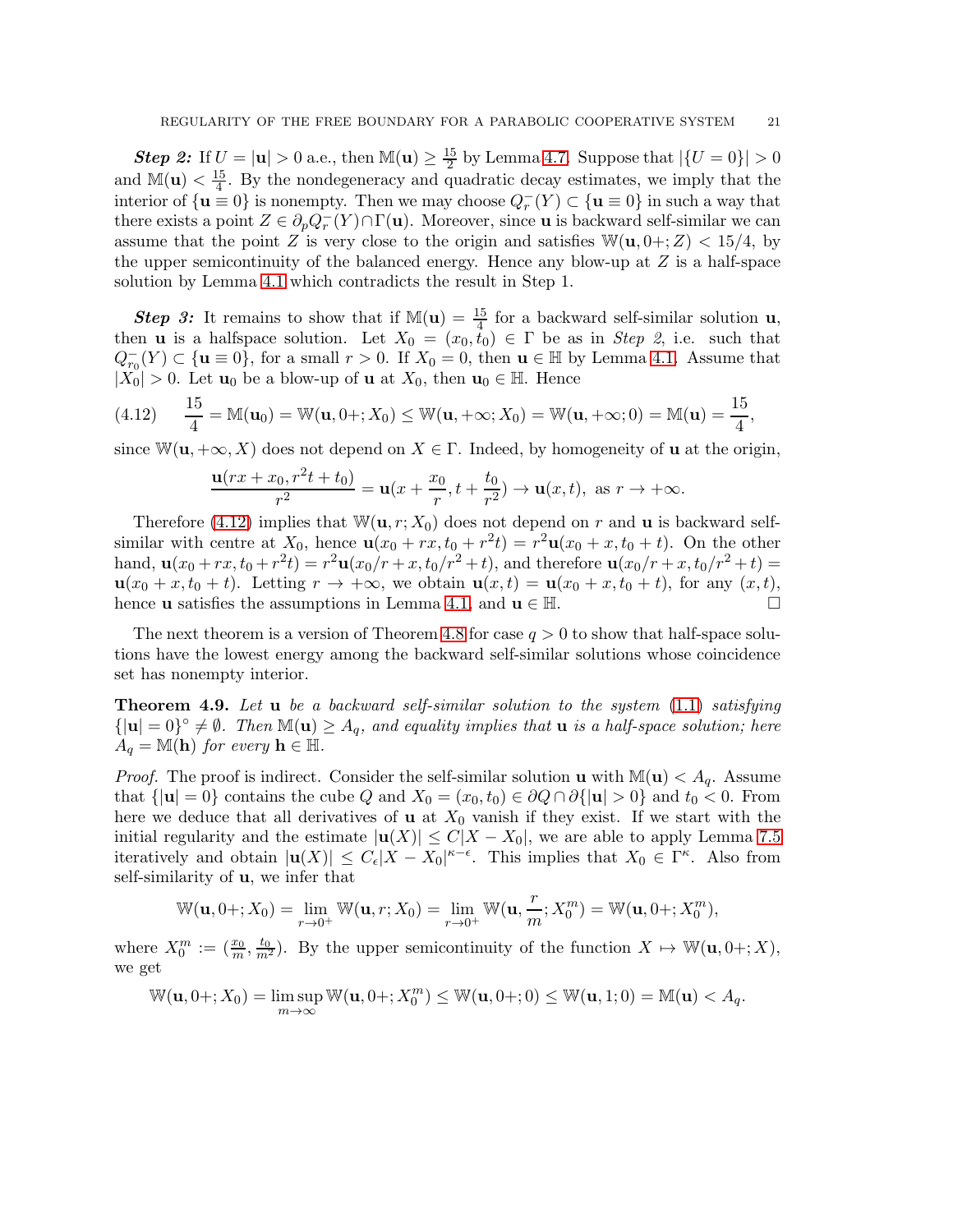***Step 2:*** If $U = |\mathbf{u}| > 0$ a.e., then $\mathbb{M}(\mathbf{u}) \geq \frac{15}{2}$ by Lemma 4.7. Suppose that $|\{U = 0\}| > 0$ and $\mathbb{M}(\mathbf{u}) < \frac{15}{4}$. By the nondegeneracy and quadratic decay estimates, we imply that the interior of $\{\mathbf{u} \equiv 0\}$ is nonempty. Then we may choose $Q_r^-(Y) \subset \{\mathbf{u} \equiv 0\}$ in such a way that there exists a point $Z \in \partial_p Q_r^-(Y) \cap \Gamma(\mathbf{u})$. Moreover, since $\mathbf{u}$ is backward self-similar we can assume that the point $Z$ is very close to the origin and satisfies $\mathbb{W}(\mathbf{u}, 0+; Z) < 15/4$, by the upper semicontinuity of the balanced energy. Hence any blow-up at $Z$ is a half-space solution by Lemma 4.1 which contradicts the result in Step 1.

***Step 3:*** It remains to show that if $\mathbb{M}(\mathbf{u}) = \frac{15}{4}$ for a backward self-similar solution $\mathbf{u}$, then $\mathbf{u}$ is a halfspace solution. Let $X_0 = (x_0, t_0) \in \Gamma$ be as in *Step 2*, i.e. such that $Q_{r_0}^-(Y) \subset \{\mathbf{u} \equiv 0\}$, for a small $r > 0$. If $X_0 = 0$, then $\mathbf{u} \in \mathbb{H}$ by Lemma 4.1. Assume that $|X_0| > 0$. Let $\mathbf{u}_0$ be a blow-up of $\mathbf{u}$ at $X_0$, then $\mathbf{u}_0 \in \mathbb{H}$. Hence

$$\frac{15}{4} = \mathbb{M}(\mathbf{u}_0) = \mathbb{W}(\mathbf{u}, 0+; X_0) \leq \mathbb{W}(\mathbf{u}, +\infty; X_0) = \mathbb{W}(\mathbf{u}, +\infty; 0) = \mathbb{M}(\mathbf{u}) = \frac{15}{4}, \tag{4.12}$$

since $\mathbb{W}(\mathbf{u}, +\infty, X)$ does not depend on $X \in \Gamma$. Indeed, by homogeneity of $\mathbf{u}$ at the origin,

$$\frac{\mathbf{u}(rx + x_0, r^2 t + t_0)}{r^2} = \mathbf{u}(x + \frac{x_0}{r}, t + \frac{t_0}{r^2}) \to \mathbf{u}(x, t), \text{ as } r \to +\infty.$$

Therefore (4.12) implies that $\mathbb{W}(\mathbf{u}, r; X_0)$ does not depend on $r$ and $\mathbf{u}$ is backward self-similar with centre at $X_0$, hence $\mathbf{u}(x_0 + rx, t_0 + r^2 t) = r^2 \mathbf{u}(x_0 + x, t_0 + t)$. On the other hand, $\mathbf{u}(x_0 + rx, t_0 + r^2 t) = r^2 \mathbf{u}(x_0/r + x, t_0/r^2 + t)$, and therefore $\mathbf{u}(x_0/r + x, t_0/r^2 + t) = \mathbf{u}(x_0 + x, t_0 + t)$. Letting $r \to +\infty$, we obtain $\mathbf{u}(x, t) = \mathbf{u}(x_0 + x, t_0 + t)$, for any $(x, t)$, hence $\mathbf{u}$ satisfies the assumptions in Lemma 4.1, and $\mathbf{u} \in \mathbb{H}$. $\square$

The next theorem is a version of Theorem 4.8 for case $q > 0$ to show that half-space solutions have the lowest energy among the backward self-similar solutions whose coincidence set has nonempty interior.

**Theorem 4.9.** *Let $\mathbf{u}$ be a backward self-similar solution to the system (1.1) satisfying $\{|\mathbf{u}| = 0\}^\circ \neq \emptyset$. Then $\mathbb{M}(\mathbf{u}) \geq A_q$, and equality implies that $\mathbf{u}$ is a half-space solution; here $A_q = \mathbb{M}(\mathbf{h})$ for every $\mathbf{h} \in \mathbb{H}$.*

*Proof.* The proof is indirect. Consider the self-similar solution $\mathbf{u}$ with $\mathbb{M}(\mathbf{u}) < A_q$. Assume that $\{|\mathbf{u}| = 0\}$ contains the cube $Q$ and $X_0 = (x_0, t_0) \in \partial Q \cap \partial\{|\mathbf{u}| > 0\}$ and $t_0 < 0$. From here we deduce that all derivatives of $\mathbf{u}$ at $X_0$ vanish if they exist. If we start with the initial regularity and the estimate $|\mathbf{u}(X)| \leq C|X - X_0|$, we are able to apply Lemma 7.5 iteratively and obtain $|\mathbf{u}(X)| \leq C_\epsilon |X - X_0|^{\kappa - \epsilon}$. This implies that $X_0 \in \Gamma^\kappa$. Also from self-similarity of $\mathbf{u}$, we infer that

$$\mathbb{W}(\mathbf{u}, 0+; X_0) = \lim_{r \to 0^+} \mathbb{W}(\mathbf{u}, r; X_0) = \lim_{r \to 0^+} \mathbb{W}(\mathbf{u}, \frac{r}{m}; X_0^m) = \mathbb{W}(\mathbf{u}, 0+; X_0^m),$$

where $X_0^m := (\frac{x_0}{m}, \frac{t_0}{m^2})$. By the upper semicontinuity of the function $X \mapsto \mathbb{W}(\mathbf{u}, 0+; X)$, we get

$$\mathbb{W}(\mathbf{u}, 0+; X_0) = \limsup_{m \to \infty} \mathbb{W}(\mathbf{u}, 0+; X_0^m) \leq \mathbb{W}(\mathbf{u}, 0+; 0) \leq \mathbb{W}(\mathbf{u}, 1; 0) = \mathbb{M}(\mathbf{u}) < A_q.$$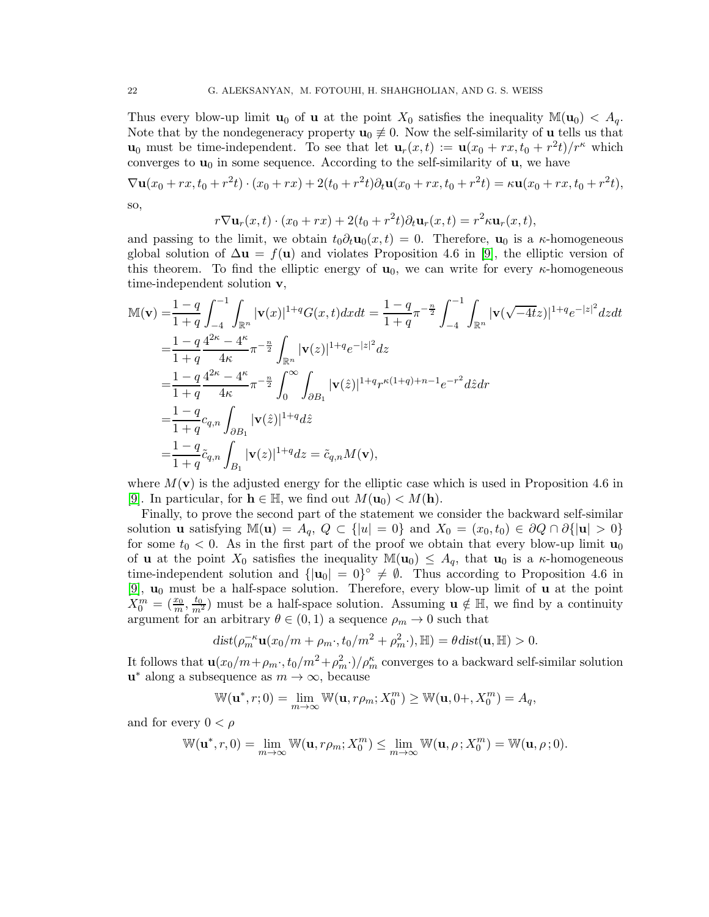Thus every blow-up limit $\mathbf{u}_0$ of $\mathbf{u}$ at the point $X_0$ satisfies the inequality $\mathbb{M}(\mathbf{u}_0) < A_q$. Note that by the nondegeneracy property $\mathbf{u}_0 \not\equiv 0$. Now the self-similarity of $\mathbf{u}$ tells us that $\mathbf{u}_0$ must be time-independent. To see that let $\mathbf{u}_r(x,t) := \mathbf{u}(x_0 + rx, t_0 + r^2 t)/r^\kappa$ which converges to $\mathbf{u}_0$ in some sequence. According to the self-similarity of $\mathbf{u}$, we have

$$\nabla \mathbf{u}(x_0 + rx, t_0 + r^2 t) \cdot (x_0 + rx) + 2(t_0 + r^2 t)\partial_t \mathbf{u}(x_0 + rx, t_0 + r^2 t) = \kappa \mathbf{u}(x_0 + rx, t_0 + r^2 t),$$

so,

$$r \nabla \mathbf{u}_r(x,t) \cdot (x_0 + rx) + 2(t_0 + r^2 t)\partial_t \mathbf{u}_r(x,t) = r^2 \kappa \mathbf{u}_r(x,t),$$

and passing to the limit, we obtain $t_0 \partial_t \mathbf{u}_0(x,t) = 0$. Therefore, $\mathbf{u}_0$ is a $\kappa$-homogeneous global solution of $\Delta \mathbf{u} = f(\mathbf{u})$ and violates Proposition 4.6 in [9], the elliptic version of this theorem. To find the elliptic energy of $\mathbf{u}_0$, we can write for every $\kappa$-homogeneous time-independent solution $\mathbf{v}$,

$$\begin{aligned}
\mathbb{M}(\mathbf{v}) =& \frac{1-q}{1+q}\int_{-4}^{-1}\int_{\mathbb{R}^n} |\mathbf{v}(x)|^{1+q} G(x,t)\,dx\,dt = \frac{1-q}{1+q}\pi^{-\frac{n}{2}}\int_{-4}^{-1}\int_{\mathbb{R}^n} |\mathbf{v}(\sqrt{-4t}z)|^{1+q} e^{-|z|^2}\,dz\,dt \\
=& \frac{1-q}{1+q}\frac{4^{2\kappa} - 4^{\kappa}}{4\kappa}\pi^{-\frac{n}{2}}\int_{\mathbb{R}^n} |\mathbf{v}(z)|^{1+q} e^{-|z|^2}\,dz \\
=& \frac{1-q}{1+q}\frac{4^{2\kappa} - 4^{\kappa}}{4\kappa}\pi^{-\frac{n}{2}}\int_0^\infty \int_{\partial B_1} |\mathbf{v}(\hat{z})|^{1+q} r^{\kappa(1+q)+n-1} e^{-r^2}\,d\hat{z}\,dr \\
=& \frac{1-q}{1+q} c_{q,n}\int_{\partial B_1} |\mathbf{v}(\hat{z})|^{1+q}\,d\hat{z} \\
=& \frac{1-q}{1+q}\tilde{c}_{q,n}\int_{B_1} |\mathbf{v}(z)|^{1+q}\,dz = \tilde{c}_{q,n} M(\mathbf{v}),
\end{aligned}$$

where $M(\mathbf{v})$ is the adjusted energy for the elliptic case which is used in Proposition 4.6 in [9]. In particular, for $\mathbf{h} \in \mathbb{H}$, we find out $M(\mathbf{u}_0) < M(\mathbf{h})$.

Finally, to prove the second part of the statement we consider the backward self-similar solution $\mathbf{u}$ satisfying $\mathbb{M}(\mathbf{u}) = A_q$, $Q \subset \{|u| = 0\}$ and $X_0 = (x_0, t_0) \in \partial Q \cap \partial\{|\mathbf{u}| > 0\}$ for some $t_0 < 0$. As in the first part of the proof we obtain that every blow-up limit $\mathbf{u}_0$ of $\mathbf{u}$ at the point $X_0$ satisfies the inequality $\mathbb{M}(\mathbf{u}_0) \leq A_q$, that $\mathbf{u}_0$ is a $\kappa$-homogeneous time-independent solution and $\{|\mathbf{u}_0| = 0\}^\circ \neq \emptyset$. Thus according to Proposition 4.6 in [9], $\mathbf{u}_0$ must be a half-space solution. Therefore, every blow-up limit of $\mathbf{u}$ at the point $X_0^m = (\frac{x_0}{m}, \frac{t_0}{m^2})$ must be a half-space solution. Assuming $\mathbf{u} \notin \mathbb{H}$, we find by a continuity argument for an arbitrary $\theta \in (0,1)$ a sequence $\rho_m \to 0$ such that

$$dist(\rho_m^{-\kappa}\mathbf{u}(x_0/m + \rho_m \cdot, t_0/m^2 + \rho_m^2 \cdot), \mathbb{H}) = \theta dist(\mathbf{u}, \mathbb{H}) > 0.$$

It follows that $\mathbf{u}(x_0/m + \rho_m \cdot, t_0/m^2 + \rho_m^2 \cdot)/\rho_m^\kappa$ converges to a backward self-similar solution $\mathbf{u}^*$ along a subsequence as $m \to \infty$, because

$$\mathbb{W}(\mathbf{u}^*, r; 0) = \lim_{m\to\infty} \mathbb{W}(\mathbf{u}, r\rho_m; X_0^m) \geq \mathbb{W}(\mathbf{u}, 0+, X_0^m) = A_q,$$

and for every $0 < \rho$

$$\mathbb{W}(\mathbf{u}^*, r, 0) = \lim_{m\to\infty} \mathbb{W}(\mathbf{u}, r\rho_m; X_0^m) \leq \lim_{m\to\infty} \mathbb{W}(\mathbf{u}, \rho\,; X_0^m) = \mathbb{W}(\mathbf{u}, \rho\,; 0).$$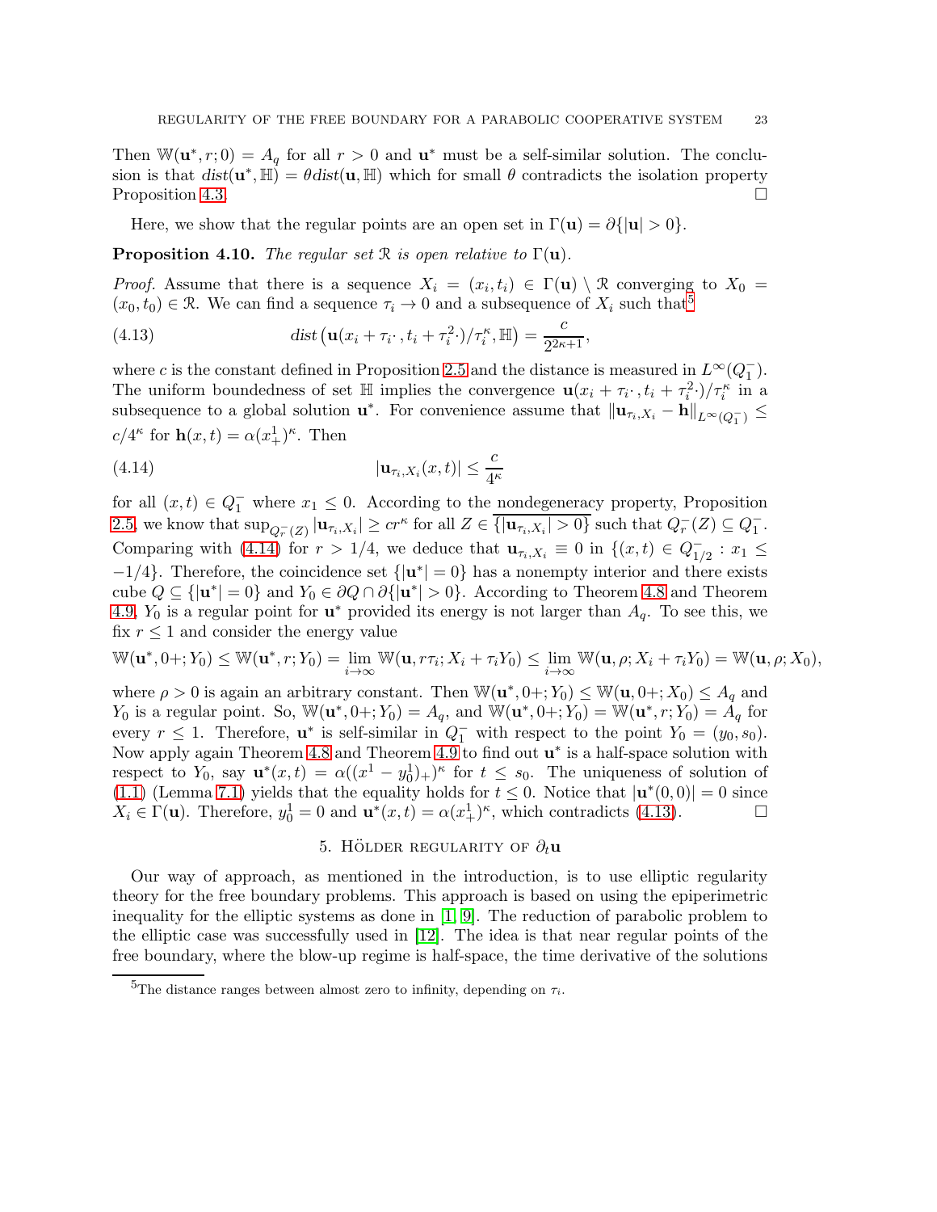Then $\mathbb{W}(\mathbf{u}^*, r; 0) = A_q$ for all $r > 0$ and $\mathbf{u}^*$ must be a self-similar solution. The conclusion is that $dist(\mathbf{u}^*, \mathbb{H}) = \theta dist(\mathbf{u}, \mathbb{H})$ which for small $\theta$ contradicts the isolation property Proposition 4.3. $\square$

Here, we show that the regular points are an open set in $\Gamma(\mathbf{u}) = \partial\{|\mathbf{u}| > 0\}$.

**Proposition 4.10.** *The regular set $\mathcal{R}$ is open relative to $\Gamma(\mathbf{u})$.*

*Proof.* Assume that there is a sequence $X_i = (x_i, t_i) \in \Gamma(\mathbf{u}) \setminus \mathcal{R}$ converging to $X_0 = (x_0, t_0) \in \mathcal{R}$. We can find a sequence $\tau_i \to 0$ and a subsequence of $X_i$ such that[5]

$$dist\left(\mathbf{u}(x_i + \tau_i \cdot, t_i + \tau_i^2 \cdot)/\tau_i^\kappa, \mathbb{H}\right) = \frac{c}{2^{2\kappa+1}}, \tag{4.13}$$

where $c$ is the constant defined in Proposition 2.5 and the distance is measured in $L^\infty(Q_1^-)$. The uniform boundedness of set $\mathbb{H}$ implies the convergence $\mathbf{u}(x_i + \tau_i \cdot, t_i + \tau_i^2 \cdot)/\tau_i^\kappa$ in a subsequence to a global solution $\mathbf{u}^*$. For convenience assume that $\|\mathbf{u}_{\tau_i, X_i} - \mathbf{h}\|_{L^\infty(Q_1^-)} \leq c/4^\kappa$ for $\mathbf{h}(x,t) = \alpha(x_+^1)^\kappa$. Then

$$|\mathbf{u}_{\tau_i, X_i}(x,t)| \leq \frac{c}{4^\kappa} \tag{4.14}$$

for all $(x,t) \in Q_1^-$ where $x_1 \leq 0$. According to the nondegeneracy property, Proposition 2.5, we know that $\sup_{Q_r^-(Z)} |\mathbf{u}_{\tau_i, X_i}| \geq c r^\kappa$ for all $Z \in \overline{\{|\mathbf{u}_{\tau_i, X_i}| > 0\}}$ such that $Q_r^-(Z) \subseteq Q_1^-$. Comparing with (4.14) for $r > 1/4$, we deduce that $\mathbf{u}_{\tau_i, X_i} \equiv 0$ in $\{(x,t) \in Q_{1/2}^- : x_1 \leq -1/4\}$. Therefore, the coincidence set $\{|\mathbf{u}^*| = 0\}$ has a nonempty interior and there exists cube $Q \subseteq \{|\mathbf{u}^*| = 0\}$ and $Y_0 \in \partial Q \cap \partial\{|\mathbf{u}^*| > 0\}$. According to Theorem 4.8 and Theorem 4.9, $Y_0$ is a regular point for $\mathbf{u}^*$ provided its energy is not larger than $A_q$. To see this, we fix $r \leq 1$ and consider the energy value

$$\mathbb{W}(\mathbf{u}^*, 0+; Y_0) \leq \mathbb{W}(\mathbf{u}^*, r; Y_0) = \lim_{i \to \infty} \mathbb{W}(\mathbf{u}, r\tau_i; X_i + \tau_i Y_0) \leq \lim_{i \to \infty} \mathbb{W}(\mathbf{u}, \rho; X_i + \tau_i Y_0) = \mathbb{W}(\mathbf{u}, \rho; X_0),$$

where $\rho > 0$ is again an arbitrary constant. Then $\mathbb{W}(\mathbf{u}^*, 0+; Y_0) \leq \mathbb{W}(\mathbf{u}, 0+; X_0) \leq A_q$ and $Y_0$ is a regular point. So, $\mathbb{W}(\mathbf{u}^*, 0+; Y_0) = A_q$, and $\mathbb{W}(\mathbf{u}^*, 0+; Y_0) = \mathbb{W}(\mathbf{u}^*, r; Y_0) = A_q$ for every $r \leq 1$. Therefore, $\mathbf{u}^*$ is self-similar in $Q_1^-$ with respect to the point $Y_0 = (y_0, s_0)$. Now apply again Theorem 4.8 and Theorem 4.9 to find out $\mathbf{u}^*$ is a half-space solution with respect to $Y_0$, say $\mathbf{u}^*(x,t) = \alpha((x^1 - y_0^1)_+)^\kappa$ for $t \leq s_0$. The uniqueness of solution of (1.1) (Lemma 7.1) yields that the equality holds for $t \leq 0$. Notice that $|\mathbf{u}^*(0,0)| = 0$ since $X_i \in \Gamma(\mathbf{u})$. Therefore, $y_0^1 = 0$ and $\mathbf{u}^*(x,t) = \alpha(x_+^1)^\kappa$, which contradicts (4.13). $\square$

## 5. Hölder regularity of $\partial_t \mathbf{u}$

Our way of approach, as mentioned in the introduction, is to use elliptic regularity theory for the free boundary problems. This approach is based on using the epiperimetric inequality for the elliptic systems as done in [1, 9]. The reduction of parabolic problem to the elliptic case was successfully used in [12]. The idea is that near regular points of the free boundary, where the blow-up regime is half-space, the time derivative of the solutions

[5] The distance ranges between almost zero to infinity, depending on $\tau_i$.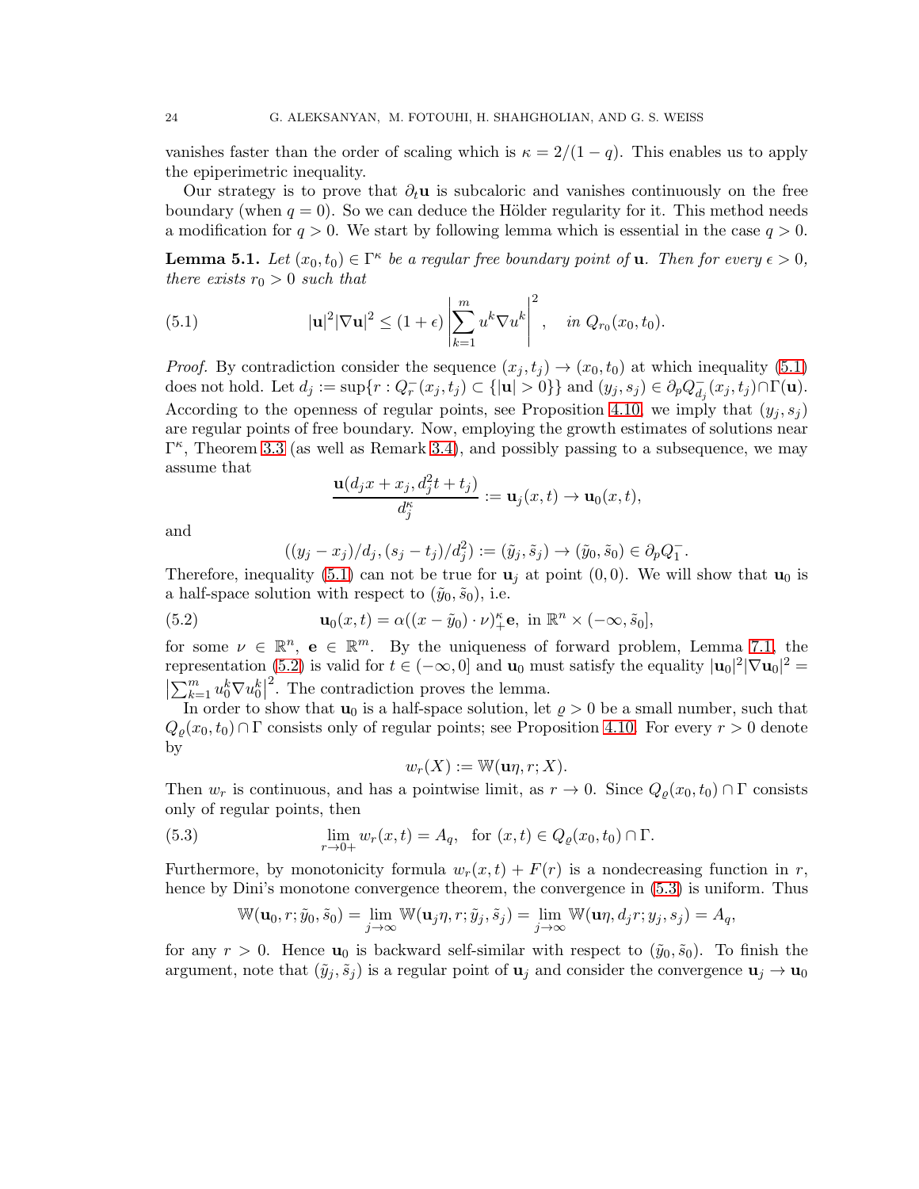vanishes faster than the order of scaling which is $\kappa = 2/(1-q)$. This enables us to apply the epiperimetric inequality.

Our strategy is to prove that $\partial_t \mathbf{u}$ is subcaloric and vanishes continuously on the free boundary (when $q=0$). So we can deduce the Hölder regularity for it. This method needs a modification for $q>0$. We start by following lemma which is essential in the case $q>0$.

**Lemma 5.1.** *Let $(x_0,t_0)\in\Gamma^\kappa$ be a regular free boundary point of $\mathbf{u}$. Then for every $\epsilon>0$, there exists $r_0>0$ such that*

$$
|\mathbf{u}|^2|\nabla \mathbf{u}|^2 \le (1+\epsilon)\left|\sum_{k=1}^m u^k\nabla u^k\right|^2, \quad \text{in } Q_{r_0}(x_0,t_0). \tag{5.1}
$$

*Proof.* By contradiction consider the sequence $(x_j,t_j)\to(x_0,t_0)$ at which inequality (5.1) does not hold. Let $d_j := \sup\{r : Q_r^-(x_j,t_j)\subset\{|\mathbf{u}|>0\}\}$ and $(y_j,s_j)\in\partial_p Q^-_{d_j}(x_j,t_j)\cap\Gamma(\mathbf{u})$. According to the openness of regular points, see Proposition 4.10, we imply that $(y_j,s_j)$ are regular points of free boundary. Now, employing the growth estimates of solutions near $\Gamma^\kappa$, Theorem 3.3 (as well as Remark 3.4), and possibly passing to a subsequence, we may assume that

$$
\frac{\mathbf{u}(d_jx+x_j, d_j^2t+t_j)}{d_j^\kappa} := \mathbf{u}_j(x,t)\to\mathbf{u}_0(x,t),
$$

and

$$
((y_j-x_j)/d_j, (s_j-t_j)/d_j^2) := (\tilde y_j,\tilde s_j)\to(\tilde y_0,\tilde s_0)\in\partial_p Q_1^-.
$$

Therefore, inequality (5.1) can not be true for $\mathbf{u}_j$ at point $(0,0)$. We will show that $\mathbf{u}_0$ is a half-space solution with respect to $(\tilde y_0,\tilde s_0)$, i.e.

$$
\mathbf{u}_0(x,t) = \alpha((x-\tilde y_0)\cdot\nu)_+^\kappa\mathbf{e}, \text{ in } \mathbb{R}^n\times(-\infty,\tilde s_0], \tag{5.2}
$$

for some $\nu\in\mathbb{R}^n$, $\mathbf{e}\in\mathbb{R}^m$. By the uniqueness of forward problem, Lemma 7.1, the representation (5.2) is valid for $t\in(-\infty,0]$ and $\mathbf{u}_0$ must satisfy the equality $|\mathbf{u}_0|^2|\nabla\mathbf{u}_0|^2 = \left|\sum_{k=1}^m u_0^k\nabla u_0^k\right|^2$. The contradiction proves the lemma.

In order to show that $\mathbf{u}_0$ is a half-space solution, let $\varrho>0$ be a small number, such that $Q_\varrho(x_0,t_0)\cap\Gamma$ consists only of regular points; see Proposition 4.10. For every $r>0$ denote by

$$
w_r(X) := \mathbb{W}(\mathbf{u}\eta, r; X).
$$

Then $w_r$ is continuous, and has a pointwise limit, as $r\to 0$. Since $Q_\varrho(x_0,t_0)\cap\Gamma$ consists only of regular points, then

$$
\lim_{r\to 0+} w_r(x,t) = A_q, \quad \text{for } (x,t)\in Q_\varrho(x_0,t_0)\cap\Gamma. \tag{5.3}
$$

Furthermore, by monotonicity formula $w_r(x,t)+F(r)$ is a nondecreasing function in $r$, hence by Dini's monotone convergence theorem, the convergence in (5.3) is uniform. Thus

$$
\mathbb{W}(\mathbf{u}_0, r;\tilde y_0,\tilde s_0) = \lim_{j\to\infty}\mathbb{W}(\mathbf{u}_j\eta, r;\tilde y_j,\tilde s_j) = \lim_{j\to\infty}\mathbb{W}(\mathbf{u}\eta, d_jr; y_j, s_j) = A_q,
$$

for any $r>0$. Hence $\mathbf{u}_0$ is backward self-similar with respect to $(\tilde y_0,\tilde s_0)$. To finish the argument, note that $(\tilde y_j,\tilde s_j)$ is a regular point of $\mathbf{u}_j$ and consider the convergence $\mathbf{u}_j\to\mathbf{u}_0$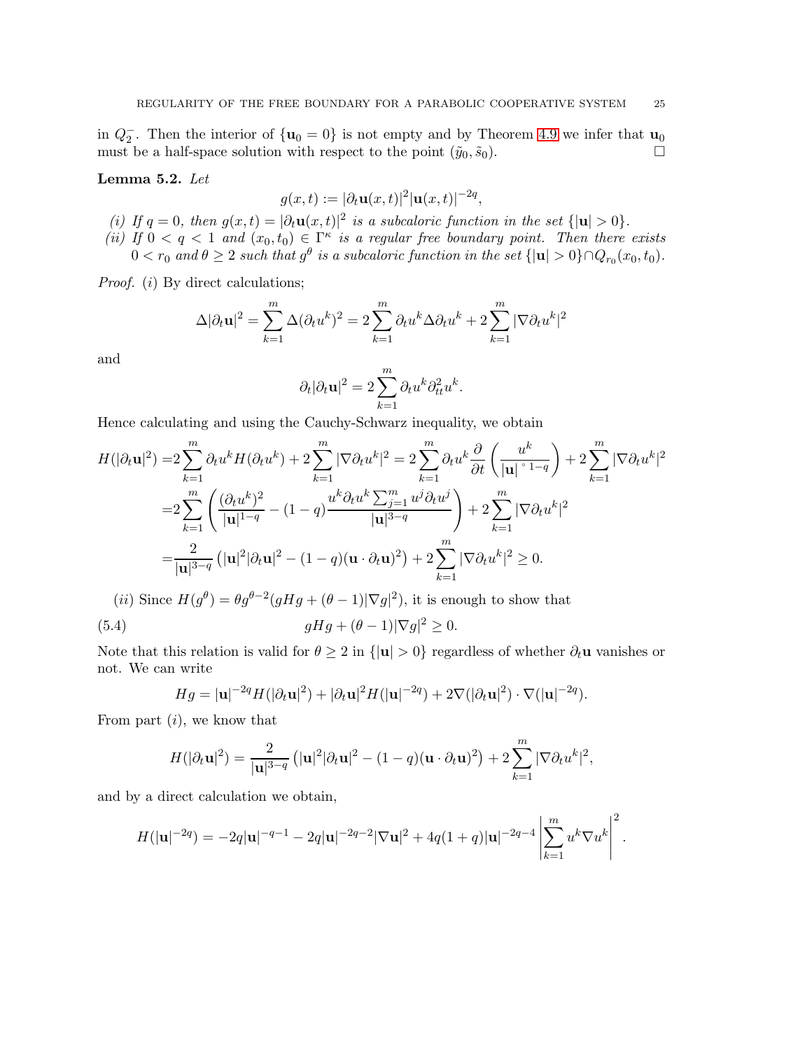in $Q_2^-$. Then the interior of $\{\mathbf{u}_0 = 0\}$ is not empty and by Theorem 4.9 we infer that $\mathbf{u}_0$ must be a half-space solution with respect to the point $(\tilde{y}_0, \tilde{s}_0)$. $\square$

**Lemma 5.2.** *Let*

$$g(x,t) := |\partial_t \mathbf{u}(x,t)|^2 |\mathbf{u}(x,t)|^{-2q},$$

*(i) If $q = 0$, then $g(x,t) = |\partial_t \mathbf{u}(x,t)|^2$ is a subcaloric function in the set $\{|\mathbf{u}| > 0\}$.*

*(ii) If $0 < q < 1$ and $(x_0, t_0) \in \Gamma^\kappa$ is a regular free boundary point. Then there exists $0 < r_0$ and $\theta \geq 2$ such that $g^\theta$ is a subcaloric function in the set $\{|\mathbf{u}| > 0\} \cap Q_{r_0}(x_0, t_0)$.*

*Proof.* $(i)$ By direct calculations;

$$\Delta |\partial_t \mathbf{u}|^2 = \sum_{k=1}^m \Delta (\partial_t u^k)^2 = 2 \sum_{k=1}^m \partial_t u^k \Delta \partial_t u^k + 2 \sum_{k=1}^m |\nabla \partial_t u^k|^2$$

and

$$\partial_t |\partial_t \mathbf{u}|^2 = 2 \sum_{k=1}^m \partial_t u^k \partial_{tt}^2 u^k.$$

Hence calculating and using the Cauchy-Schwarz inequality, we obtain

$$\begin{aligned}
H(|\partial_t \mathbf{u}|^2) =& 2 \sum_{k=1}^m \partial_t u^k H(\partial_t u^k) + 2 \sum_{k=1}^m |\nabla \partial_t u^k|^2 = 2 \sum_{k=1}^m \partial_t u^k \frac{\partial}{\partial t} \left( \frac{u^k}{|\mathbf{u}|^{\circ\, 1-q}} \right) + 2 \sum_{k=1}^m |\nabla \partial_t u^k|^2 \\
=& 2 \sum_{k=1}^m \left( \frac{(\partial_t u^k)^2}{|\mathbf{u}|^{1-q}} - (1-q) \frac{u^k \partial_t u^k \sum_{j=1}^m u^j \partial_t u^j}{|\mathbf{u}|^{3-q}} \right) + 2 \sum_{k=1}^m |\nabla \partial_t u^k|^2 \\
=& \frac{2}{|\mathbf{u}|^{3-q}} \left( |\mathbf{u}|^2 |\partial_t \mathbf{u}|^2 - (1-q)(\mathbf{u} \cdot \partial_t \mathbf{u})^2 \right) + 2 \sum_{k=1}^m |\nabla \partial_t u^k|^2 \geq 0.
\end{aligned}$$

$(ii)$ Since $H(g^\theta) = \theta g^{\theta - 2}(g Hg + (\theta - 1)|\nabla g|^2)$, it is enough to show that

$$g Hg + (\theta - 1)|\nabla g|^2 \geq 0. \tag{5.4}$$

Note that this relation is valid for $\theta \geq 2$ in $\{|\mathbf{u}| > 0\}$ regardless of whether $\partial_t \mathbf{u}$ vanishes or not. We can write

$$Hg = |\mathbf{u}|^{-2q} H(|\partial_t \mathbf{u}|^2) + |\partial_t \mathbf{u}|^2 H(|\mathbf{u}|^{-2q}) + 2 \nabla (|\partial_t \mathbf{u}|^2) \cdot \nabla (|\mathbf{u}|^{-2q}).$$

From part $(i)$, we know that

$$H(|\partial_t \mathbf{u}|^2) = \frac{2}{|\mathbf{u}|^{3-q}} \left( |\mathbf{u}|^2 |\partial_t \mathbf{u}|^2 - (1-q)(\mathbf{u} \cdot \partial_t \mathbf{u})^2 \right) + 2 \sum_{k=1}^m |\nabla \partial_t u^k|^2,$$

and by a direct calculation we obtain,

$$H(|\mathbf{u}|^{-2q}) = -2q |\mathbf{u}|^{-q-1} - 2q |\mathbf{u}|^{-2q-2} |\nabla \mathbf{u}|^2 + 4q(1+q)|\mathbf{u}|^{-2q-4} \left| \sum_{k=1}^m u^k \nabla u^k \right|^2.$$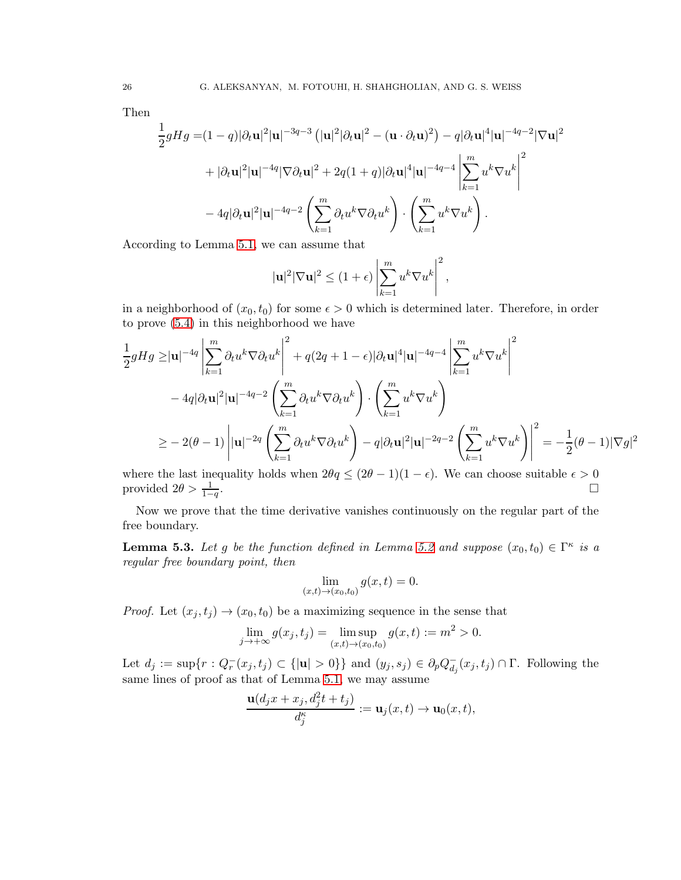Then

$$
\begin{aligned}
\frac{1}{2}gHg =&(1-q)|\partial_t \mathbf{u}|^2|\mathbf{u}|^{-3q-3}\left(|\mathbf{u}|^2|\partial_t\mathbf{u}|^2-(\mathbf{u}\cdot\partial_t\mathbf{u})^2\right)-q|\partial_t\mathbf{u}|^4|\mathbf{u}|^{-4q-2}|\nabla\mathbf{u}|^2\\
&+|\partial_t\mathbf{u}|^2|\mathbf{u}|^{-4q}|\nabla\partial_t\mathbf{u}|^2+2q(1+q)|\partial_t\mathbf{u}|^4|\mathbf{u}|^{-4q-4}\left|\sum_{k=1}^m u^k\nabla u^k\right|^2\\
&-4q|\partial_t\mathbf{u}|^2|\mathbf{u}|^{-4q-2}\left(\sum_{k=1}^m\partial_t u^k\nabla\partial_t u^k\right)\cdot\left(\sum_{k=1}^m u^k\nabla u^k\right).
\end{aligned}
$$

According to Lemma 5.1, we can assume that

$$
|\mathbf{u}|^2|\nabla\mathbf{u}|^2\leq(1+\epsilon)\left|\sum_{k=1}^m u^k\nabla u^k\right|^2,
$$

in a neighborhood of $(x_0,t_0)$ for some $\epsilon>0$ which is determined later. Therefore, in order to prove (5.4) in this neighborhood we have

$$
\begin{aligned}
\frac{1}{2}gHg \geq&|\mathbf{u}|^{-4q}\left|\sum_{k=1}^m\partial_t u^k\nabla\partial_t u^k\right|^2+q(2q+1-\epsilon)|\partial_t\mathbf{u}|^4|\mathbf{u}|^{-4q-4}\left|\sum_{k=1}^m u^k\nabla u^k\right|^2\\
&-4q|\partial_t\mathbf{u}|^2|\mathbf{u}|^{-4q-2}\left(\sum_{k=1}^m\partial_t u^k\nabla\partial_t u^k\right)\cdot\left(\sum_{k=1}^m u^k\nabla u^k\right)\\
\geq&-2(\theta-1)\left||\mathbf{u}|^{-2q}\left(\sum_{k=1}^m\partial_t u^k\nabla\partial_t u^k\right)-q|\partial_t\mathbf{u}|^2|\mathbf{u}|^{-2q-2}\left(\sum_{k=1}^m u^k\nabla u^k\right)\right|^2=-\frac{1}{2}(\theta-1)|\nabla g|^2
\end{aligned}
$$

where the last inequality holds when $2\theta q\leq(2\theta-1)(1-\epsilon)$. We can choose suitable $\epsilon>0$ provided $2\theta>\frac{1}{1-q}$. □

Now we prove that the time derivative vanishes continuously on the regular part of the free boundary.

**Lemma 5.3.** *Let $g$ be the function defined in Lemma 5.2 and suppose $(x_0,t_0)\in\Gamma^\kappa$ is a regular free boundary point, then*

$$
\lim_{(x,t)\to(x_0,t_0)}g(x,t)=0.
$$

*Proof.* Let $(x_j,t_j)\to(x_0,t_0)$ be a maximizing sequence in the sense that

$$
\lim_{j\to+\infty}g(x_j,t_j)=\limsup_{(x,t)\to(x_0,t_0)}g(x,t):=m^2>0.
$$

Let $d_j:=\sup\{r:Q_r^-(x_j,t_j)\subset\{|\mathbf{u}|>0\}\}$ and $(y_j,s_j)\in\partial_pQ^-_{d_j}(x_j,t_j)\cap\Gamma$. Following the same lines of proof as that of Lemma 5.1, we may assume

$$
\frac{\mathbf{u}(d_jx+x_j,d_j^2t+t_j)}{d_j^\kappa}:=\mathbf{u}_j(x,t)\to\mathbf{u}_0(x,t),
$$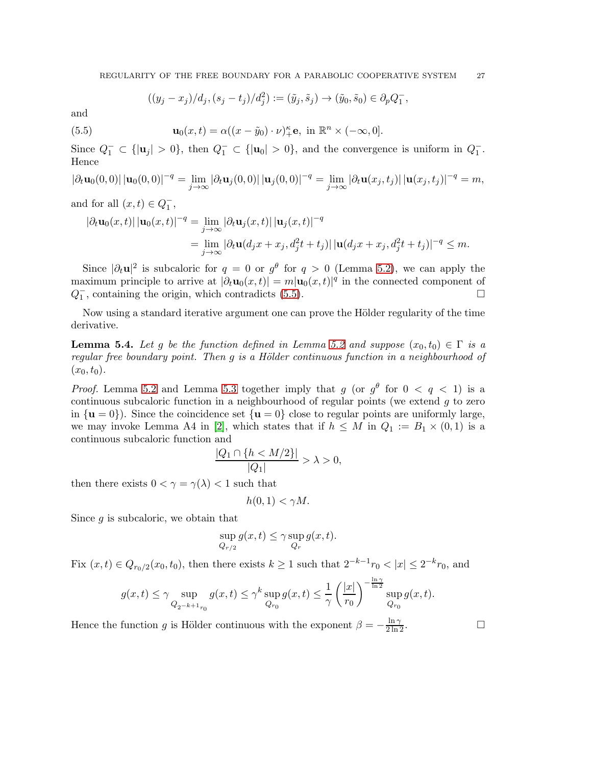$$((y_j - x_j)/d_j, (s_j - t_j)/d_j^2) := (\tilde{y}_j, \tilde{s}_j) \to (\tilde{y}_0, \tilde{s}_0) \in \partial_p Q_1^-,$$

and

$$\mathbf{u}_0(x,t) = \alpha((x - \tilde{y}_0)\cdot \nu)_+^\kappa \mathbf{e}, \text{ in } \mathbb{R}^n \times (-\infty, 0]. \tag{5.5}$$

Since $Q_1^- \subset \{|\mathbf{u}_j| > 0\}$, then $Q_1^- \subset \{|\mathbf{u}_0| > 0\}$, and the convergence is uniform in $Q_1^-$. Hence

$$|\partial_t \mathbf{u}_0(0,0)|\,|\mathbf{u}_0(0,0)|^{-q} = \lim_{j\to\infty} |\partial_t \mathbf{u}_j(0,0)|\,|\mathbf{u}_j(0,0)|^{-q} = \lim_{j\to\infty} |\partial_t \mathbf{u}(x_j,t_j)|\,|\mathbf{u}(x_j,t_j)|^{-q} = m,$$

and for all $(x,t) \in Q_1^-$,

$$\begin{aligned}
|\partial_t \mathbf{u}_0(x,t)|\,|\mathbf{u}_0(x,t)|^{-q} &= \lim_{j\to\infty} |\partial_t \mathbf{u}_j(x,t)|\,|\mathbf{u}_j(x,t)|^{-q} \\
&= \lim_{j\to\infty} |\partial_t \mathbf{u}(d_j x + x_j, d_j^2 t + t_j)|\,|\mathbf{u}(d_j x + x_j, d_j^2 t + t_j)|^{-q} \le m.
\end{aligned}$$

Since $|\partial_t \mathbf{u}|^2$ is subcaloric for $q = 0$ or $g^\theta$ for $q > 0$ (Lemma 5.2), we can apply the maximum principle to arrive at $|\partial_t \mathbf{u}_0(x,t)| = m|\mathbf{u}_0(x,t)|^q$ in the connected component of $Q_1^-$, containing the origin, which contradicts (5.5). $\square$

Now using a standard iterative argument one can prove the Hölder regularity of the time derivative.

**Lemma 5.4.** *Let $g$ be the function defined in Lemma 5.2 and suppose $(x_0, t_0) \in \Gamma$ is a regular free boundary point. Then $g$ is a Hölder continuous function in a neighbourhood of $(x_0, t_0)$.*

*Proof.* Lemma 5.2 and Lemma 5.3 together imply that $g$ (or $g^\theta$ for $0 < q < 1$) is a continuous subcaloric function in a neighbourhood of regular points (we extend $g$ to zero in $\{\mathbf{u} = 0\}$). Since the coincidence set $\{\mathbf{u} = 0\}$ close to regular points are uniformly large, we may invoke Lemma A4 in [2], which states that if $h \le M$ in $Q_1 := B_1 \times (0,1)$ is a continuous subcaloric function and

$$\frac{|Q_1 \cap \{h < M/2\}|}{|Q_1|} > \lambda > 0,$$

then there exists $0 < \gamma = \gamma(\lambda) < 1$ such that

$$h(0,1) < \gamma M.$$

Since $g$ is subcaloric, we obtain that

$$\sup_{Q_{r/2}} g(x,t) \le \gamma \sup_{Q_r} g(x,t).$$

Fix $(x,t) \in Q_{r_0/2}(x_0,t_0)$, then there exists $k \ge 1$ such that $2^{-k-1} r_0 < |x| \le 2^{-k} r_0$, and

$$g(x,t) \le \gamma \sup_{Q_{2^{-k+1} r_0}} g(x,t) \le \gamma^k \sup_{Q_{r_0}} g(x,t) \le \frac{1}{\gamma}\left(\frac{|x|}{r_0}\right)^{-\frac{\ln \gamma}{\ln 2}} \sup_{Q_{r_0}} g(x,t).$$

Hence the function $g$ is Hölder continuous with the exponent $\beta = -\frac{\ln \gamma}{2 \ln 2}$. $\square$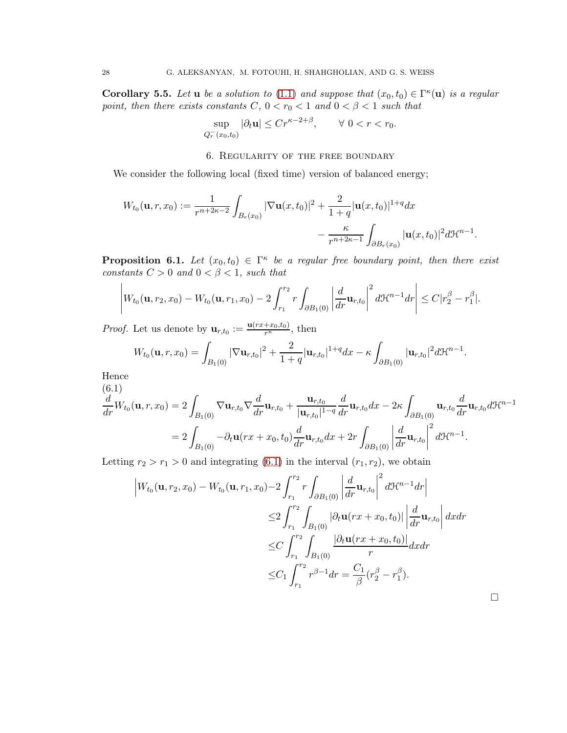**Corollary 5.5.** *Let* $\mathbf{u}$ *be a solution to* (1.1) *and suppose that* $(x_0, t_0) \in \Gamma^\kappa(\mathbf{u})$ *is a regular point, then there exists constants* $C$*,* $0 < r_0 < 1$ *and* $0 < \beta < 1$ *such that*

$$\sup_{Q_r^-(x_0,t_0)} |\partial_t \mathbf{u}| \le C r^{\kappa - 2 + \beta}, \qquad \forall \; 0 < r < r_0.$$

## 6. Regularity of the free boundary

We consider the following local (fixed time) version of balanced energy;

$$W_{t_0}(\mathbf{u}, r, x_0) := \frac{1}{r^{n+2\kappa-2}} \int_{B_r(x_0)} |\nabla \mathbf{u}(x,t_0)|^2 + \frac{2}{1+q} |\mathbf{u}(x,t_0)|^{1+q} dx - \frac{\kappa}{r^{n+2\kappa-1}} \int_{\partial B_r(x_0)} |\mathbf{u}(x,t_0)|^2 d\mathcal{H}^{n-1}.$$

**Proposition 6.1.** *Let* $(x_0, t_0) \in \Gamma^\kappa$ *be a regular free boundary point, then there exist constants* $C > 0$ *and* $0 < \beta < 1$*, such that*

$$\left| W_{t_0}(\mathbf{u}, r_2, x_0) - W_{t_0}(\mathbf{u}, r_1, x_0) - 2 \int_{r_1}^{r_2} r \int_{\partial B_1(0)} \left| \frac{d}{dr} \mathbf{u}_{r,t_0} \right|^2 d\mathcal{H}^{n-1} dr \right| \le C |r_2^\beta - r_1^\beta|.$$

*Proof.* Let us denote by $\mathbf{u}_{r,t_0} := \frac{\mathbf{u}(rx + x_0, t_0)}{r^\kappa}$, then

$$W_{t_0}(\mathbf{u}, r, x_0) = \int_{B_1(0)} |\nabla \mathbf{u}_{r,t_0}|^2 + \frac{2}{1+q} |\mathbf{u}_{r,t_0}|^{1+q} dx - \kappa \int_{\partial B_1(0)} |\mathbf{u}_{r,t_0}|^2 d\mathcal{H}^{n-1}.$$

Hence

(6.1)
$$\begin{aligned}
\frac{d}{dr} W_{t_0}(\mathbf{u}, r, x_0) &= 2 \int_{B_1(0)} \nabla \mathbf{u}_{r,t_0} \nabla \frac{d}{dr} \mathbf{u}_{r,t_0} + \frac{\mathbf{u}_{r,t_0}}{|\mathbf{u}_{r,t_0}|^{1-q}} \frac{d}{dr} \mathbf{u}_{r,t_0} dx - 2\kappa \int_{\partial B_1(0)} \mathbf{u}_{r,t_0} \frac{d}{dr} \mathbf{u}_{r,t_0} d\mathcal{H}^{n-1} \\
&= 2 \int_{B_1(0)} -\partial_t \mathbf{u}(rx + x_0, t_0) \frac{d}{dr} \mathbf{u}_{r,t_0} dx + 2r \int_{\partial B_1(0)} \left| \frac{d}{dr} \mathbf{u}_{r,t_0} \right|^2 d\mathcal{H}^{n-1}.
\end{aligned}$$

Letting $r_2 > r_1 > 0$ and integrating (6.1) in the interval $(r_1, r_2)$, we obtain

$$\begin{aligned}
\Big| W_{t_0}(\mathbf{u}, r_2, x_0) - W_{t_0}(\mathbf{u}, r_1, x_0) &- 2 \int_{r_1}^{r_2} r \int_{\partial B_1(0)} \left| \frac{d}{dr} \mathbf{u}_{r,t_0} \right|^2 d\mathcal{H}^{n-1} dr \Big| \\
&\le 2 \int_{r_1}^{r_2} \int_{B_1(0)} |\partial_t \mathbf{u}(rx + x_0, t_0)| \left| \frac{d}{dr} \mathbf{u}_{r,t_0} \right| dx dr \\
&\le C \int_{r_1}^{r_2} \int_{B_1(0)} \frac{|\partial_t \mathbf{u}(rx + x_0, t_0)|}{r} dx dr \\
&\le C_1 \int_{r_1}^{r_2} r^{\beta - 1} dr = \frac{C_1}{\beta} (r_2^\beta - r_1^\beta).
\end{aligned}$$

$\square$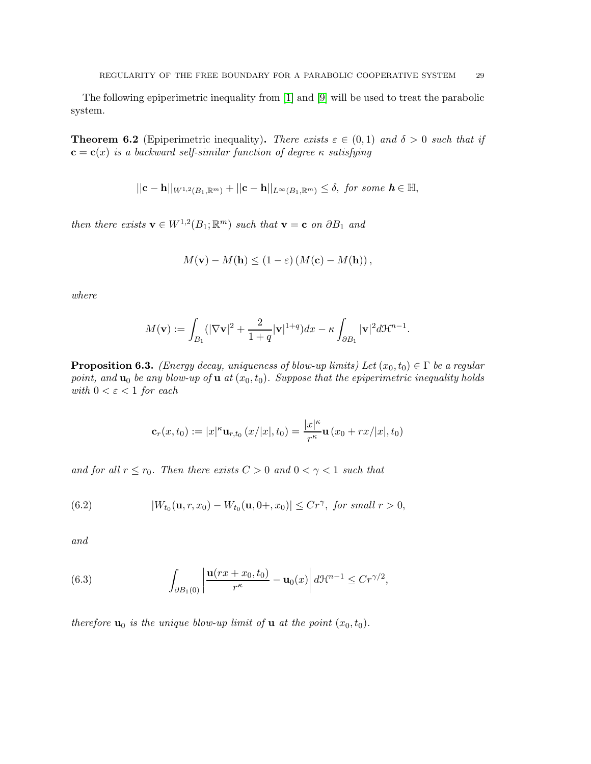The following epiperimetric inequality from [1] and [9] will be used to treat the parabolic system.

**Theorem 6.2** (Epiperimetric inequality)**.** *There exists $\varepsilon \in (0,1)$ and $\delta > 0$ such that if $\mathbf{c} = \mathbf{c}(x)$ is a backward self-similar function of degree $\kappa$ satisfying*

$$||\mathbf{c} - \mathbf{h}||_{W^{1,2}(B_1,\mathbb{R}^m)} + ||\mathbf{c} - \mathbf{h}||_{L^\infty(B_1,\mathbb{R}^m)} \leq \delta, \text{ for some } \boldsymbol{h} \in \mathbb{H},$$

*then there exists $\mathbf{v} \in W^{1,2}(B_1; \mathbb{R}^m)$ such that $\mathbf{v} = \mathbf{c}$ on $\partial B_1$ and*

$$M(\mathbf{v}) - M(\mathbf{h}) \leq (1 - \varepsilon) \left( M(\mathbf{c}) - M(\mathbf{h}) \right),$$

*where*

$$M(\mathbf{v}) := \int_{B_1} (|\nabla \mathbf{v}|^2 + \frac{2}{1+q} |\mathbf{v}|^{1+q}) dx - \kappa \int_{\partial B_1} |\mathbf{v}|^2 d\mathcal{H}^{n-1}.$$

**Proposition 6.3.** *(Energy decay, uniqueness of blow-up limits) Let $(x_0, t_0) \in \Gamma$ be a regular point, and $\mathbf{u}_0$ be any blow-up of $\mathbf{u}$ at $(x_0, t_0)$. Suppose that the epiperimetric inequality holds with $0 < \varepsilon < 1$ for each*

$$\mathbf{c}_r(x, t_0) := |x|^\kappa \mathbf{u}_{r,t_0} \left( x/|x|, t_0 \right) = \frac{|x|^\kappa}{r^\kappa} \mathbf{u} \left( x_0 + rx/|x|, t_0 \right)$$

*and for all $r \leq r_0$. Then there exists $C > 0$ and $0 < \gamma < 1$ such that*

$$|W_{t_0}(\mathbf{u}, r, x_0) - W_{t_0}(\mathbf{u}, 0+, x_0)| \leq C r^\gamma, \text{ for small } r > 0, \tag{6.2}$$

*and*

$$\int_{\partial B_1(0)} \left| \frac{\mathbf{u}(rx + x_0, t_0)}{r^\kappa} - \mathbf{u}_0(x) \right| d\mathcal{H}^{n-1} \leq C r^{\gamma/2}, \tag{6.3}$$

*therefore $\mathbf{u}_0$ is the unique blow-up limit of $\mathbf{u}$ at the point $(x_0, t_0)$.*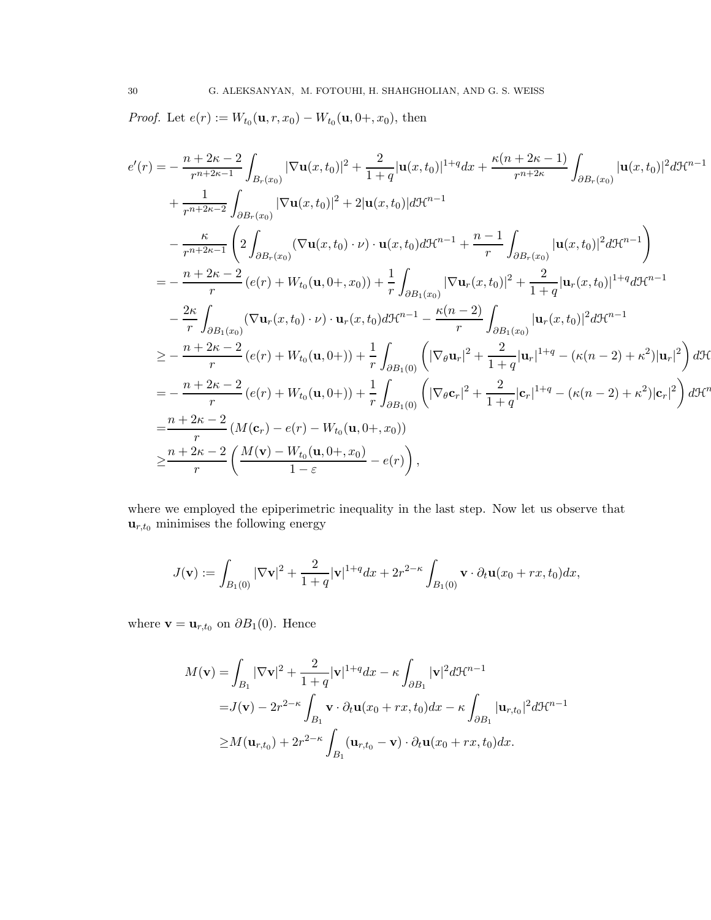*Proof.* Let $e(r) := W_{t_0}(\mathbf{u}, r, x_0) - W_{t_0}(\mathbf{u}, 0+, x_0)$, then

$$
\begin{aligned}
e'(r) =& -\frac{n+2\kappa-2}{r^{n+2\kappa-1}} \int_{B_r(x_0)} |\nabla \mathbf{u}(x,t_0)|^2 + \frac{2}{1+q}|\mathbf{u}(x,t_0)|^{1+q} dx + \frac{\kappa(n+2\kappa-1)}{r^{n+2\kappa}} \int_{\partial B_r(x_0)} |\mathbf{u}(x,t_0)|^2 d\mathcal{H}^{n-1} \\
&+ \frac{1}{r^{n+2\kappa-2}} \int_{\partial B_r(x_0)} |\nabla \mathbf{u}(x,t_0)|^2 + 2|\mathbf{u}(x,t_0)| d\mathcal{H}^{n-1} \\
&- \frac{\kappa}{r^{n+2\kappa-1}} \left( 2\int_{\partial B_r(x_0)} (\nabla \mathbf{u}(x,t_0)\cdot \nu)\cdot \mathbf{u}(x,t_0) d\mathcal{H}^{n-1} + \frac{n-1}{r} \int_{\partial B_r(x_0)} |\mathbf{u}(x,t_0)|^2 d\mathcal{H}^{n-1} \right) \\
=& -\frac{n+2\kappa-2}{r}\left(e(r) + W_{t_0}(\mathbf{u}, 0+, x_0)\right) + \frac{1}{r}\int_{\partial B_1(x_0)} |\nabla \mathbf{u}_r(x,t_0)|^2 + \frac{2}{1+q}|\mathbf{u}_r(x,t_0)|^{1+q} d\mathcal{H}^{n-1} \\
&- \frac{2\kappa}{r}\int_{\partial B_1(x_0)} (\nabla \mathbf{u}_r(x,t_0)\cdot\nu)\cdot \mathbf{u}_r(x,t_0) d\mathcal{H}^{n-1} - \frac{\kappa(n-2)}{r}\int_{\partial B_1(x_0)} |\mathbf{u}_r(x,t_0)|^2 d\mathcal{H}^{n-1} \\
\geq& -\frac{n+2\kappa-2}{r}\left(e(r) + W_{t_0}(\mathbf{u}, 0+)\right) + \frac{1}{r}\int_{\partial B_1(0)} \left( |\nabla_\theta \mathbf{u}_r|^2 + \frac{2}{1+q}|\mathbf{u}_r|^{1+q} - (\kappa(n-2)+\kappa^2)|\mathbf{u}_r|^2 \right) d\mathcal{H} \\
=& -\frac{n+2\kappa-2}{r}\left(e(r) + W_{t_0}(\mathbf{u}, 0+)\right) + \frac{1}{r}\int_{\partial B_1(0)} \left( |\nabla_\theta \mathbf{c}_r|^2 + \frac{2}{1+q}|\mathbf{c}_r|^{1+q} - (\kappa(n-2)+\kappa^2)|\mathbf{c}_r|^2 \right) d\mathcal{H}^n \\
=& \frac{n+2\kappa-2}{r}\left(M(\mathbf{c}_r) - e(r) - W_{t_0}(\mathbf{u}, 0+, x_0)\right) \\
\geq& \frac{n+2\kappa-2}{r}\left(\frac{M(\mathbf{v}) - W_{t_0}(\mathbf{u}, 0+, x_0)}{1-\varepsilon} - e(r)\right),
\end{aligned}
$$

where we employed the epiperimetric inequality in the last step. Now let us observe that $\mathbf{u}_{r,t_0}$ minimises the following energy

$$
J(\mathbf{v}) := \int_{B_1(0)} |\nabla \mathbf{v}|^2 + \frac{2}{1+q}|\mathbf{v}|^{1+q} dx + 2r^{2-\kappa}\int_{B_1(0)} \mathbf{v}\cdot \partial_t \mathbf{u}(x_0+rx, t_0) dx,
$$

where $\mathbf{v} = \mathbf{u}_{r,t_0}$ on $\partial B_1(0)$. Hence

$$
\begin{aligned}
M(\mathbf{v}) =& \int_{B_1} |\nabla \mathbf{v}|^2 + \frac{2}{1+q}|\mathbf{v}|^{1+q} dx - \kappa \int_{\partial B_1} |\mathbf{v}|^2 d\mathcal{H}^{n-1} \\
=& J(\mathbf{v}) - 2r^{2-\kappa}\int_{B_1} \mathbf{v}\cdot \partial_t \mathbf{u}(x_0+rx, t_0) dx - \kappa \int_{\partial B_1} |\mathbf{u}_{r,t_0}|^2 d\mathcal{H}^{n-1} \\
\geq& M(\mathbf{u}_{r,t_0}) + 2r^{2-\kappa}\int_{B_1} (\mathbf{u}_{r,t_0} - \mathbf{v})\cdot \partial_t \mathbf{u}(x_0+rx, t_0) dx.
\end{aligned}
$$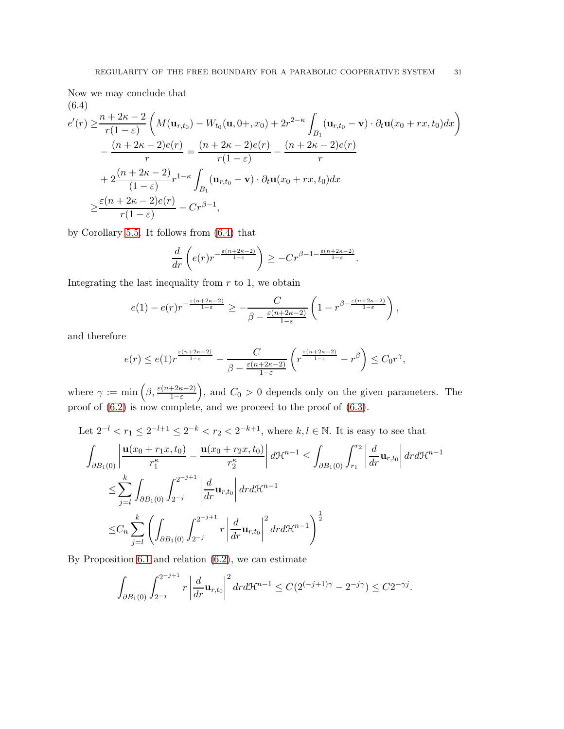Now we may conclude that

(6.4)

$$
\begin{aligned}
e'(r) \geq & \frac{n+2\kappa-2}{r(1-\varepsilon)}\left(M(\mathbf{u}_{r,t_0}) - W_{t_0}(\mathbf{u}, 0+, x_0) + 2r^{2-\kappa}\int_{B_1}(\mathbf{u}_{r,t_0}-\mathbf{v})\cdot\partial_t\mathbf{u}(x_0+rx,t_0)dx\right) \\
& - \frac{(n+2\kappa-2)e(r)}{r} = \frac{(n+2\kappa-2)e(r)}{r(1-\varepsilon)} - \frac{(n+2\kappa-2)e(r)}{r} \\
& + 2\frac{(n+2\kappa-2)}{(1-\varepsilon)}r^{1-\kappa}\int_{B_1}(\mathbf{u}_{r,t_0}-\mathbf{v})\cdot\partial_t\mathbf{u}(x_0+rx,t_0)dx \\
\geq & \frac{\varepsilon(n+2\kappa-2)e(r)}{r(1-\varepsilon)} - Cr^{\beta-1},
\end{aligned}
$$

by Corollary 5.5. It follows from (6.4) that

$$
\frac{d}{dr}\left(e(r)r^{-\frac{\varepsilon(n+2\kappa-2)}{1-\varepsilon}}\right) \geq -Cr^{\beta-1-\frac{\varepsilon(n+2\kappa-2)}{1-\varepsilon}}.
$$

Integrating the last inequality from $r$ to 1, we obtain

$$
e(1) - e(r)r^{-\frac{\varepsilon(n+2\kappa-2)}{1-\varepsilon}} \geq -\frac{C}{\beta-\frac{\varepsilon(n+2\kappa-2)}{1-\varepsilon}}\left(1-r^{\beta-\frac{\varepsilon(n+2\kappa-2)}{1-\varepsilon}}\right),
$$

and therefore

$$
e(r) \leq e(1)r^{\frac{\varepsilon(n+2\kappa-2)}{1-\varepsilon}} - \frac{C}{\beta-\frac{\varepsilon(n+2\kappa-2)}{1-\varepsilon}}\left(r^{\frac{\varepsilon(n+2\kappa-2)}{1-\varepsilon}}-r^{\beta}\right) \leq C_0 r^{\gamma},
$$

where $\gamma := \min\left(\beta, \frac{\varepsilon(n+2\kappa-2)}{1-\varepsilon}\right)$, and $C_0 > 0$ depends only on the given parameters. The proof of (6.2) is now complete, and we proceed to the proof of (6.3).

Let $2^{-l} < r_1 \leq 2^{-l+1} \leq 2^{-k} < r_2 < 2^{-k+1}$, where $k, l \in \mathbb{N}$. It is easy to see that

$$
\begin{aligned}
\int_{\partial B_1(0)} & \left|\frac{\mathbf{u}(x_0+r_1x,t_0)}{r_1^{\kappa}} - \frac{\mathbf{u}(x_0+r_2x,t_0)}{r_2^{\kappa}}\right| d\mathcal{H}^{n-1} \leq \int_{\partial B_1(0)}\int_{r_1}^{r_2}\left|\frac{d}{dr}\mathbf{u}_{r,t_0}\right| dr d\mathcal{H}^{n-1} \\
\leq & \sum_{j=l}^{k}\int_{\partial B_1(0)}\int_{2^{-j}}^{2^{-j+1}}\left|\frac{d}{dr}\mathbf{u}_{r,t_0}\right| dr d\mathcal{H}^{n-1} \\
\leq & C_n\sum_{j=l}^{k}\left(\int_{\partial B_1(0)}\int_{2^{-j}}^{2^{-j+1}} r\left|\frac{d}{dr}\mathbf{u}_{r,t_0}\right|^2 dr d\mathcal{H}^{n-1}\right)^{\frac{1}{2}}
\end{aligned}
$$

By Proposition 6.1 and relation (6.2), we can estimate

$$
\int_{\partial B_1(0)}\int_{2^{-j}}^{2^{-j+1}} r\left|\frac{d}{dr}\mathbf{u}_{r,t_0}\right|^2 dr d\mathcal{H}^{n-1} \leq C(2^{(-j+1)\gamma} - 2^{-j\gamma}) \leq C2^{-\gamma j}.
$$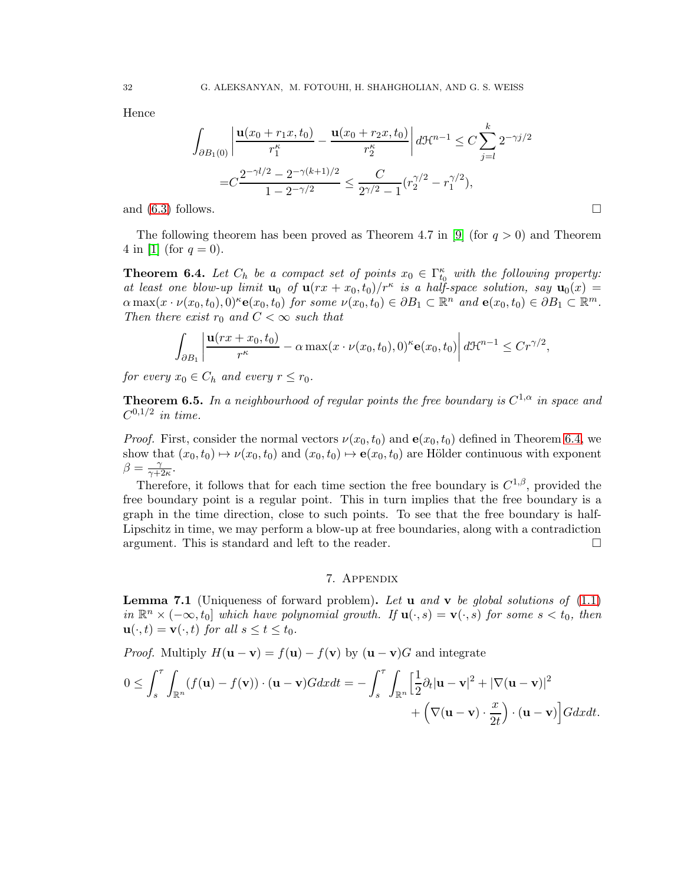Hence

$$\int_{\partial B_1(0)} \left| \frac{\mathbf{u}(x_0 + r_1 x, t_0)}{r_1^\kappa} - \frac{\mathbf{u}(x_0 + r_2 x, t_0)}{r_2^\kappa} \right| d\mathcal{H}^{n-1} \leq C \sum_{j=l}^{k} 2^{-\gamma j/2}$$

$$= C \frac{2^{-\gamma l/2} - 2^{-\gamma(k+1)/2}}{1 - 2^{-\gamma/2}} \leq \frac{C}{2^{\gamma/2} - 1} (r_2^{\gamma/2} - r_1^{\gamma/2}),$$

and (6.3) follows. □

The following theorem has been proved as Theorem 4.7 in [9] (for $q > 0$) and Theorem 4 in [1] (for $q = 0$).

**Theorem 6.4.** *Let $C_h$ be a compact set of points $x_0 \in \Gamma_{t_0}^\kappa$ with the following property: at least one blow-up limit $\mathbf{u}_0$ of $\mathbf{u}(rx + x_0, t_0)/r^\kappa$ is a half-space solution, say $\mathbf{u}_0(x) = \alpha \max(x \cdot \nu(x_0, t_0), 0)^\kappa \mathbf{e}(x_0, t_0)$ for some $\nu(x_0, t_0) \in \partial B_1 \subset \mathbb{R}^n$ and $\mathbf{e}(x_0, t_0) \in \partial B_1 \subset \mathbb{R}^m$. Then there exist $r_0$ and $C < \infty$ such that*

$$\int_{\partial B_1} \left| \frac{\mathbf{u}(rx + x_0, t_0)}{r^\kappa} - \alpha \max(x \cdot \nu(x_0, t_0), 0)^\kappa \mathbf{e}(x_0, t_0) \right| d\mathcal{H}^{n-1} \leq C r^{\gamma/2},$$

*for every $x_0 \in C_h$ and every $r \leq r_0$.*

**Theorem 6.5.** *In a neighbourhood of regular points the free boundary is $C^{1,\alpha}$ in space and $C^{0,1/2}$ in time.*

*Proof.* First, consider the normal vectors $\nu(x_0, t_0)$ and $\mathbf{e}(x_0, t_0)$ defined in Theorem 6.4, we show that $(x_0, t_0) \mapsto \nu(x_0, t_0)$ and $(x_0, t_0) \mapsto \mathbf{e}(x_0, t_0)$ are Hölder continuous with exponent $\beta = \frac{\gamma}{\gamma + 2\kappa}$.

Therefore, it follows that for each time section the free boundary is $C^{1,\beta}$, provided the free boundary point is a regular point. This in turn implies that the free boundary is a graph in the time direction, close to such points. To see that the free boundary is half-Lipschitz in time, we may perform a blow-up at free boundaries, along with a contradiction argument. This is standard and left to the reader. □

## 7. Appendix

**Lemma 7.1** (Uniqueness of forward problem)**.** *Let $\mathbf{u}$ and $\mathbf{v}$ be global solutions of (1.1) in $\mathbb{R}^n \times (-\infty, t_0]$ which have polynomial growth. If $\mathbf{u}(\cdot, s) = \mathbf{v}(\cdot, s)$ for some $s < t_0$, then $\mathbf{u}(\cdot, t) = \mathbf{v}(\cdot, t)$ for all $s \leq t \leq t_0$.*

*Proof.* Multiply $H(\mathbf{u} - \mathbf{v}) = f(\mathbf{u}) - f(\mathbf{v})$ by $(\mathbf{u} - \mathbf{v})G$ and integrate

$$0 \leq \int_s^\tau \int_{\mathbb{R}^n} (f(\mathbf{u}) - f(\mathbf{v})) \cdot (\mathbf{u} - \mathbf{v}) G dx dt = -\int_s^\tau \int_{\mathbb{R}^n} \Big[ \frac{1}{2} \partial_t |\mathbf{u} - \mathbf{v}|^2 + |\nabla(\mathbf{u} - \mathbf{v})|^2 + \Big( \nabla(\mathbf{u} - \mathbf{v}) \cdot \frac{x}{2t} \Big) \cdot (\mathbf{u} - \mathbf{v}) \Big] G dx dt.$$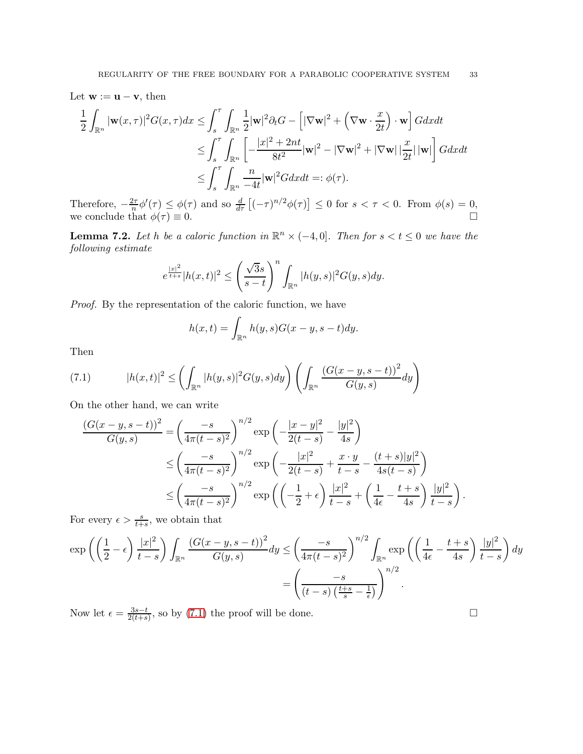Let $\mathbf{w} := \mathbf{u} - \mathbf{v}$, then

$$
\begin{aligned}
\frac{1}{2}\int_{\mathbb{R}^n} |\mathbf{w}(x,\tau)|^2 G(x,\tau)dx &\leq \int_s^\tau \int_{\mathbb{R}^n} \frac{1}{2}|\mathbf{w}|^2 \partial_t G - \left[|\nabla \mathbf{w}|^2 + \left(\nabla \mathbf{w} \cdot \frac{x}{2t}\right)\cdot \mathbf{w}\right] G dx dt \\
&\leq \int_s^\tau \int_{\mathbb{R}^n} \left[-\frac{|x|^2 + 2nt}{8t^2}|\mathbf{w}|^2 - |\nabla \mathbf{w}|^2 + |\nabla \mathbf{w}|\,|\frac{x}{2t}|\,|\mathbf{w}|\right] G dx dt \\
&\leq \int_s^\tau \int_{\mathbb{R}^n} \frac{n}{-4t}|\mathbf{w}|^2 G dx dt =: \phi(\tau).
\end{aligned}
$$

Therefore, $-\frac{2\tau}{n}\phi'(\tau) \leq \phi(\tau)$ and so $\frac{d}{d\tau}\left[(-\tau)^{n/2}\phi(\tau)\right] \leq 0$ for $s < \tau < 0$. From $\phi(s) = 0$, we conclude that $\phi(\tau) \equiv 0$. $\square$

**Lemma 7.2.** *Let $h$ be a caloric function in $\mathbb{R}^n \times (-4, 0]$. Then for $s < t \leq 0$ we have the following estimate*

$$
e^{\frac{|x|^2}{t+s}} |h(x,t)|^2 \leq \left(\frac{\sqrt{3}s}{s-t}\right)^n \int_{\mathbb{R}^n} |h(y,s)|^2 G(y,s) dy.
$$

*Proof.* By the representation of the caloric function, we have

$$
h(x,t) = \int_{\mathbb{R}^n} h(y,s) G(x-y, s-t) dy.
$$

Then

$$
|h(x,t)|^2 \leq \left(\int_{\mathbb{R}^n} |h(y,s)|^2 G(y,s) dy\right)\left(\int_{\mathbb{R}^n} \frac{\left(G(x-y,s-t)\right)^2}{G(y,s)} dy\right) \tag{7.1}
$$

On the other hand, we can write

$$
\begin{aligned}
\frac{\left(G(x-y,s-t)\right)^2}{G(y,s)} &= \left(\frac{-s}{4\pi(t-s)^2}\right)^{n/2} \exp\left(-\frac{|x-y|^2}{2(t-s)} - \frac{|y|^2}{4s}\right) \\
&\leq \left(\frac{-s}{4\pi(t-s)^2}\right)^{n/2} \exp\left(-\frac{|x|^2}{2(t-s)} + \frac{x\cdot y}{t-s} - \frac{(t+s)|y|^2}{4s(t-s)}\right) \\
&\leq \left(\frac{-s}{4\pi(t-s)^2}\right)^{n/2} \exp\left(\left(-\frac{1}{2} + \epsilon\right)\frac{|x|^2}{t-s} + \left(\frac{1}{4\epsilon} - \frac{t+s}{4s}\right)\frac{|y|^2}{t-s}\right).
\end{aligned}
$$

For every $\epsilon > \frac{s}{t+s}$, we obtain that

$$
\begin{aligned}
\exp\left(\left(\frac{1}{2} - \epsilon\right)\frac{|x|^2}{t-s}\right)\int_{\mathbb{R}^n} \frac{\left(G(x-y,s-t)\right)^2}{G(y,s)} dy &\leq \left(\frac{-s}{4\pi(t-s)^2}\right)^{n/2} \int_{\mathbb{R}^n} \exp\left(\left(\frac{1}{4\epsilon} - \frac{t+s}{4s}\right)\frac{|y|^2}{t-s}\right) dy \\
&= \left(\frac{-s}{(t-s)\left(\frac{t+s}{s} - \frac{1}{\epsilon}\right)}\right)^{n/2}.
\end{aligned}
$$

Now let $\epsilon = \frac{3s-t}{2(t+s)}$, so by (7.1) the proof will be done. $\square$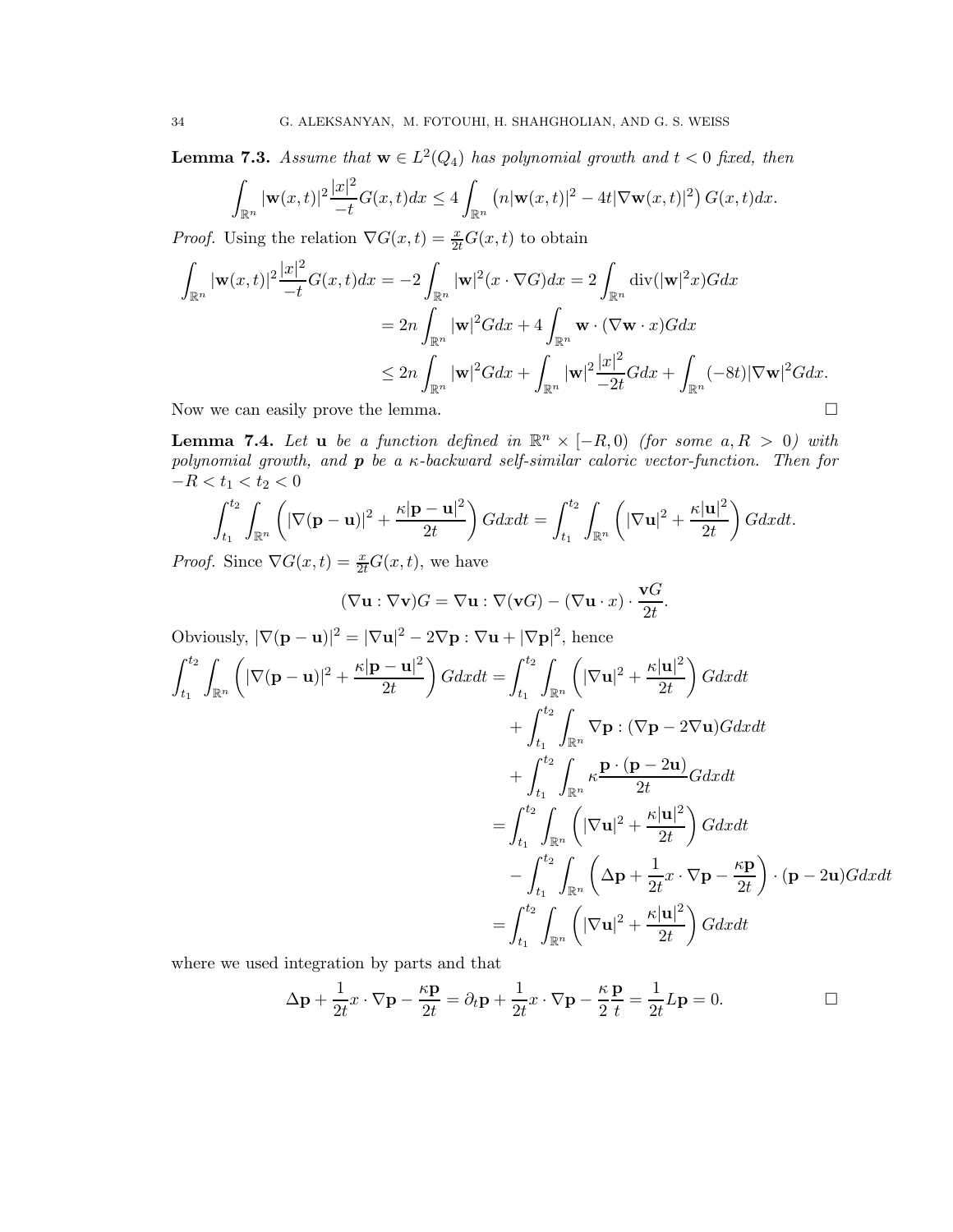**Lemma 7.3.** *Assume that $\mathbf{w} \in L^2(Q_4)$ has polynomial growth and $t<0$ fixed, then*

$$\int_{\mathbb{R}^n} |\mathbf{w}(x,t)|^2 \frac{|x|^2}{-t} G(x,t)dx \le 4 \int_{\mathbb{R}^n} \left( n|\mathbf{w}(x,t)|^2 - 4t|\nabla \mathbf{w}(x,t)|^2 \right) G(x,t)dx.$$

*Proof.* Using the relation $\nabla G(x,t) = \frac{x}{2t} G(x,t)$ to obtain

$$\begin{aligned}
\int_{\mathbb{R}^n} |\mathbf{w}(x,t)|^2 \frac{|x|^2}{-t} G(x,t)dx &= -2\int_{\mathbb{R}^n} |\mathbf{w}|^2 (x\cdot \nabla G)dx = 2\int_{\mathbb{R}^n} \operatorname{div}(|\mathbf{w}|^2 x) G dx \\
&= 2n \int_{\mathbb{R}^n} |\mathbf{w}|^2 G dx + 4\int_{\mathbb{R}^n} \mathbf{w}\cdot (\nabla \mathbf{w}\cdot x) G dx \\
&\le 2n \int_{\mathbb{R}^n} |\mathbf{w}|^2 G dx + \int_{\mathbb{R}^n} |\mathbf{w}|^2 \frac{|x|^2}{-2t} G dx + \int_{\mathbb{R}^n} (-8t)|\nabla \mathbf{w}|^2 G dx.
\end{aligned}$$

Now we can easily prove the lemma. □

**Lemma 7.4.** *Let $\mathbf{u}$ be a function defined in $\mathbb{R}^n \times [-R,0)$ (for some $a, R > 0$) with polynomial growth, and $\boldsymbol{p}$ be a $\kappa$-backward self-similar caloric vector-function. Then for $-R < t_1 < t_2 < 0$*

$$\int_{t_1}^{t_2}\int_{\mathbb{R}^n} \left( |\nabla(\mathbf{p}-\mathbf{u})|^2 + \frac{\kappa |\mathbf{p}-\mathbf{u}|^2}{2t} \right) G dx dt = \int_{t_1}^{t_2}\int_{\mathbb{R}^n} \left( |\nabla \mathbf{u}|^2 + \frac{\kappa|\mathbf{u}|^2}{2t} \right) G dx dt.$$

*Proof.* Since $\nabla G(x,t) = \frac{x}{2t} G(x,t)$, we have

$$(\nabla \mathbf{u} : \nabla \mathbf{v}) G = \nabla \mathbf{u} : \nabla(\mathbf{v} G) - (\nabla \mathbf{u}\cdot x)\cdot \frac{\mathbf{v}G}{2t}.$$

Obviously, $|\nabla(\mathbf{p}-\mathbf{u})|^2 = |\nabla \mathbf{u}|^2 - 2\nabla \mathbf{p} : \nabla \mathbf{u} + |\nabla \mathbf{p}|^2$, hence

$$\begin{aligned}
\int_{t_1}^{t_2}\int_{\mathbb{R}^n} \left( |\nabla(\mathbf{p}-\mathbf{u})|^2 + \frac{\kappa |\mathbf{p}-\mathbf{u}|^2}{2t} \right) G dx dt &= \int_{t_1}^{t_2}\int_{\mathbb{R}^n} \left( |\nabla \mathbf{u}|^2 + \frac{\kappa|\mathbf{u}|^2}{2t} \right) G dx dt \\
&\quad + \int_{t_1}^{t_2}\int_{\mathbb{R}^n} \nabla \mathbf{p} : (\nabla \mathbf{p} - 2\nabla \mathbf{u}) G dx dt \\
&\quad + \int_{t_1}^{t_2}\int_{\mathbb{R}^n} \kappa \frac{\mathbf{p}\cdot(\mathbf{p}-2\mathbf{u})}{2t} G dx dt \\
&= \int_{t_1}^{t_2}\int_{\mathbb{R}^n} \left( |\nabla \mathbf{u}|^2 + \frac{\kappa|\mathbf{u}|^2}{2t} \right) G dx dt \\
&\quad - \int_{t_1}^{t_2}\int_{\mathbb{R}^n} \left( \Delta \mathbf{p} + \frac{1}{2t} x\cdot \nabla \mathbf{p} - \frac{\kappa \mathbf{p}}{2t} \right)\cdot (\mathbf{p}-2\mathbf{u}) G dx dt \\
&= \int_{t_1}^{t_2}\int_{\mathbb{R}^n} \left( |\nabla \mathbf{u}|^2 + \frac{\kappa|\mathbf{u}|^2}{2t} \right) G dx dt
\end{aligned}$$

where we used integration by parts and that

$$\Delta \mathbf{p} + \frac{1}{2t} x\cdot \nabla \mathbf{p} - \frac{\kappa \mathbf{p}}{2t} = \partial_t \mathbf{p} + \frac{1}{2t} x\cdot\nabla \mathbf{p} - \frac{\kappa}{2}\frac{\mathbf{p}}{t} = \frac{1}{2t} L\mathbf{p} = 0.$$ □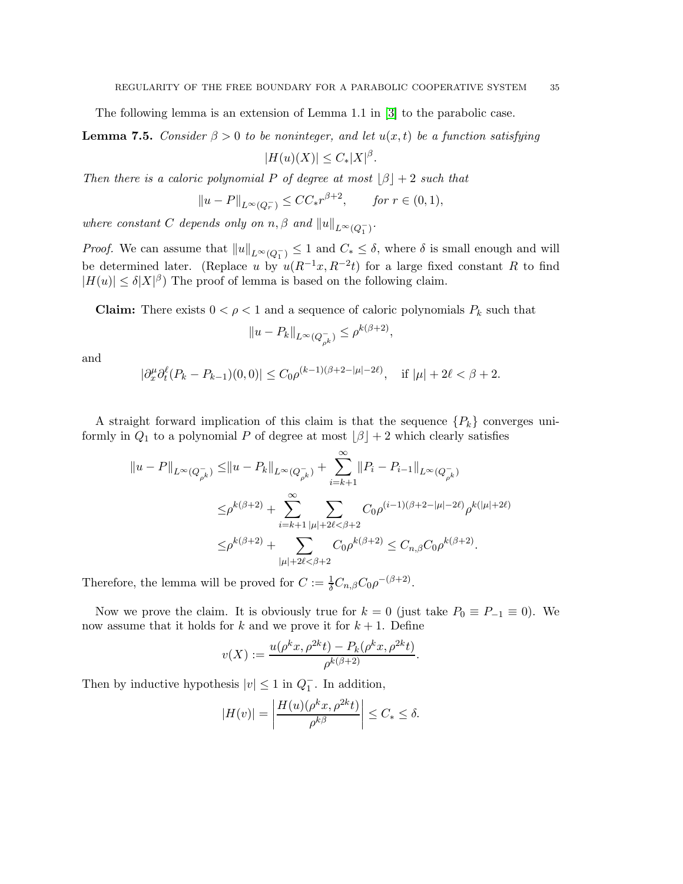The following lemma is an extension of Lemma 1.1 in [3] to the parabolic case.

**Lemma 7.5.** *Consider $\beta > 0$ to be noninteger, and let $u(x,t)$ be a function satisfying*

$$|H(u)(X)| \leq C_*|X|^\beta.$$

*Then there is a caloric polynomial $P$ of degree at most $\lfloor \beta \rfloor + 2$ such that*

$$\|u - P\|_{L^\infty(Q_r^-)} \leq CC_* r^{\beta+2}, \qquad \text{for } r \in (0,1),$$

*where constant $C$ depends only on $n, \beta$ and $\|u\|_{L^\infty(Q_1^-)}$.*

*Proof.* We can assume that $\|u\|_{L^\infty(Q_1^-)} \leq 1$ and $C_* \leq \delta$, where $\delta$ is small enough and will be determined later. (Replace $u$ by $u(R^{-1}x, R^{-2}t)$ for a large fixed constant $R$ to find $|H(u)| \leq \delta|X|^\beta$) The proof of lemma is based on the following claim.

**Claim:** There exists $0 < \rho < 1$ and a sequence of caloric polynomials $P_k$ such that

$$\|u - P_k\|_{L^\infty(Q_{\rho^k}^-)} \leq \rho^{k(\beta+2)},$$

and

$$|\partial_x^\mu \partial_t^\ell (P_k - P_{k-1})(0,0)| \leq C_0 \rho^{(k-1)(\beta+2-|\mu|-2\ell)}, \quad \text{if } |\mu| + 2\ell < \beta + 2.$$

A straight forward implication of this claim is that the sequence $\{P_k\}$ converges uniformly in $Q_1$ to a polynomial $P$ of degree at most $\lfloor \beta \rfloor + 2$ which clearly satisfies

$$\begin{aligned}
\|u - P\|_{L^\infty(Q_{\rho^k}^-)} \leq & \|u - P_k\|_{L^\infty(Q_{\rho^k}^-)} + \sum_{i=k+1}^{\infty} \|P_i - P_{i-1}\|_{L^\infty(Q_{\rho^k}^-)} \\
\leq & \rho^{k(\beta+2)} + \sum_{i=k+1}^{\infty} \sum_{|\mu|+2\ell<\beta+2} C_0 \rho^{(i-1)(\beta+2-|\mu|-2\ell)} \rho^{k(|\mu|+2\ell)} \\
\leq & \rho^{k(\beta+2)} + \sum_{|\mu|+2\ell<\beta+2} C_0 \rho^{k(\beta+2)} \leq C_{n,\beta} C_0 \rho^{k(\beta+2)}.
\end{aligned}$$

Therefore, the lemma will be proved for $C := \frac{1}{\delta} C_{n,\beta} C_0 \rho^{-(\beta+2)}$.

Now we prove the claim. It is obviously true for $k = 0$ (just take $P_0 \equiv P_{-1} \equiv 0$). We now assume that it holds for $k$ and we prove it for $k+1$. Define

$$v(X) := \frac{u(\rho^k x, \rho^{2k} t) - P_k(\rho^k x, \rho^{2k} t)}{\rho^{k(\beta+2)}}.$$

Then by inductive hypothesis $|v| \leq 1$ in $Q_1^-$. In addition,

$$|H(v)| = \left| \frac{H(u)(\rho^k x, \rho^{2k} t)}{\rho^{k\beta}} \right| \leq C_* \leq \delta.$$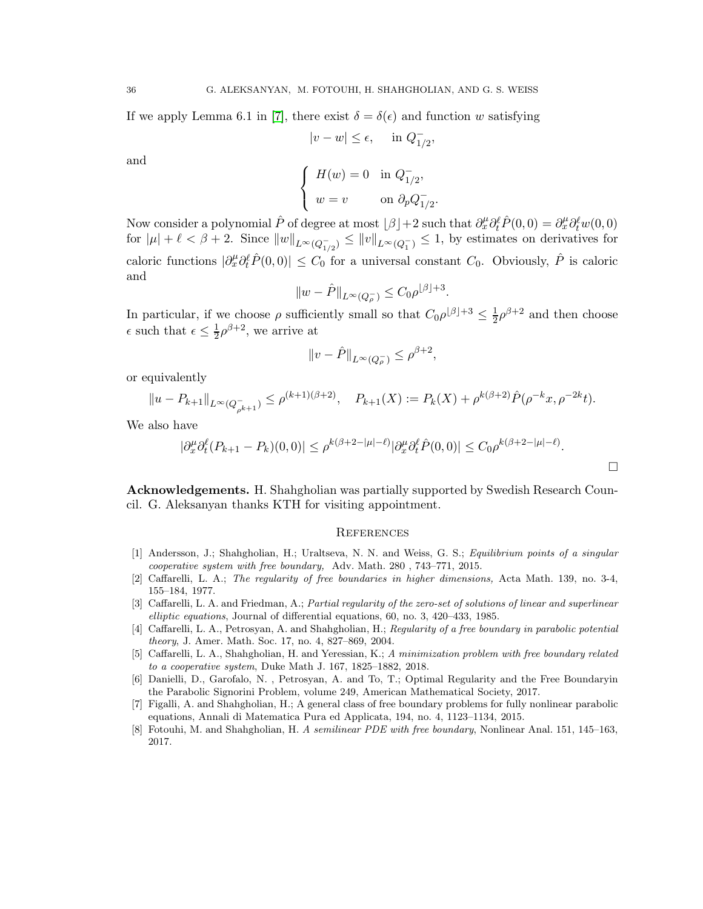If we apply Lemma 6.1 in [7], there exist $\delta = \delta(\epsilon)$ and function $w$ satisfying

$$|v - w| \leq \epsilon, \quad \text{ in } Q^-_{1/2},$$

and

$$\begin{cases} H(w) = 0 & \text{in } Q^-_{1/2}, \\ w = v & \text{on } \partial_p Q^-_{1/2}. \end{cases}$$

Now consider a polynomial $\hat{P}$ of degree at most $\lfloor\beta\rfloor+2$ such that $\partial^\mu_x \partial^\ell_t \hat{P}(0,0) = \partial^\mu_x \partial^\ell_t w(0,0)$ for $|\mu| + \ell < \beta + 2$. Since $\|w\|_{L^\infty(Q^-_{1/2})} \leq \|v\|_{L^\infty(Q^-_1)} \leq 1$, by estimates on derivatives for caloric functions $|\partial^\mu_x \partial^\ell_t \hat{P}(0,0)| \leq C_0$ for a universal constant $C_0$. Obviously, $\hat{P}$ is caloric and

$$\|w - \hat{P}\|_{L^\infty(Q^-_\rho)} \leq C_0 \rho^{\lfloor\beta\rfloor+3}.$$

In particular, if we choose $\rho$ sufficiently small so that $C_0\rho^{\lfloor\beta\rfloor+3} \leq \frac{1}{2}\rho^{\beta+2}$ and then choose $\epsilon$ such that $\epsilon \leq \frac{1}{2}\rho^{\beta+2}$, we arrive at

$$\|v - \hat{P}\|_{L^\infty(Q^-_\rho)} \leq \rho^{\beta+2},$$

or equivalently

$$\|u - P_{k+1}\|_{L^\infty(Q^-_{\rho^{k+1}})} \leq \rho^{(k+1)(\beta+2)}, \quad P_{k+1}(X) := P_k(X) + \rho^{k(\beta+2)}\hat{P}(\rho^{-k}x, \rho^{-2k}t).$$

We also have

$$|\partial^\mu_x \partial^\ell_t (P_{k+1} - P_k)(0,0)| \leq \rho^{k(\beta+2-|\mu|-\ell)} |\partial^\mu_x \partial^\ell_t \hat{P}(0,0)| \leq C_0 \rho^{k(\beta+2-|\mu|-\ell)}.$$

□

**Acknowledgements.** H. Shahgholian was partially supported by Swedish Research Council. G. Aleksanyan thanks KTH for visiting appointment.

## References

[1] Andersson, J.; Shahgholian, H.; Uraltseva, N. N. and Weiss, G. S.; *Equilibrium points of a singular cooperative system with free boundary,* Adv. Math. 280 , 743–771, 2015.

[2] Caffarelli, L. A.; *The regularity of free boundaries in higher dimensions,* Acta Math. 139, no. 3-4, 155–184, 1977.

[3] Caffarelli, L. A. and Friedman, A.; *Partial regularity of the zero-set of solutions of linear and superlinear elliptic equations*, Journal of differential equations, 60, no. 3, 420–433, 1985.

[4] Caffarelli, L. A., Petrosyan, A. and Shahgholian, H.; *Regularity of a free boundary in parabolic potential theory*, J. Amer. Math. Soc. 17, no. 4, 827–869, 2004.

[5] Caffarelli, L. A., Shahgholian, H. and Yeressian, K.; *A minimization problem with free boundary related to a cooperative system*, Duke Math J. 167, 1825–1882, 2018.

[6] Danielli, D., Garofalo, N. , Petrosyan, A. and To, T.; Optimal Regularity and the Free Boundaryin the Parabolic Signorini Problem, volume 249, American Mathematical Society, 2017.

[7] Figalli, A. and Shahgholian, H.; A general class of free boundary problems for fully nonlinear parabolic equations, Annali di Matematica Pura ed Applicata, 194, no. 4, 1123–1134, 2015.

[8] Fotouhi, M. and Shahgholian, H. *A semilinear PDE with free boundary*, Nonlinear Anal. 151, 145–163, 2017.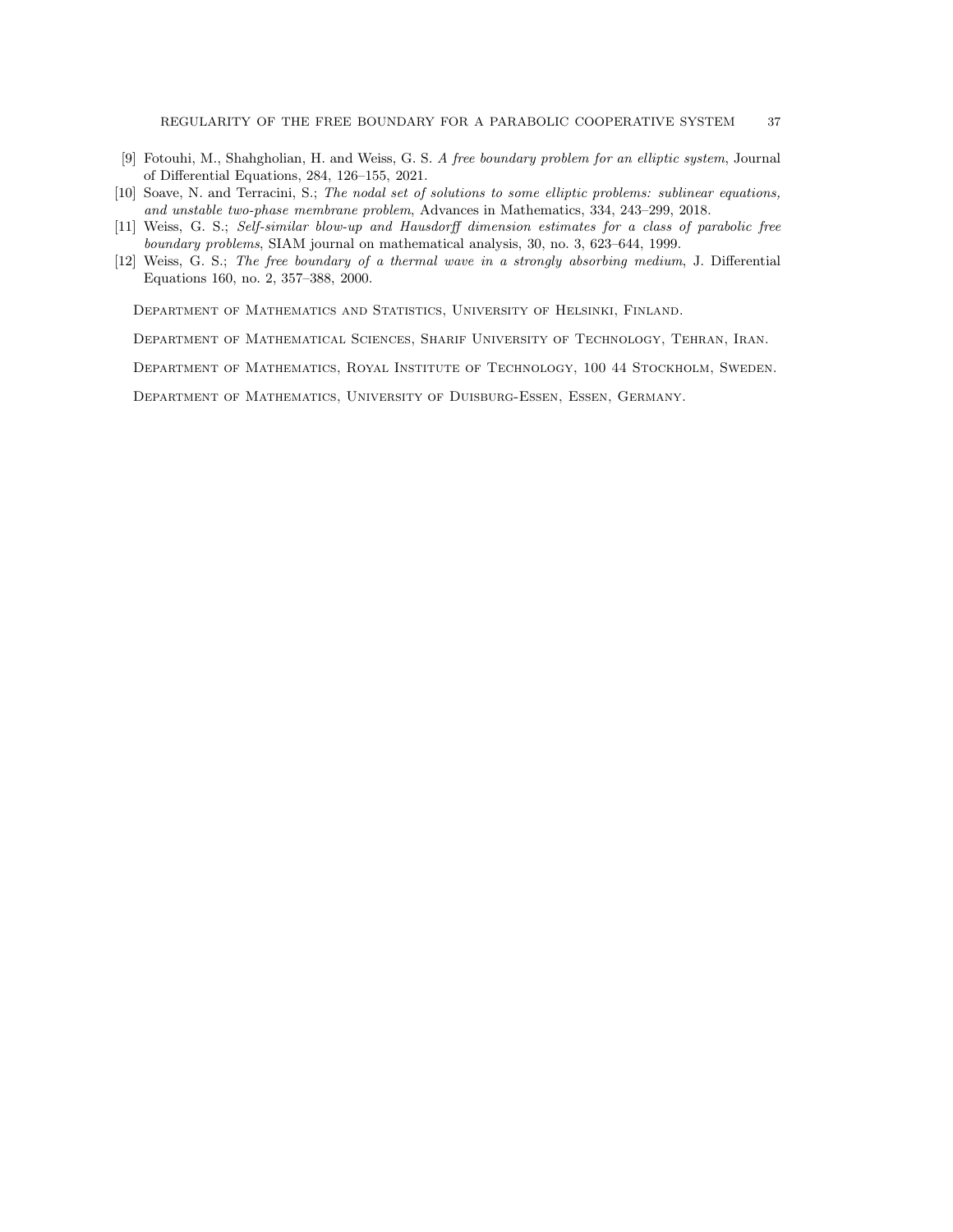[9] Fotouhi, M., Shahgholian, H. and Weiss, G. S. *A free boundary problem for an elliptic system*, Journal of Differential Equations, 284, 126–155, 2021.

[10] Soave, N. and Terracini, S.; *The nodal set of solutions to some elliptic problems: sublinear equations, and unstable two-phase membrane problem*, Advances in Mathematics, 334, 243–299, 2018.

[11] Weiss, G. S.; *Self-similar blow-up and Hausdorff dimension estimates for a class of parabolic free boundary problems*, SIAM journal on mathematical analysis, 30, no. 3, 623–644, 1999.

[12] Weiss, G. S.; *The free boundary of a thermal wave in a strongly absorbing medium*, J. Differential Equations 160, no. 2, 357–388, 2000.

Department of Mathematics and Statistics, University of Helsinki, Finland.

Department of Mathematical Sciences, Sharif University of Technology, Tehran, Iran.

Department of Mathematics, Royal Institute of Technology, 100 44 Stockholm, Sweden.

Department of Mathematics, University of Duisburg-Essen, Essen, Germany.